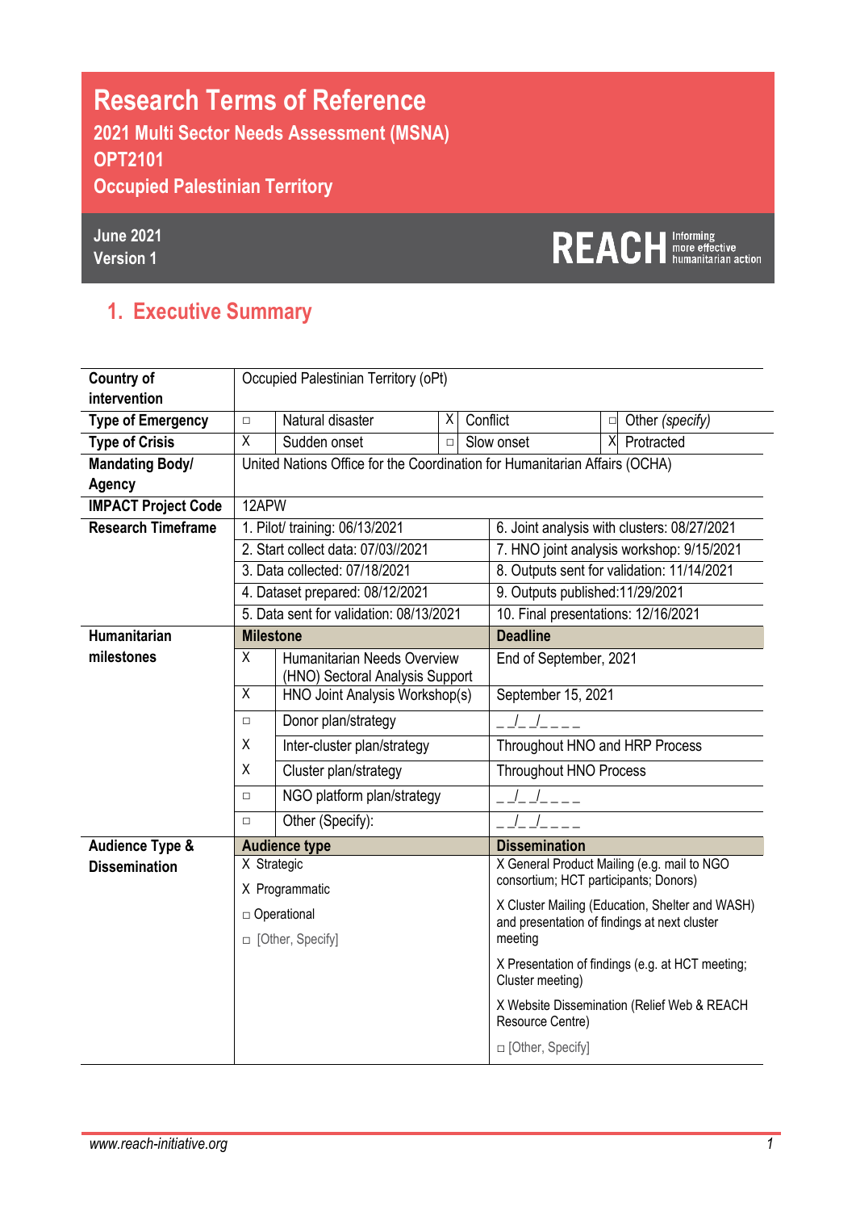# Research Terms of Reference

**2021 Multi Sector Needs Assessment (MSNA)**
**OPT2101**
**Occupied Palestinian Territory**

**June 2021**
**Version 1**

REACH Informing more effective humanitarian action

## 1. Executive Summary

| | | | | | | |
|---|---|---|---|---|---|---|
| **Country of intervention** | Occupied Palestinian Territory (oPt) | | | | | |
| **Type of Emergency** | □ | Natural disaster | X | Conflict | □ | Other *(specify)* |
| **Type of Crisis** | X | Sudden onset | □ | Slow onset | X | Protracted |
| **Mandating Body/ Agency** | United Nations Office for the Coordination for Humanitarian Affairs (OCHA) | | | | | |
| **IMPACT Project Code** | 12APW | | | | | |
| **Research Timeframe** | 1. Pilot/ training: 06/13/2021 | | | 6. Joint analysis with clusters: 08/27/2021 | | |
| | 2. Start collect data: 07/03//2021 | | | 7. HNO joint analysis workshop: 9/15/2021 | | |
| | 3. Data collected: 07/18/2021 | | | 8. Outputs sent for validation: 11/14/2021 | | |
| | 4. Dataset prepared: 08/12/2021 | | | 9. Outputs published:11/29/2021 | | |
| | 5. Data sent for validation: 08/13/2021 | | | 10. Final presentations: 12/16/2021 | | |

| **Humanitarian milestones** | **Milestone** | | **Deadline** |
|---|---|---|---|
| | X | Humanitarian Needs Overview (HNO) Sectoral Analysis Support | End of September, 2021 |
| | X | HNO Joint Analysis Workshop(s) | September 15, 2021 |
| | □ | Donor plan/strategy | _ _/_ _/_ _ _ _ |
| | X | Inter-cluster plan/strategy | Throughout HNO and HRP Process |
| | X | Cluster plan/strategy | Throughout HNO Process |
| | □ | NGO platform plan/strategy | _ _/_ _/_ _ _ _ |
| | □ | Other (Specify): | _ _/_ _/_ _ _ _ |

| **Audience Type & Dissemination** | **Audience type** | **Dissemination** |
|---|---|---|
| | X Strategic | X General Product Mailing (e.g. mail to NGO consortium; HCT participants; Donors) |
| | X Programmatic | X Cluster Mailing (Education, Shelter and WASH) and presentation of findings at next cluster meeting |
| | □ Operational | X Presentation of findings (e.g. at HCT meeting; Cluster meeting) |
| | □ [Other, Specify] | X Website Dissemination (Relief Web & REACH Resource Centre) |
| | | □ [Other, Specify] |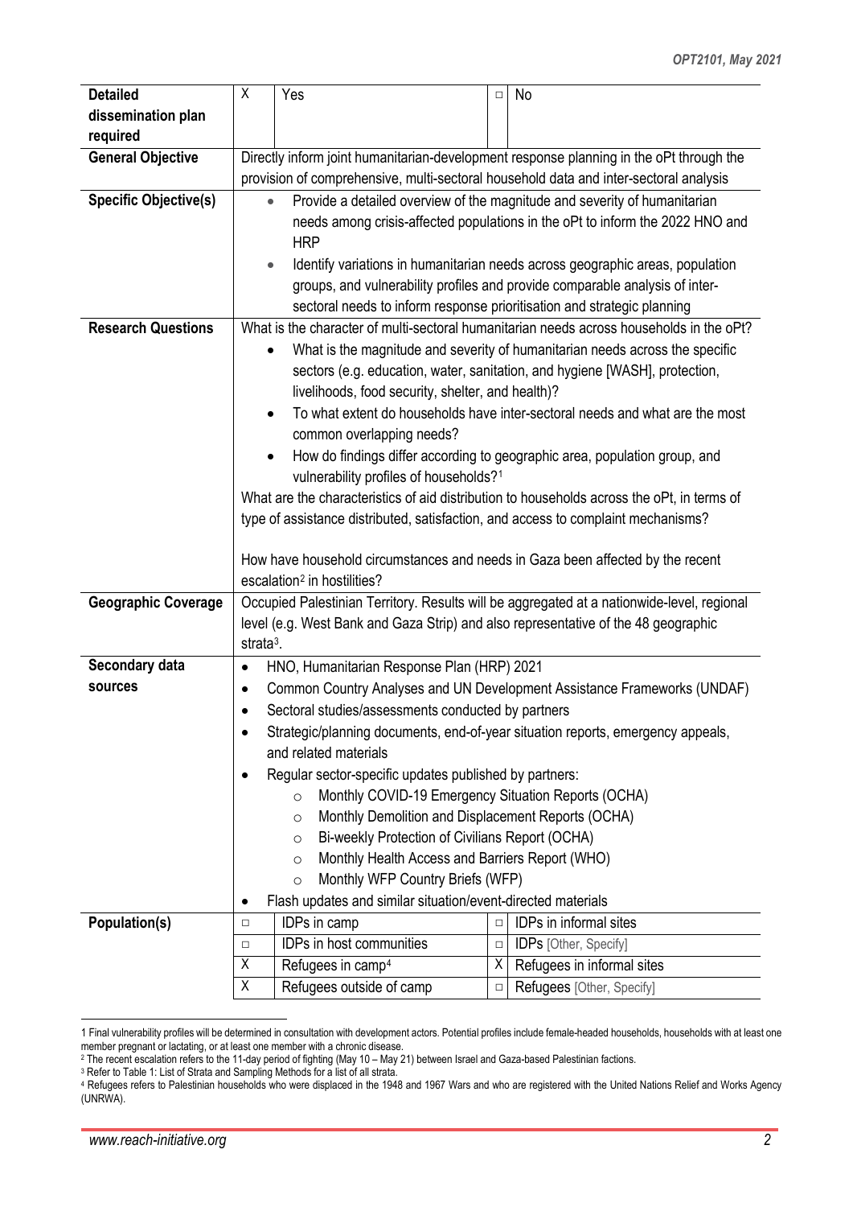| | | | | |
|---|---|---|---|---|
| **Detailed dissemination plan required** | X | Yes | □ | No |
| **General Objective** | Directly inform joint humanitarian-development response planning in the oPt through the provision of comprehensive, multi-sectoral household data and inter-sectoral analysis | | | |
| **Specific Objective(s)** | • Provide a detailed overview of the magnitude and severity of humanitarian needs among crisis-affected populations in the oPt to inform the 2022 HNO and HRP<br>• Identify variations in humanitarian needs across geographic areas, population groups, and vulnerability profiles and provide comparable analysis of inter-sectoral needs to inform response prioritisation and strategic planning | | | |
| **Research Questions** | What is the character of multi-sectoral humanitarian needs across households in the oPt?<br>• What is the magnitude and severity of humanitarian needs across the specific sectors (e.g. education, water, sanitation, and hygiene [WASH], protection, livelihoods, food security, shelter, and health)?<br>• To what extent do households have inter-sectoral needs and what are the most common overlapping needs?<br>• How do findings differ according to geographic area, population group, and vulnerability profiles of households?[1]<br>What are the characteristics of aid distribution to households across the oPt, in terms of type of assistance distributed, satisfaction, and access to complaint mechanisms?<br><br>How have household circumstances and needs in Gaza been affected by the recent escalation[2] in hostilities? | | | |
| **Geographic Coverage** | Occupied Palestinian Territory. Results will be aggregated at a nationwide-level, regional level (e.g. West Bank and Gaza Strip) and also representative of the 48 geographic strata[3]. | | | |
| **Secondary data sources** | • HNO, Humanitarian Response Plan (HRP) 2021<br>• Common Country Analyses and UN Development Assistance Frameworks (UNDAF)<br>• Sectoral studies/assessments conducted by partners<br>• Strategic/planning documents, end-of-year situation reports, emergency appeals, and related materials<br>• Regular sector-specific updates published by partners:<br>  ○ Monthly COVID-19 Emergency Situation Reports (OCHA)<br>  ○ Monthly Demolition and Displacement Reports (OCHA)<br>  ○ Bi-weekly Protection of Civilians Report (OCHA)<br>  ○ Monthly Health Access and Barriers Report (WHO)<br>  ○ Monthly WFP Country Briefs (WFP)<br>• Flash updates and similar situation/event-directed materials | | | |
| **Population(s)** | □ | IDPs in camp | □ | IDPs in informal sites |
| | □ | IDPs in host communities | □ | IDPs [Other, Specify] |
| | X | Refugees in camp[4] | X | Refugees in informal sites |
| | X | Refugees outside of camp | □ | Refugees [Other, Specify] |

1 Final vulnerability profiles will be determined in consultation with development actors. Potential profiles include female-headed households, households with at least one member pregnant or lactating, or at least one member with a chronic disease.

2 The recent escalation refers to the 11-day period of fighting (May 10 – May 21) between Israel and Gaza-based Palestinian factions.

3 Refer to Table 1: List of Strata and Sampling Methods for a list of all strata.

4 Refugees refers to Palestinian households who were displaced in the 1948 and 1967 Wars and who are registered with the United Nations Relief and Works Agency (UNRWA).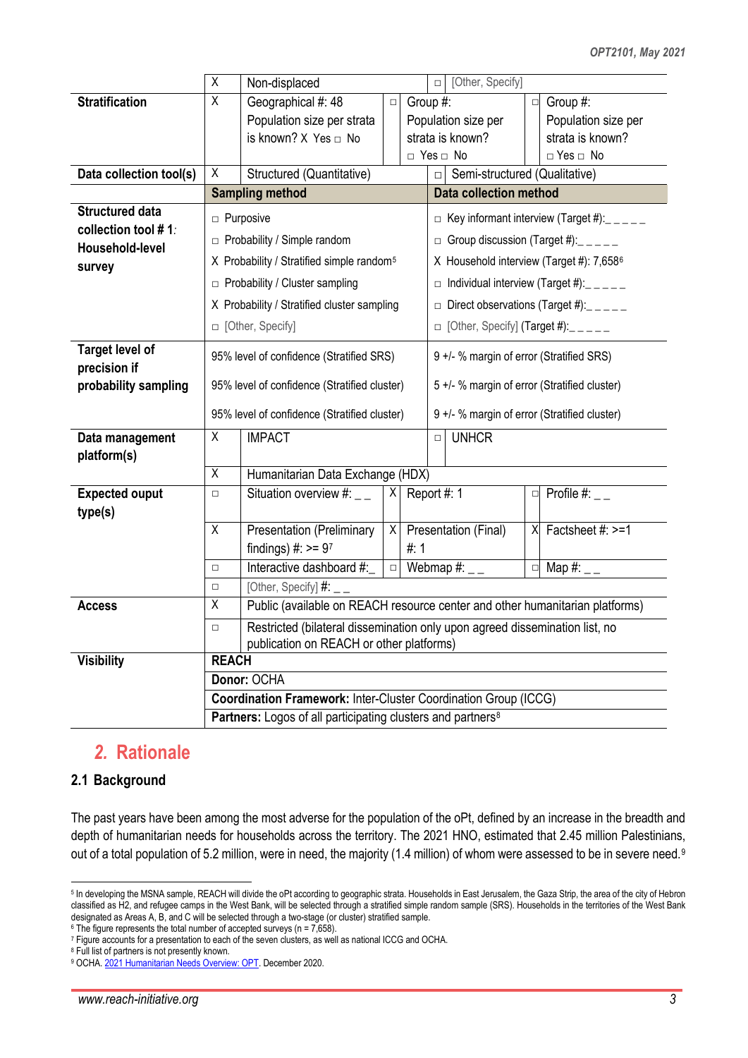| | | | | |
|---|---|---|---|---|
| | X Non-displaced | | □ [Other, Specify] | |
| **Stratification** | X Geographical #: 48<br>Population size per strata is known? X Yes □ No | □ Group #:<br>Population size per strata is known?<br>□ Yes □ No | | □ Group #:<br>Population size per strata is known?<br>□ Yes □ No |
| **Data collection tool(s)** | X Structured (Quantitative) | | □ Semi-structured (Qualitative) | |
| | **Sampling method** | | **Data collection method** | |
| **Structured data collection tool # 1: Household-level survey** | □ Purposive<br>□ Probability / Simple random<br>X Probability / Stratified simple random[5]<br>□ Probability / Cluster sampling<br>X Probability / Stratified cluster sampling<br>□ [Other, Specify] | | □ Key informant interview (Target #):_ _ _ _ _<br>□ Group discussion (Target #):_ _ _ _ _<br>X Household interview (Target #): 7,658[6]<br>□ Individual interview (Target #):_ _ _ _ _<br>□ Direct observations (Target #):_ _ _ _ _<br>□ [Other, Specify] (Target #):_ _ _ _ _ | |
| **Target level of precision if probability sampling** | 95% level of confidence (Stratified SRS)<br>95% level of confidence (Stratified cluster)<br>95% level of confidence (Stratified cluster) | | 9 +/- % margin of error (Stratified SRS)<br>5 +/- % margin of error (Stratified cluster)<br>9 +/- % margin of error (Stratified cluster) | |
| **Data management platform(s)** | X IMPACT | | □ UNHCR | |
| | X Humanitarian Data Exchange (HDX) | | | |
| **Expected ouput type(s)** | □ Situation overview #: _ _ | X Report #: 1 | | □ Profile #: _ _ |
| | X Presentation (Preliminary findings) #: >= 9[7] | X Presentation (Final) #: 1 | | X Factsheet #: >=1 |
| | □ Interactive dashboard #:_ | □ Webmap #: _ _ | | □ Map #: _ _ |
| | □ [Other, Specify] #: _ _ | | | |
| **Access** | X Public (available on REACH resource center and other humanitarian platforms) | | | |
| | □ Restricted (bilateral dissemination only upon agreed dissemination list, no publication on REACH or other platforms) | | | |
| **Visibility** | **REACH** | | | |
| | **Donor:** OCHA | | | |
| | **Coordination Framework:** Inter-Cluster Coordination Group (ICCG) | | | |
| | **Partners:** Logos of all participating clusters and partners[8] | | | |

## 2. Rationale

### 2.1 Background

The past years have been among the most adverse for the population of the oPt, defined by an increase in the breadth and depth of humanitarian needs for households across the territory. The 2021 HNO, estimated that 2.45 million Palestinians, out of a total population of 5.2 million, were in need, the majority (1.4 million) of whom were assessed to be in severe need.[9]

---

[5] In developing the MSNA sample, REACH will divide the oPt according to geographic strata. Households in East Jerusalem, the Gaza Strip, the area of the city of Hebron classified as H2, and refugee camps in the West Bank, will be selected through a stratified simple random sample (SRS). Households in the territories of the West Bank designated as Areas A, B, and C will be selected through a two-stage (or cluster) stratified sample.
[6] The figure represents the total number of accepted surveys (n = 7,658).
[7] Figure accounts for a presentation to each of the seven clusters, as well as national ICCG and OCHA.
[8] Full list of partners is not presently known.
[9] OCHA. 2021 Humanitarian Needs Overview: OPT. December 2020.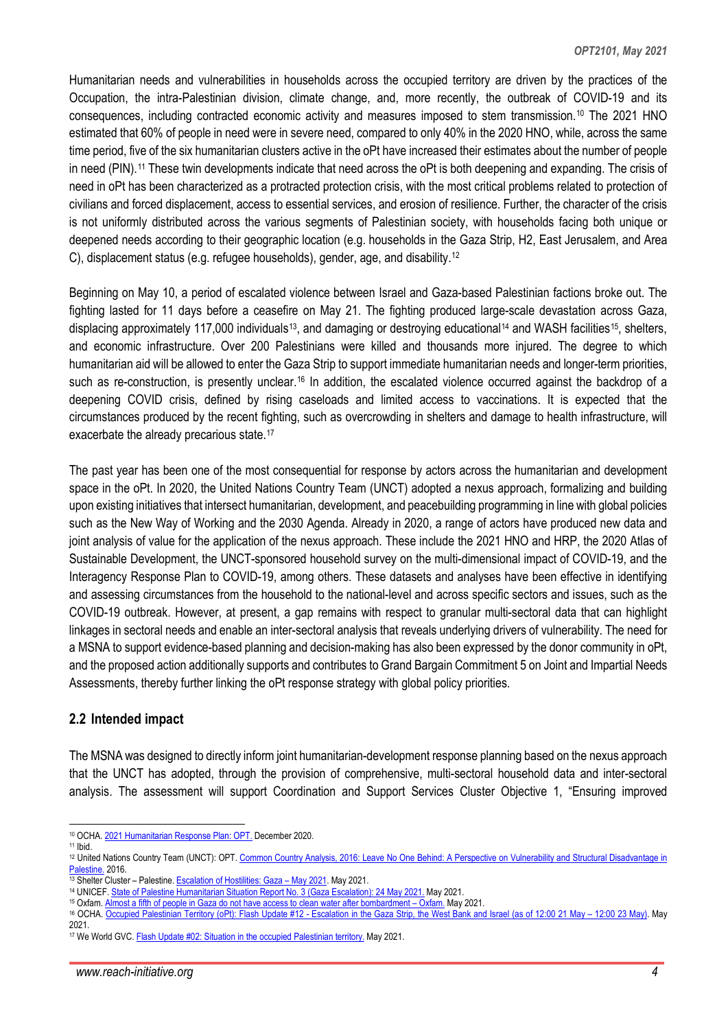Humanitarian needs and vulnerabilities in households across the occupied territory are driven by the practices of the Occupation, the intra-Palestinian division, climate change, and, more recently, the outbreak of COVID-19 and its consequences, including contracted economic activity and measures imposed to stem transmission.[10] The 2021 HNO estimated that 60% of people in need were in severe need, compared to only 40% in the 2020 HNO, while, across the same time period, five of the six humanitarian clusters active in the oPt have increased their estimates about the number of people in need (PIN).[11] These twin developments indicate that need across the oPt is both deepening and expanding. The crisis of need in oPt has been characterized as a protracted protection crisis, with the most critical problems related to protection of civilians and forced displacement, access to essential services, and erosion of resilience. Further, the character of the crisis is not uniformly distributed across the various segments of Palestinian society, with households facing both unique or deepened needs according to their geographic location (e.g. households in the Gaza Strip, H2, East Jerusalem, and Area C), displacement status (e.g. refugee households), gender, age, and disability.[12]

Beginning on May 10, a period of escalated violence between Israel and Gaza-based Palestinian factions broke out. The fighting lasted for 11 days before a ceasefire on May 21. The fighting produced large-scale devastation across Gaza, displacing approximately 117,000 individuals[13], and damaging or destroying educational[14] and WASH facilities[15], shelters, and economic infrastructure. Over 200 Palestinians were killed and thousands more injured. The degree to which humanitarian aid will be allowed to enter the Gaza Strip to support immediate humanitarian needs and longer-term priorities, such as re-construction, is presently unclear.[16] In addition, the escalated violence occurred against the backdrop of a deepening COVID crisis, defined by rising caseloads and limited access to vaccinations. It is expected that the circumstances produced by the recent fighting, such as overcrowding in shelters and damage to health infrastructure, will exacerbate the already precarious state.[17]

The past year has been one of the most consequential for response by actors across the humanitarian and development space in the oPt. In 2020, the United Nations Country Team (UNCT) adopted a nexus approach, formalizing and building upon existing initiatives that intersect humanitarian, development, and peacebuilding programming in line with global policies such as the New Way of Working and the 2030 Agenda. Already in 2020, a range of actors have produced new data and joint analysis of value for the application of the nexus approach. These include the 2021 HNO and HRP, the 2020 Atlas of Sustainable Development, the UNCT-sponsored household survey on the multi-dimensional impact of COVID-19, and the Interagency Response Plan to COVID-19, among others. These datasets and analyses have been effective in identifying and assessing circumstances from the household to the national-level and across specific sectors and issues, such as the COVID-19 outbreak. However, at present, a gap remains with respect to granular multi-sectoral data that can highlight linkages in sectoral needs and enable an inter-sectoral analysis that reveals underlying drivers of vulnerability. The need for a MSNA to support evidence-based planning and decision-making has also been expressed by the donor community in oPt, and the proposed action additionally supports and contributes to Grand Bargain Commitment 5 on Joint and Impartial Needs Assessments, thereby further linking the oPt response strategy with global policy priorities.

## 2.2 Intended impact

The MSNA was designed to directly inform joint humanitarian-development response planning based on the nexus approach that the UNCT has adopted, through the provision of comprehensive, multi-sectoral household data and inter-sectoral analysis. The assessment will support Coordination and Support Services Cluster Objective 1, "Ensuring improved

---

[10] OCHA. 2021 Humanitarian Response Plan: OPT. December 2020.

[11] Ibid.

[12] United Nations Country Team (UNCT): OPT. Common Country Analysis, 2016: Leave No One Behind: A Perspective on Vulnerability and Structural Disadvantage in Palestine. 2016.

[13] Shelter Cluster – Palestine. Escalation of Hostilities: Gaza – May 2021. May 2021.

[14] UNICEF. State of Palestine Humanitarian Situation Report No. 3 (Gaza Escalation): 24 May 2021. May 2021.

[15] Oxfam. Almost a fifth of people in Gaza do not have access to clean water after bombardment – Oxfam. May 2021.

[16] OCHA. Occupied Palestinian Territory (oPt): Flash Update #12 - Escalation in the Gaza Strip, the West Bank and Israel (as of 12:00 21 May – 12:00 23 May). May 2021.

[17] We World GVC. Flash Update #02: Situation in the occupied Palestinian territory. May 2021.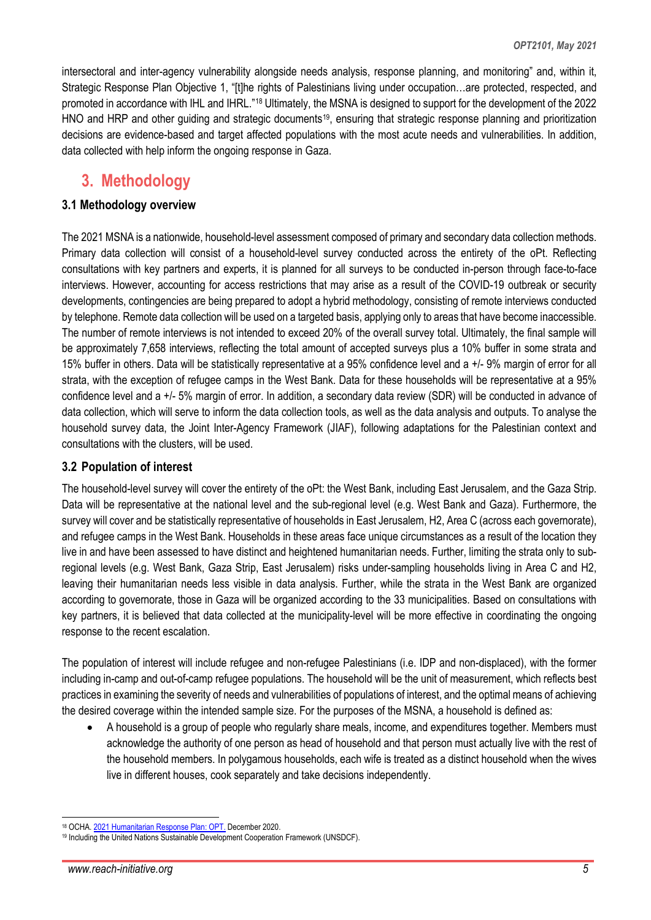intersectoral and inter-agency vulnerability alongside needs analysis, response planning, and monitoring" and, within it, Strategic Response Plan Objective 1, "[t]he rights of Palestinians living under occupation…are protected, respected, and promoted in accordance with IHL and IHRL."[18] Ultimately, the MSNA is designed to support for the development of the 2022 HNO and HRP and other guiding and strategic documents[19], ensuring that strategic response planning and prioritization decisions are evidence-based and target affected populations with the most acute needs and vulnerabilities. In addition, data collected with help inform the ongoing response in Gaza.

# 3. Methodology

### 3.1 Methodology overview

The 2021 MSNA is a nationwide, household-level assessment composed of primary and secondary data collection methods. Primary data collection will consist of a household-level survey conducted across the entirety of the oPt. Reflecting consultations with key partners and experts, it is planned for all surveys to be conducted in-person through face-to-face interviews. However, accounting for access restrictions that may arise as a result of the COVID-19 outbreak or security developments, contingencies are being prepared to adopt a hybrid methodology, consisting of remote interviews conducted by telephone. Remote data collection will be used on a targeted basis, applying only to areas that have become inaccessible. The number of remote interviews is not intended to exceed 20% of the overall survey total. Ultimately, the final sample will be approximately 7,658 interviews, reflecting the total amount of accepted surveys plus a 10% buffer in some strata and 15% buffer in others. Data will be statistically representative at a 95% confidence level and a +/- 9% margin of error for all strata, with the exception of refugee camps in the West Bank. Data for these households will be representative at a 95% confidence level and a +/- 5% margin of error. In addition, a secondary data review (SDR) will be conducted in advance of data collection, which will serve to inform the data collection tools, as well as the data analysis and outputs. To analyse the household survey data, the Joint Inter-Agency Framework (JIAF), following adaptations for the Palestinian context and consultations with the clusters, will be used.

### 3.2 Population of interest

The household-level survey will cover the entirety of the oPt: the West Bank, including East Jerusalem, and the Gaza Strip. Data will be representative at the national level and the sub-regional level (e.g. West Bank and Gaza). Furthermore, the survey will cover and be statistically representative of households in East Jerusalem, H2, Area C (across each governorate), and refugee camps in the West Bank. Households in these areas face unique circumstances as a result of the location they live in and have been assessed to have distinct and heightened humanitarian needs. Further, limiting the strata only to sub-regional levels (e.g. West Bank, Gaza Strip, East Jerusalem) risks under-sampling households living in Area C and H2, leaving their humanitarian needs less visible in data analysis. Further, while the strata in the West Bank are organized according to governorate, those in Gaza will be organized according to the 33 municipalities. Based on consultations with key partners, it is believed that data collected at the municipality-level will be more effective in coordinating the ongoing response to the recent escalation.

The population of interest will include refugee and non-refugee Palestinians (i.e. IDP and non-displaced), with the former including in-camp and out-of-camp refugee populations. The household will be the unit of measurement, which reflects best practices in examining the severity of needs and vulnerabilities of populations of interest, and the optimal means of achieving the desired coverage within the intended sample size. For the purposes of the MSNA, a household is defined as:

- A household is a group of people who regularly share meals, income, and expenditures together. Members must acknowledge the authority of one person as head of household and that person must actually live with the rest of the household members. In polygamous households, each wife is treated as a distinct household when the wives live in different houses, cook separately and take decisions independently.

---

[18] OCHA. 2021 Humanitarian Response Plan: OPT. December 2020.

[19] Including the United Nations Sustainable Development Cooperation Framework (UNSDCF).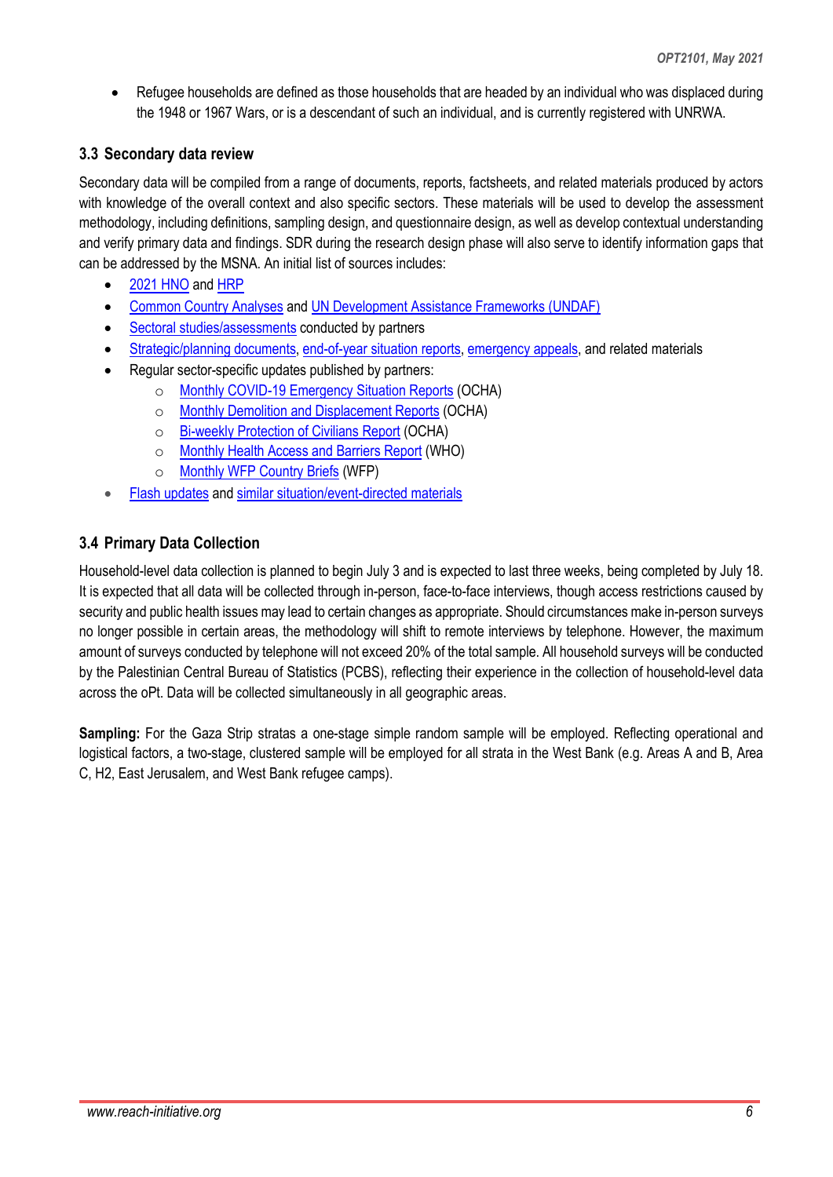- Refugee households are defined as those households that are headed by an individual who was displaced during the 1948 or 1967 Wars, or is a descendant of such an individual, and is currently registered with UNRWA.

### 3.3 Secondary data review

Secondary data will be compiled from a range of documents, reports, factsheets, and related materials produced by actors with knowledge of the overall context and also specific sectors. These materials will be used to develop the assessment methodology, including definitions, sampling design, and questionnaire design, as well as develop contextual understanding and verify primary data and findings. SDR during the research design phase will also serve to identify information gaps that can be addressed by the MSNA. An initial list of sources includes:

- 2021 HNO and HRP
- Common Country Analyses and UN Development Assistance Frameworks (UNDAF)
- Sectoral studies/assessments conducted by partners
- Strategic/planning documents, end-of-year situation reports, emergency appeals, and related materials
- Regular sector-specific updates published by partners:
  - Monthly COVID-19 Emergency Situation Reports (OCHA)
  - Monthly Demolition and Displacement Reports (OCHA)
  - Bi-weekly Protection of Civilians Report (OCHA)
  - Monthly Health Access and Barriers Report (WHO)
  - Monthly WFP Country Briefs (WFP)
- Flash updates and similar situation/event-directed materials

### 3.4 Primary Data Collection

Household-level data collection is planned to begin July 3 and is expected to last three weeks, being completed by July 18. It is expected that all data will be collected through in-person, face-to-face interviews, though access restrictions caused by security and public health issues may lead to certain changes as appropriate. Should circumstances make in-person surveys no longer possible in certain areas, the methodology will shift to remote interviews by telephone. However, the maximum amount of surveys conducted by telephone will not exceed 20% of the total sample. All household surveys will be conducted by the Palestinian Central Bureau of Statistics (PCBS), reflecting their experience in the collection of household-level data across the oPt. Data will be collected simultaneously in all geographic areas.

**Sampling:** For the Gaza Strip stratas a one-stage simple random sample will be employed. Reflecting operational and logistical factors, a two-stage, clustered sample will be employed for all strata in the West Bank (e.g. Areas A and B, Area C, H2, East Jerusalem, and West Bank refugee camps).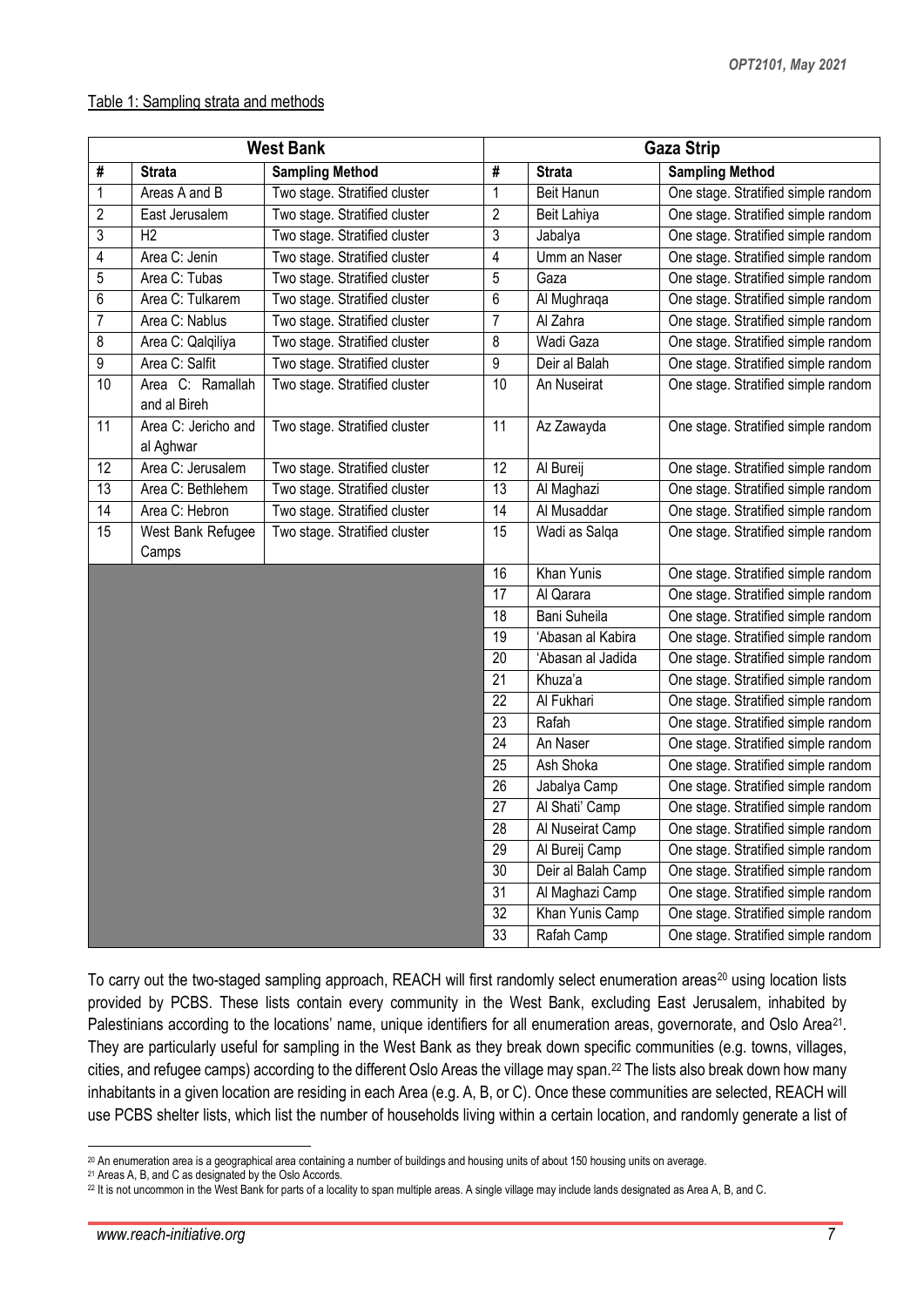Table 1: Sampling strata and methods

| West Bank | | | Gaza Strip | | |
|---|---|---|---|---|---|
| # | Strata | Sampling Method | # | Strata | Sampling Method |
| 1 | Areas A and B | Two stage. Stratified cluster | 1 | Beit Hanun | One stage. Stratified simple random |
| 2 | East Jerusalem | Two stage. Stratified cluster | 2 | Beit Lahiya | One stage. Stratified simple random |
| 3 | H2 | Two stage. Stratified cluster | 3 | Jabalya | One stage. Stratified simple random |
| 4 | Area C: Jenin | Two stage. Stratified cluster | 4 | Umm an Naser | One stage. Stratified simple random |
| 5 | Area C: Tubas | Two stage. Stratified cluster | 5 | Gaza | One stage. Stratified simple random |
| 6 | Area C: Tulkarem | Two stage. Stratified cluster | 6 | Al Mughraqa | One stage. Stratified simple random |
| 7 | Area C: Nablus | Two stage. Stratified cluster | 7 | Al Zahra | One stage. Stratified simple random |
| 8 | Area C: Qalqiliya | Two stage. Stratified cluster | 8 | Wadi Gaza | One stage. Stratified simple random |
| 9 | Area C: Salfit | Two stage. Stratified cluster | 9 | Deir al Balah | One stage. Stratified simple random |
| 10 | Area C: Ramallah and al Bireh | Two stage. Stratified cluster | 10 | An Nuseirat | One stage. Stratified simple random |
| 11 | Area C: Jericho and al Aghwar | Two stage. Stratified cluster | 11 | Az Zawayda | One stage. Stratified simple random |
| 12 | Area C: Jerusalem | Two stage. Stratified cluster | 12 | Al Bureij | One stage. Stratified simple random |
| 13 | Area C: Bethlehem | Two stage. Stratified cluster | 13 | Al Maghazi | One stage. Stratified simple random |
| 14 | Area C: Hebron | Two stage. Stratified cluster | 14 | Al Musaddar | One stage. Stratified simple random |
| 15 | West Bank Refugee Camps | Two stage. Stratified cluster | 15 | Wadi as Salqa | One stage. Stratified simple random |
| | | | 16 | Khan Yunis | One stage. Stratified simple random |
| | | | 17 | Al Qarara | One stage. Stratified simple random |
| | | | 18 | Bani Suheila | One stage. Stratified simple random |
| | | | 19 | 'Abasan al Kabira | One stage. Stratified simple random |
| | | | 20 | 'Abasan al Jadida | One stage. Stratified simple random |
| | | | 21 | Khuza'a | One stage. Stratified simple random |
| | | | 22 | Al Fukhari | One stage. Stratified simple random |
| | | | 23 | Rafah | One stage. Stratified simple random |
| | | | 24 | An Naser | One stage. Stratified simple random |
| | | | 25 | Ash Shoka | One stage. Stratified simple random |
| | | | 26 | Jabalya Camp | One stage. Stratified simple random |
| | | | 27 | Al Shati' Camp | One stage. Stratified simple random |
| | | | 28 | Al Nuseirat Camp | One stage. Stratified simple random |
| | | | 29 | Al Bureij Camp | One stage. Stratified simple random |
| | | | 30 | Deir al Balah Camp | One stage. Stratified simple random |
| | | | 31 | Al Maghazi Camp | One stage. Stratified simple random |
| | | | 32 | Khan Yunis Camp | One stage. Stratified simple random |
| | | | 33 | Rafah Camp | One stage. Stratified simple random |

To carry out the two-staged sampling approach, REACH will first randomly select enumeration areas[20] using location lists provided by PCBS. These lists contain every community in the West Bank, excluding East Jerusalem, inhabited by Palestinians according to the locations' name, unique identifiers for all enumeration areas, governorate, and Oslo Area[21]. They are particularly useful for sampling in the West Bank as they break down specific communities (e.g. towns, villages, cities, and refugee camps) according to the different Oslo Areas the village may span.[22] The lists also break down how many inhabitants in a given location are residing in each Area (e.g. A, B, or C). Once these communities are selected, REACH will use PCBS shelter lists, which list the number of households living within a certain location, and randomly generate a list of

[20] An enumeration area is a geographical area containing a number of buildings and housing units of about 150 housing units on average.

[21] Areas A, B, and C as designated by the Oslo Accords.

[22] It is not uncommon in the West Bank for parts of a locality to span multiple areas. A single village may include lands designated as Area A, B, and C.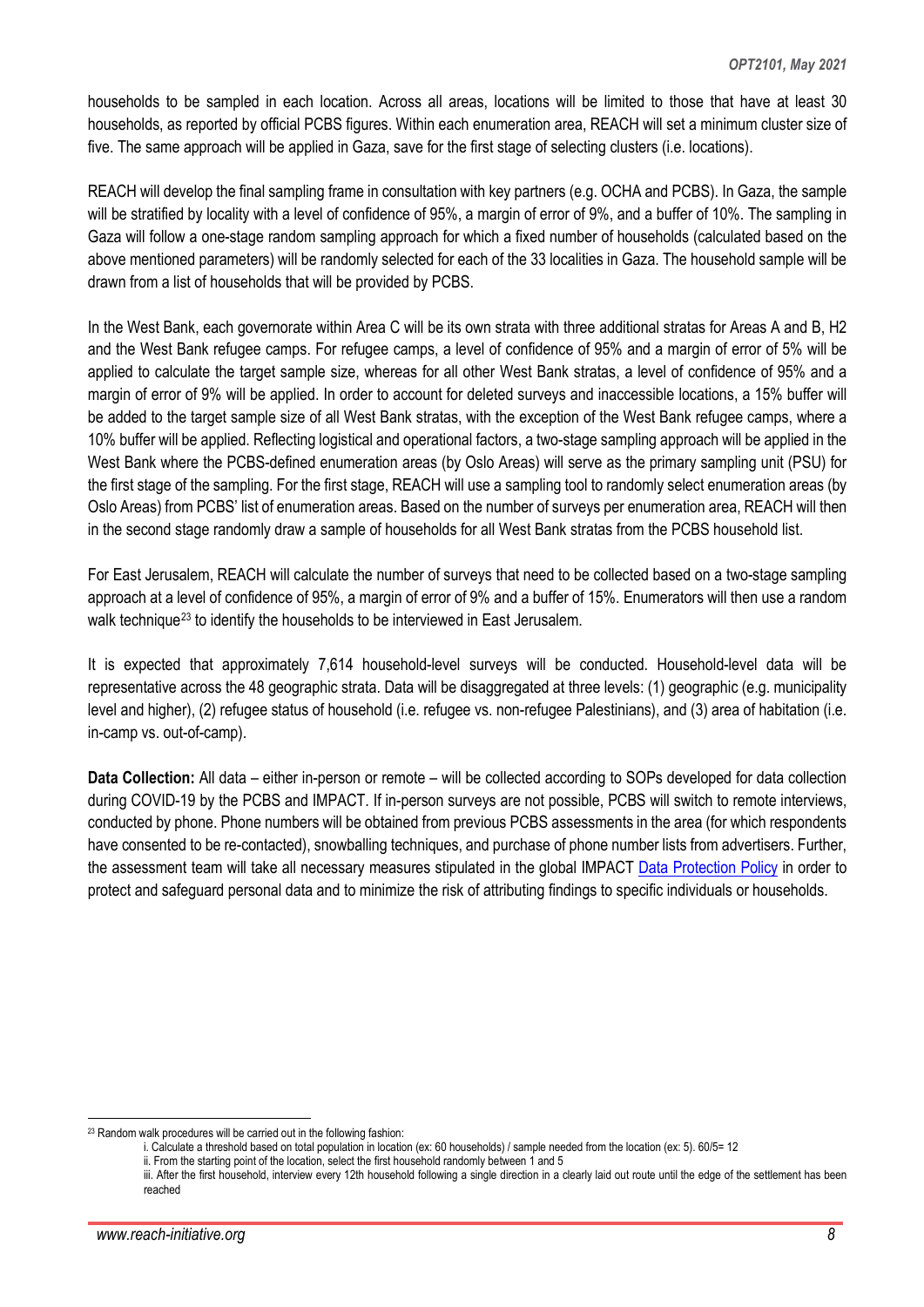households to be sampled in each location. Across all areas, locations will be limited to those that have at least 30 households, as reported by official PCBS figures. Within each enumeration area, REACH will set a minimum cluster size of five. The same approach will be applied in Gaza, save for the first stage of selecting clusters (i.e. locations).

REACH will develop the final sampling frame in consultation with key partners (e.g. OCHA and PCBS). In Gaza, the sample will be stratified by locality with a level of confidence of 95%, a margin of error of 9%, and a buffer of 10%. The sampling in Gaza will follow a one-stage random sampling approach for which a fixed number of households (calculated based on the above mentioned parameters) will be randomly selected for each of the 33 localities in Gaza. The household sample will be drawn from a list of households that will be provided by PCBS.

In the West Bank, each governorate within Area C will be its own strata with three additional stratas for Areas A and B, H2 and the West Bank refugee camps. For refugee camps, a level of confidence of 95% and a margin of error of 5% will be applied to calculate the target sample size, whereas for all other West Bank stratas, a level of confidence of 95% and a margin of error of 9% will be applied. In order to account for deleted surveys and inaccessible locations, a 15% buffer will be added to the target sample size of all West Bank stratas, with the exception of the West Bank refugee camps, where a 10% buffer will be applied. Reflecting logistical and operational factors, a two-stage sampling approach will be applied in the West Bank where the PCBS-defined enumeration areas (by Oslo Areas) will serve as the primary sampling unit (PSU) for the first stage of the sampling. For the first stage, REACH will use a sampling tool to randomly select enumeration areas (by Oslo Areas) from PCBS' list of enumeration areas. Based on the number of surveys per enumeration area, REACH will then in the second stage randomly draw a sample of households for all West Bank stratas from the PCBS household list.

For East Jerusalem, REACH will calculate the number of surveys that need to be collected based on a two-stage sampling approach at a level of confidence of 95%, a margin of error of 9% and a buffer of 15%. Enumerators will then use a random walk technique[23] to identify the households to be interviewed in East Jerusalem.

It is expected that approximately 7,614 household-level surveys will be conducted. Household-level data will be representative across the 48 geographic strata. Data will be disaggregated at three levels: (1) geographic (e.g. municipality level and higher), (2) refugee status of household (i.e. refugee vs. non-refugee Palestinians), and (3) area of habitation (i.e. in-camp vs. out-of-camp).

**Data Collection:** All data – either in-person or remote – will be collected according to SOPs developed for data collection during COVID-19 by the PCBS and IMPACT. If in-person surveys are not possible, PCBS will switch to remote interviews, conducted by phone. Phone numbers will be obtained from previous PCBS assessments in the area (for which respondents have consented to be re-contacted), snowballing techniques, and purchase of phone number lists from advertisers. Further, the assessment team will take all necessary measures stipulated in the global IMPACT Data Protection Policy in order to protect and safeguard personal data and to minimize the risk of attributing findings to specific individuals or households.

[23] Random walk procedures will be carried out in the following fashion:

i. Calculate a threshold based on total population in location (ex: 60 households) / sample needed from the location (ex: 5). 60/5= 12

ii. From the starting point of the location, select the first household randomly between 1 and 5

iii. After the first household, interview every 12th household following a single direction in a clearly laid out route until the edge of the settlement has been reached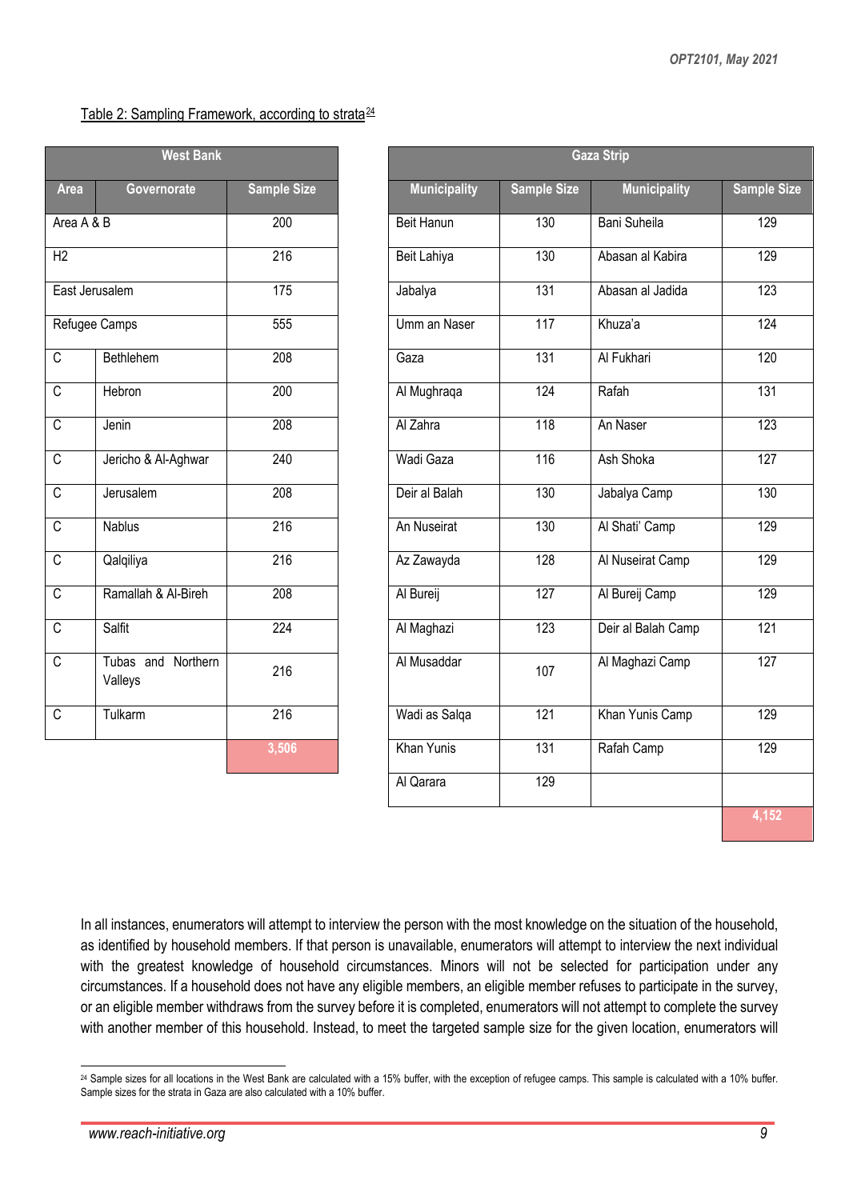Table 2: Sampling Framework, according to strata[24]

| West Bank | | |
|---|---|---|
| **Area** | **Governorate** | **Sample Size** |
| Area A & B | | 200 |
| H2 | | 216 |
| East Jerusalem | | 175 |
| Refugee Camps | | 555 |
| C | Bethlehem | 208 |
| C | Hebron | 200 |
| C | Jenin | 208 |
| C | Jericho & Al-Aghwar | 240 |
| C | Jerusalem | 208 |
| C | Nablus | 216 |
| C | Qalqiliya | 216 |
| C | Ramallah & Al-Bireh | 208 |
| C | Salfit | 224 |
| C | Tubas and Northern Valleys | 216 |
| C | Tulkarm | 216 |
| | | 3,506 |

| Gaza Strip | | | |
|---|---|---|---|
| **Municipality** | **Sample Size** | **Municipality** | **Sample Size** |
| Beit Hanun | 130 | Bani Suheila | 129 |
| Beit Lahiya | 130 | Abasan al Kabira | 129 |
| Jabalya | 131 | Abasan al Jadida | 123 |
| Umm an Naser | 117 | Khuza'a | 124 |
| Gaza | 131 | Al Fukhari | 120 |
| Al Mughraqa | 124 | Rafah | 131 |
| Al Zahra | 118 | An Naser | 123 |
| Wadi Gaza | 116 | Ash Shoka | 127 |
| Deir al Balah | 130 | Jabalya Camp | 130 |
| An Nuseirat | 130 | Al Shati' Camp | 129 |
| Az Zawayda | 128 | Al Nuseirat Camp | 129 |
| Al Bureij | 127 | Al Bureij Camp | 129 |
| Al Maghazi | 123 | Deir al Balah Camp | 121 |
| Al Musaddar | 107 | Al Maghazi Camp | 127 |
| Wadi as Salqa | 121 | Khan Yunis Camp | 129 |
| Khan Yunis | 131 | Rafah Camp | 129 |
| Al Qarara | 129 | | |
| | | | 4,152 |

In all instances, enumerators will attempt to interview the person with the most knowledge on the situation of the household, as identified by household members. If that person is unavailable, enumerators will attempt to interview the next individual with the greatest knowledge of household circumstances. Minors will not be selected for participation under any circumstances. If a household does not have any eligible members, an eligible member refuses to participate in the survey, or an eligible member withdraws from the survey before it is completed, enumerators will not attempt to complete the survey with another member of this household. Instead, to meet the targeted sample size for the given location, enumerators will

[24] Sample sizes for all locations in the West Bank are calculated with a 15% buffer, with the exception of refugee camps. This sample is calculated with a 10% buffer. Sample sizes for the strata in Gaza are also calculated with a 10% buffer.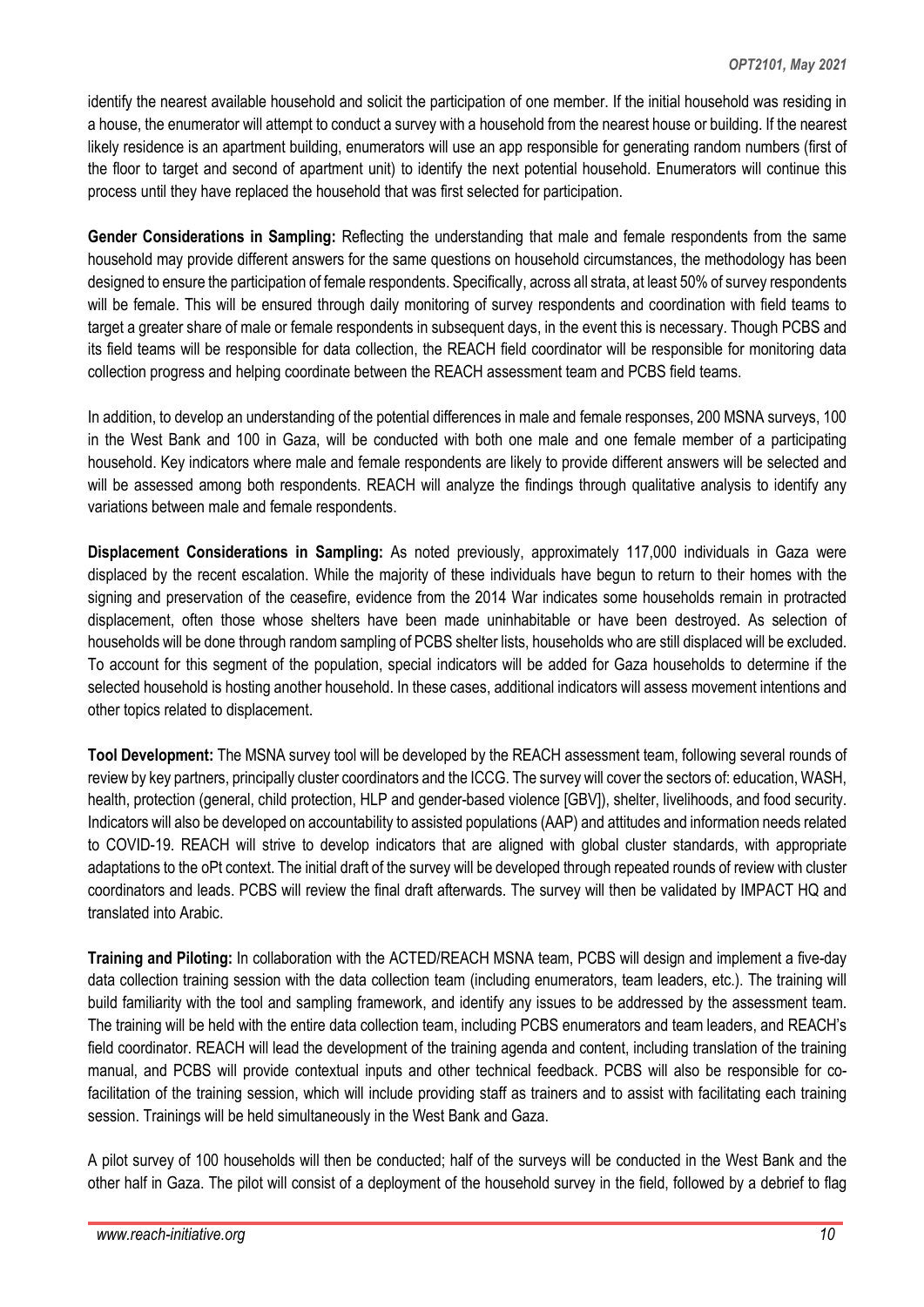identify the nearest available household and solicit the participation of one member. If the initial household was residing in a house, the enumerator will attempt to conduct a survey with a household from the nearest house or building. If the nearest likely residence is an apartment building, enumerators will use an app responsible for generating random numbers (first of the floor to target and second of apartment unit) to identify the next potential household. Enumerators will continue this process until they have replaced the household that was first selected for participation.

**Gender Considerations in Sampling:** Reflecting the understanding that male and female respondents from the same household may provide different answers for the same questions on household circumstances, the methodology has been designed to ensure the participation of female respondents. Specifically, across all strata, at least 50% of survey respondents will be female. This will be ensured through daily monitoring of survey respondents and coordination with field teams to target a greater share of male or female respondents in subsequent days, in the event this is necessary. Though PCBS and its field teams will be responsible for data collection, the REACH field coordinator will be responsible for monitoring data collection progress and helping coordinate between the REACH assessment team and PCBS field teams.

In addition, to develop an understanding of the potential differences in male and female responses, 200 MSNA surveys, 100 in the West Bank and 100 in Gaza, will be conducted with both one male and one female member of a participating household. Key indicators where male and female respondents are likely to provide different answers will be selected and will be assessed among both respondents. REACH will analyze the findings through qualitative analysis to identify any variations between male and female respondents.

**Displacement Considerations in Sampling:** As noted previously, approximately 117,000 individuals in Gaza were displaced by the recent escalation. While the majority of these individuals have begun to return to their homes with the signing and preservation of the ceasefire, evidence from the 2014 War indicates some households remain in protracted displacement, often those whose shelters have been made uninhabitable or have been destroyed. As selection of households will be done through random sampling of PCBS shelter lists, households who are still displaced will be excluded. To account for this segment of the population, special indicators will be added for Gaza households to determine if the selected household is hosting another household. In these cases, additional indicators will assess movement intentions and other topics related to displacement.

**Tool Development:** The MSNA survey tool will be developed by the REACH assessment team, following several rounds of review by key partners, principally cluster coordinators and the ICCG. The survey will cover the sectors of: education, WASH, health, protection (general, child protection, HLP and gender-based violence [GBV]), shelter, livelihoods, and food security. Indicators will also be developed on accountability to assisted populations (AAP) and attitudes and information needs related to COVID-19. REACH will strive to develop indicators that are aligned with global cluster standards, with appropriate adaptations to the oPt context. The initial draft of the survey will be developed through repeated rounds of review with cluster coordinators and leads. PCBS will review the final draft afterwards. The survey will then be validated by IMPACT HQ and translated into Arabic.

**Training and Piloting:** In collaboration with the ACTED/REACH MSNA team, PCBS will design and implement a five-day data collection training session with the data collection team (including enumerators, team leaders, etc.). The training will build familiarity with the tool and sampling framework, and identify any issues to be addressed by the assessment team. The training will be held with the entire data collection team, including PCBS enumerators and team leaders, and REACH's field coordinator. REACH will lead the development of the training agenda and content, including translation of the training manual, and PCBS will provide contextual inputs and other technical feedback. PCBS will also be responsible for co-facilitation of the training session, which will include providing staff as trainers and to assist with facilitating each training session. Trainings will be held simultaneously in the West Bank and Gaza.

A pilot survey of 100 households will then be conducted; half of the surveys will be conducted in the West Bank and the other half in Gaza. The pilot will consist of a deployment of the household survey in the field, followed by a debrief to flag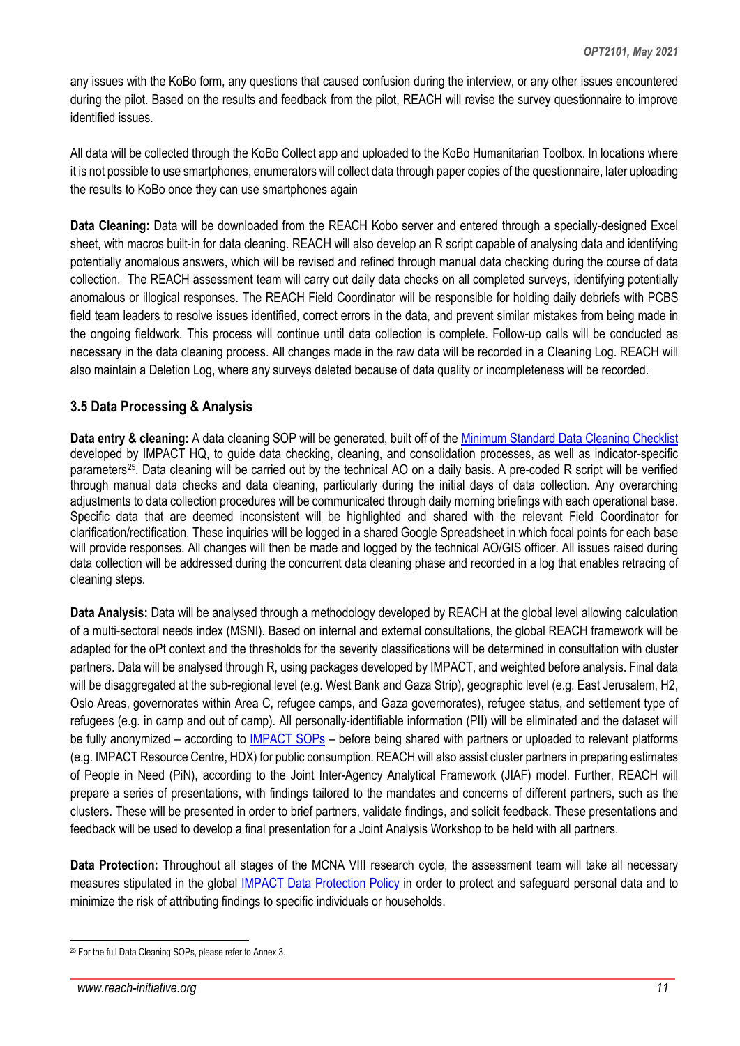any issues with the KoBo form, any questions that caused confusion during the interview, or any other issues encountered during the pilot. Based on the results and feedback from the pilot, REACH will revise the survey questionnaire to improve identified issues.

All data will be collected through the KoBo Collect app and uploaded to the KoBo Humanitarian Toolbox. In locations where it is not possible to use smartphones, enumerators will collect data through paper copies of the questionnaire, later uploading the results to KoBo once they can use smartphones again

**Data Cleaning:** Data will be downloaded from the REACH Kobo server and entered through a specially-designed Excel sheet, with macros built-in for data cleaning. REACH will also develop an R script capable of analysing data and identifying potentially anomalous answers, which will be revised and refined through manual data checking during the course of data collection. The REACH assessment team will carry out daily data checks on all completed surveys, identifying potentially anomalous or illogical responses. The REACH Field Coordinator will be responsible for holding daily debriefs with PCBS field team leaders to resolve issues identified, correct errors in the data, and prevent similar mistakes from being made in the ongoing fieldwork. This process will continue until data collection is complete. Follow-up calls will be conducted as necessary in the data cleaning process. All changes made in the raw data will be recorded in a Cleaning Log. REACH will also maintain a Deletion Log, where any surveys deleted because of data quality or incompleteness will be recorded.

### 3.5 Data Processing & Analysis

**Data entry & cleaning:** A data cleaning SOP will be generated, built off of the Minimum Standard Data Cleaning Checklist developed by IMPACT HQ, to guide data checking, cleaning, and consolidation processes, as well as indicator-specific parameters[25]. Data cleaning will be carried out by the technical AO on a daily basis. A pre-coded R script will be verified through manual data checks and data cleaning, particularly during the initial days of data collection. Any overarching adjustments to data collection procedures will be communicated through daily morning briefings with each operational base. Specific data that are deemed inconsistent will be highlighted and shared with the relevant Field Coordinator for clarification/rectification. These inquiries will be logged in a shared Google Spreadsheet in which focal points for each base will provide responses. All changes will then be made and logged by the technical AO/GIS officer. All issues raised during data collection will be addressed during the concurrent data cleaning phase and recorded in a log that enables retracing of cleaning steps.

**Data Analysis:** Data will be analysed through a methodology developed by REACH at the global level allowing calculation of a multi-sectoral needs index (MSNI). Based on internal and external consultations, the global REACH framework will be adapted for the oPt context and the thresholds for the severity classifications will be determined in consultation with cluster partners. Data will be analysed through R, using packages developed by IMPACT, and weighted before analysis. Final data will be disaggregated at the sub-regional level (e.g. West Bank and Gaza Strip), geographic level (e.g. East Jerusalem, H2, Oslo Areas, governorates within Area C, refugee camps, and Gaza governorates), refugee status, and settlement type of refugees (e.g. in camp and out of camp). All personally-identifiable information (PII) will be eliminated and the dataset will be fully anonymized – according to IMPACT SOPs – before being shared with partners or uploaded to relevant platforms (e.g. IMPACT Resource Centre, HDX) for public consumption. REACH will also assist cluster partners in preparing estimates of People in Need (PiN), according to the Joint Inter-Agency Analytical Framework (JIAF) model. Further, REACH will prepare a series of presentations, with findings tailored to the mandates and concerns of different partners, such as the clusters. These will be presented in order to brief partners, validate findings, and solicit feedback. These presentations and feedback will be used to develop a final presentation for a Joint Analysis Workshop to be held with all partners.

**Data Protection:** Throughout all stages of the MCNA VIII research cycle, the assessment team will take all necessary measures stipulated in the global IMPACT Data Protection Policy in order to protect and safeguard personal data and to minimize the risk of attributing findings to specific individuals or households.

[25] For the full Data Cleaning SOPs, please refer to Annex 3.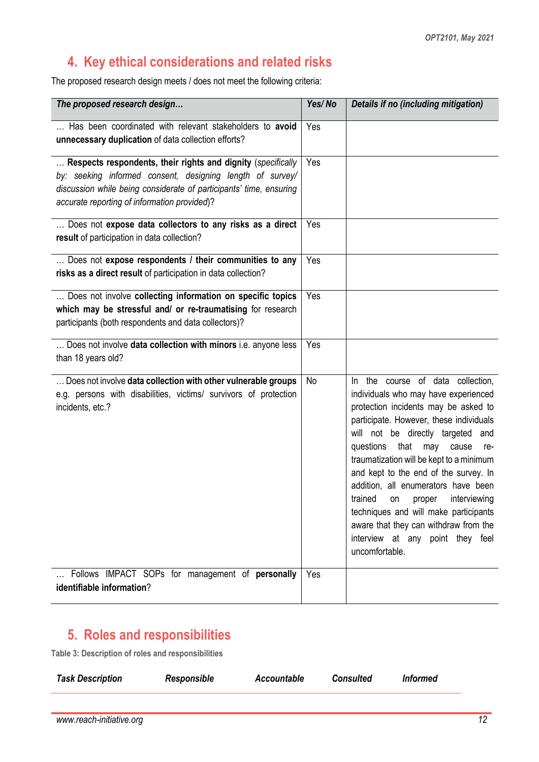## 4. Key ethical considerations and related risks

The proposed research design meets / does not meet the following criteria:

| *The proposed research design…* | *Yes/ No* | *Details if no (including mitigation)* |
|---|---|---|
| … Has been coordinated with relevant stakeholders to **avoid unnecessary duplication** of data collection efforts? | Yes | |
| … **Respects respondents, their rights and dignity** (*specifically by: seeking informed consent, designing length of survey/ discussion while being considerate of participants' time, ensuring accurate reporting of information provided*)? | Yes | |
| … Does not **expose data collectors to any risks as a direct result** of participation in data collection? | Yes | |
| … Does not **expose respondents / their communities to any risks as a direct result** of participation in data collection? | Yes | |
| … Does not involve **collecting information on specific topics which may be stressful and/ or re-traumatising** for research participants (both respondents and data collectors)? | Yes | |
| … Does not involve **data collection with minors** i.e. anyone less than 18 years old? | Yes | |
| … Does not involve **data collection with other vulnerable groups** e.g. persons with disabilities, victims/ survivors of protection incidents, etc.? | No | In the course of data collection, individuals who may have experienced protection incidents may be asked to participate. However, these individuals will not be directly targeted and questions that may cause re-traumatization will be kept to a minimum and kept to the end of the survey. In addition, all enumerators have been trained on proper interviewing techniques and will make participants aware that they can withdraw from the interview at any point they feel uncomfortable. |
| … Follows IMPACT SOPs for management of **personally identifiable information**? | Yes | |

## 5. Roles and responsibilities

**Table 3: Description of roles and responsibilities**

| *Task Description* | *Responsible* | *Accountable* | *Consulted* | *Informed* |
|---|---|---|---|---|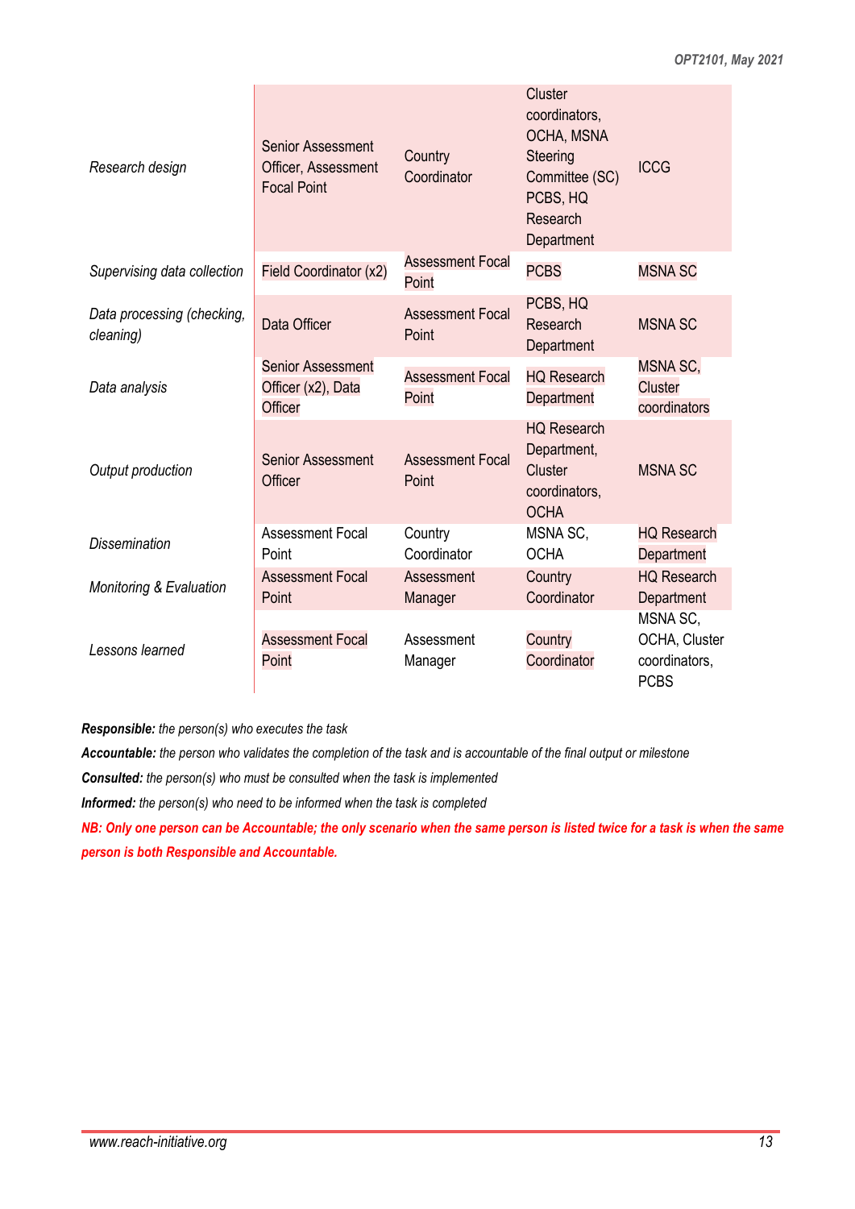| | | | | |
|---|---|---|---|---|
| *Research design* | Senior Assessment Officer, Assessment Focal Point | Country Coordinator | Cluster coordinators, OCHA, MSNA Steering Committee (SC) PCBS, HQ Research Department | ICCG |
| *Supervising data collection* | Field Coordinator (x2) | Assessment Focal Point | PCBS | MSNA SC |
| *Data processing (checking, cleaning)* | Data Officer | Assessment Focal Point | PCBS, HQ Research Department | MSNA SC |
| *Data analysis* | Senior Assessment Officer (x2), Data Officer | Assessment Focal Point | HQ Research Department | MSNA SC, Cluster coordinators |
| *Output production* | Senior Assessment Officer | Assessment Focal Point | HQ Research Department, Cluster coordinators, OCHA | MSNA SC |
| *Dissemination* | Assessment Focal Point | Country Coordinator | MSNA SC, OCHA | HQ Research Department |
| *Monitoring & Evaluation* | Assessment Focal Point | Assessment Manager | Country Coordinator | HQ Research Department |
| *Lessons learned* | Assessment Focal Point | Assessment Manager | Country Coordinator | MSNA SC, OCHA, Cluster coordinators, PCBS |

***Responsible:*** *the person(s) who executes the task*

***Accountable:*** *the person who validates the completion of the task and is accountable of the final output or milestone*

***Consulted:*** *the person(s) who must be consulted when the task is implemented*

***Informed:*** *the person(s) who need to be informed when the task is completed*

***NB: Only one person can be Accountable; the only scenario when the same person is listed twice for a task is when the same person is both Responsible and Accountable.***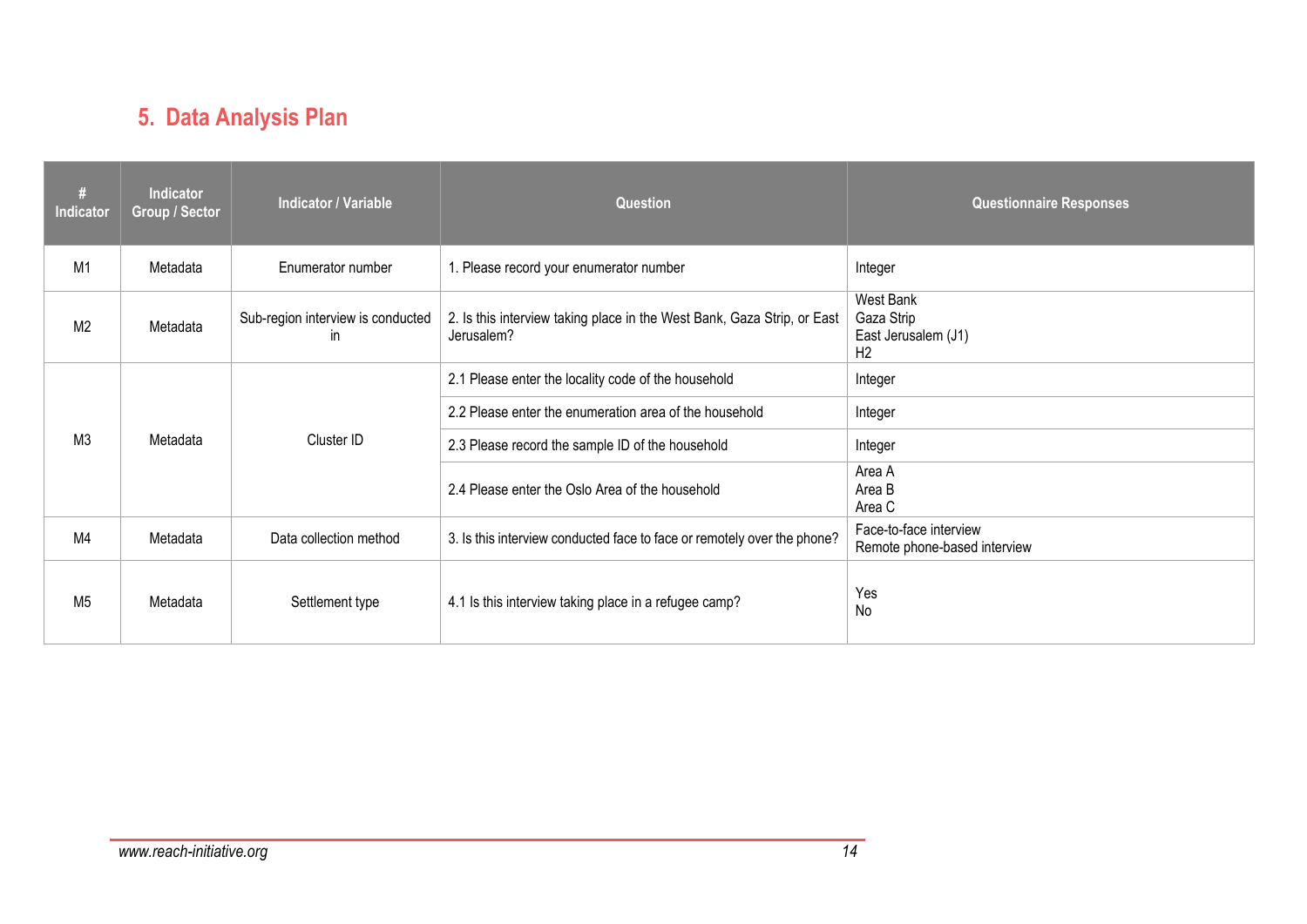## 5. Data Analysis Plan

| # Indicator | Indicator Group / Sector | Indicator / Variable | Question | Questionnaire Responses |
|---|---|---|---|---|
| M1 | Metadata | Enumerator number | 1. Please record your enumerator number | Integer |
| M2 | Metadata | Sub-region interview is conducted in | 2. Is this interview taking place in the West Bank, Gaza Strip, or East Jerusalem? | West Bank<br>Gaza Strip<br>East Jerusalem (J1)<br>H2 |
| M3 | Metadata | Cluster ID | 2.1 Please enter the locality code of the household | Integer |
| | | | 2.2 Please enter the enumeration area of the household | Integer |
| | | | 2.3 Please record the sample ID of the household | Integer |
| | | | 2.4 Please enter the Oslo Area of the household | Area A<br>Area B<br>Area C |
| M4 | Metadata | Data collection method | 3. Is this interview conducted face to face or remotely over the phone? | Face-to-face interview<br>Remote phone-based interview |
| M5 | Metadata | Settlement type | 4.1 Is this interview taking place in a refugee camp? | Yes<br>No |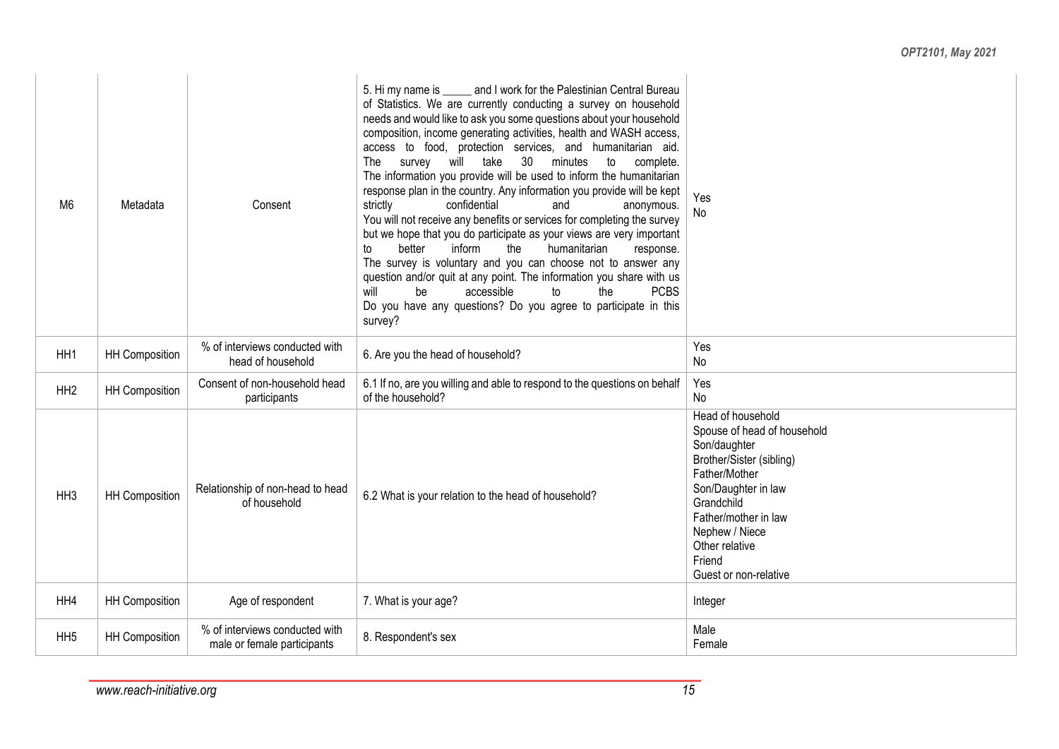| M6 | Metadata | Consent | 5. Hi my name is _____ and I work for the Palestinian Central Bureau of Statistics. We are currently conducting a survey on household needs and would like to ask you some questions about your household composition, income generating activities, health and WASH access, access to food, protection services, and humanitarian aid. The survey will take 30 minutes to complete. The information you provide will be used to inform the humanitarian response plan in the country. Any information you provide will be kept strictly confidential and anonymous. You will not receive any benefits or services for completing the survey but we hope that you do participate as your views are very important to better inform the humanitarian response. The survey is voluntary and you can choose not to answer any question and/or quit at any point. The information you share with us will be accessible to the PCBS Do you have any questions? Do you agree to participate in this survey? | Yes<br>No |
|---|---|---|---|---|
| HH1 | HH Composition | % of interviews conducted with head of household | 6. Are you the head of household? | Yes<br>No |
| HH2 | HH Composition | Consent of non-household head participants | 6.1 If no, are you willing and able to respond to the questions on behalf of the household? | Yes<br>No |
| HH3 | HH Composition | Relationship of non-head to head of household | 6.2 What is your relation to the head of household? | Head of household<br>Spouse of head of household<br>Son/daughter<br>Brother/Sister (sibling)<br>Father/Mother<br>Son/Daughter in law<br>Grandchild<br>Father/mother in law<br>Nephew / Niece<br>Other relative<br>Friend<br>Guest or non-relative |
| HH4 | HH Composition | Age of respondent | 7. What is your age? | Integer |
| HH5 | HH Composition | % of interviews conducted with male or female participants | 8. Respondent's sex | Male<br>Female |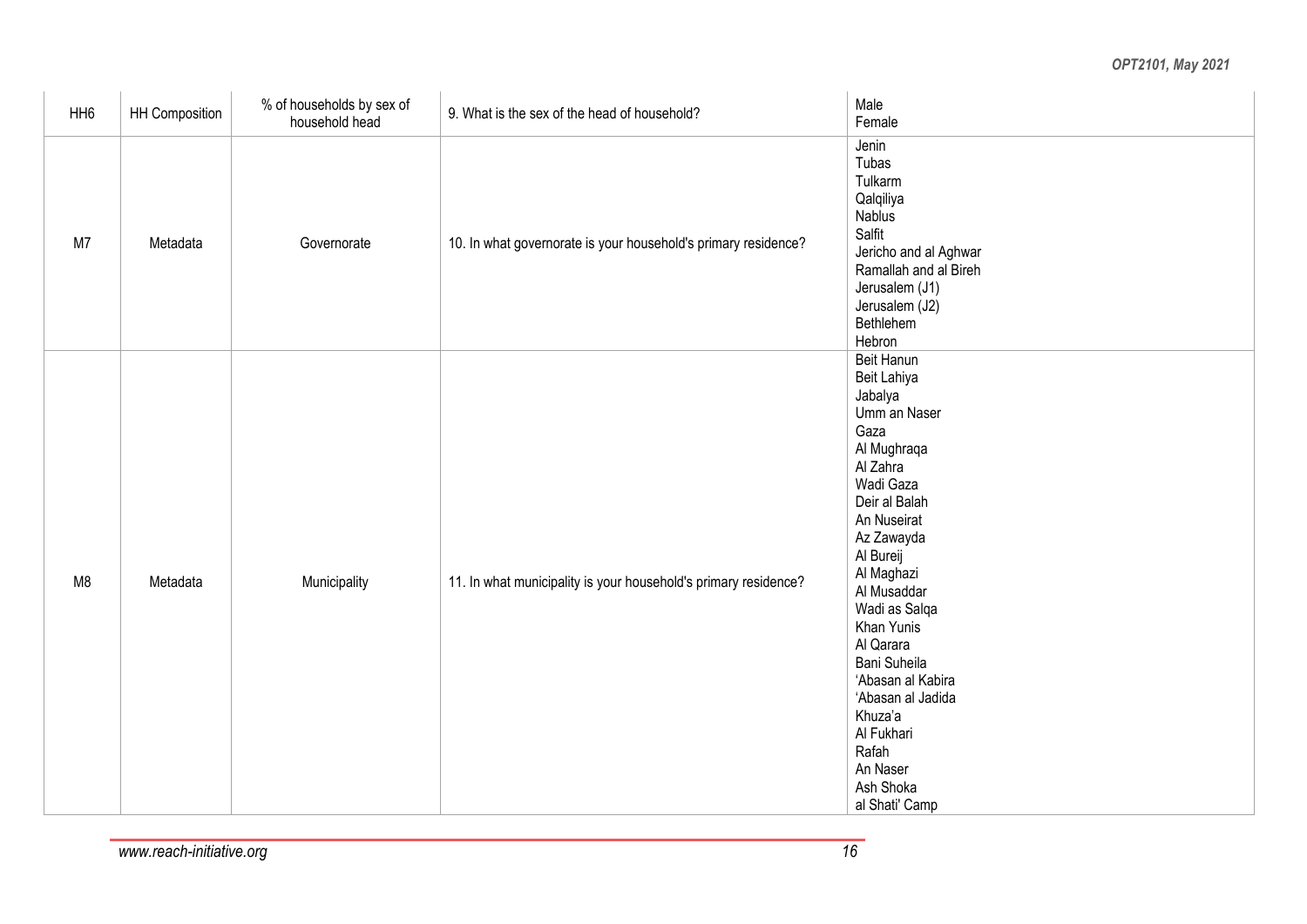| HH6 | HH Composition | % of households by sex of household head | 9. What is the sex of the head of household? | Male<br>Female |
|---|---|---|---|---|
| M7 | Metadata | Governorate | 10. In what governorate is your household's primary residence? | Jenin<br>Tubas<br>Tulkarm<br>Qalqiliya<br>Nablus<br>Salfit<br>Jericho and al Aghwar<br>Ramallah and al Bireh<br>Jerusalem (J1)<br>Jerusalem (J2)<br>Bethlehem<br>Hebron |
| M8 | Metadata | Municipality | 11. In what municipality is your household's primary residence? | Beit Hanun<br>Beit Lahiya<br>Jabalya<br>Umm an Naser<br>Gaza<br>Al Mughraqa<br>Al Zahra<br>Wadi Gaza<br>Deir al Balah<br>An Nuseirat<br>Az Zawayda<br>Al Bureij<br>Al Maghazi<br>Al Musaddar<br>Wadi as Salqa<br>Khan Yunis<br>Al Qarara<br>Bani Suheila<br>'Abasan al Kabira<br>'Abasan al Jadida<br>Khuza'a<br>Al Fukhari<br>Rafah<br>An Naser<br>Ash Shoka<br>al Shati' Camp |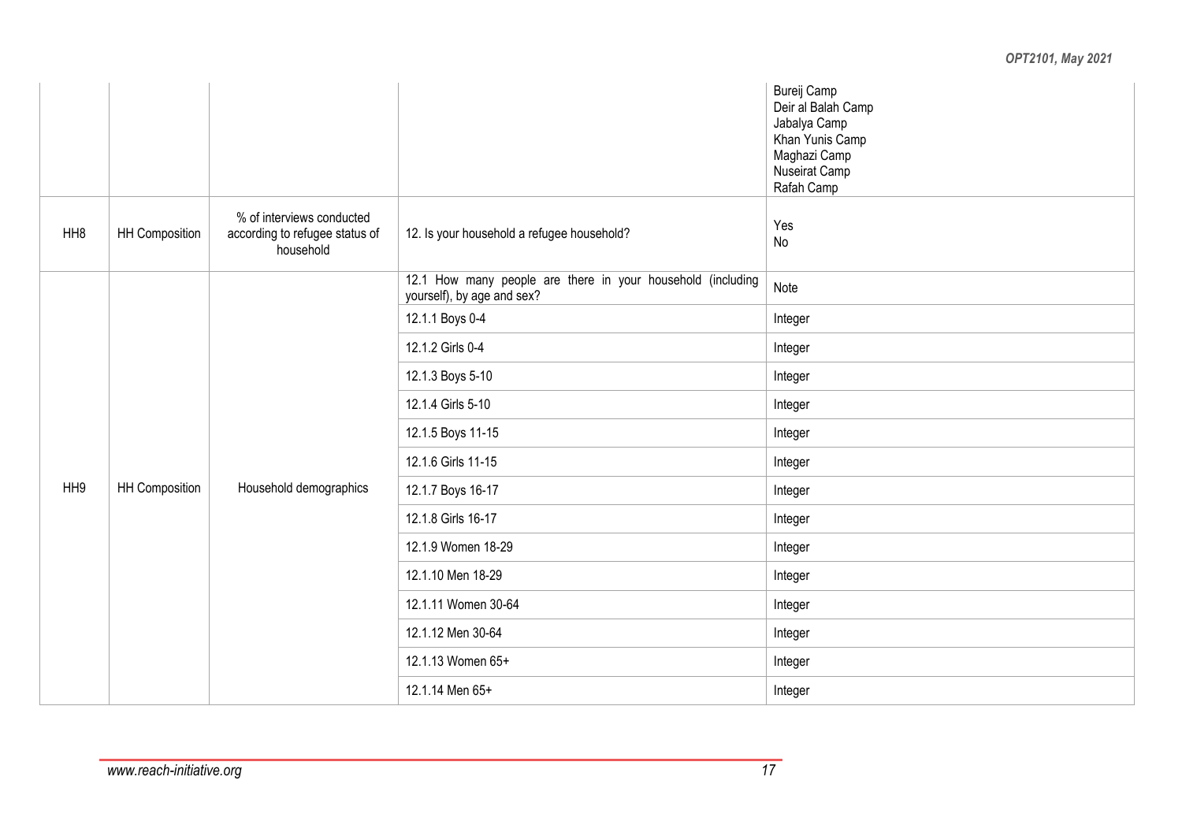| | | | | |
|---|---|---|---|---|
| | | | | Bureij Camp<br>Deir al Balah Camp<br>Jabalya Camp<br>Khan Yunis Camp<br>Maghazi Camp<br>Nuseirat Camp<br>Rafah Camp |
| HH8 | HH Composition | % of interviews conducted according to refugee status of household | 12. Is your household a refugee household? | Yes<br>No |
| HH9 | HH Composition | Household demographics | 12.1 How many people are there in your household (including yourself), by age and sex? | Note |
| | | | 12.1.1 Boys 0-4 | Integer |
| | | | 12.1.2 Girls 0-4 | Integer |
| | | | 12.1.3 Boys 5-10 | Integer |
| | | | 12.1.4 Girls 5-10 | Integer |
| | | | 12.1.5 Boys 11-15 | Integer |
| | | | 12.1.6 Girls 11-15 | Integer |
| | | | 12.1.7 Boys 16-17 | Integer |
| | | | 12.1.8 Girls 16-17 | Integer |
| | | | 12.1.9 Women 18-29 | Integer |
| | | | 12.1.10 Men 18-29 | Integer |
| | | | 12.1.11 Women 30-64 | Integer |
| | | | 12.1.12 Men 30-64 | Integer |
| | | | 12.1.13 Women 65+ | Integer |
| | | | 12.1.14 Men 65+ | Integer |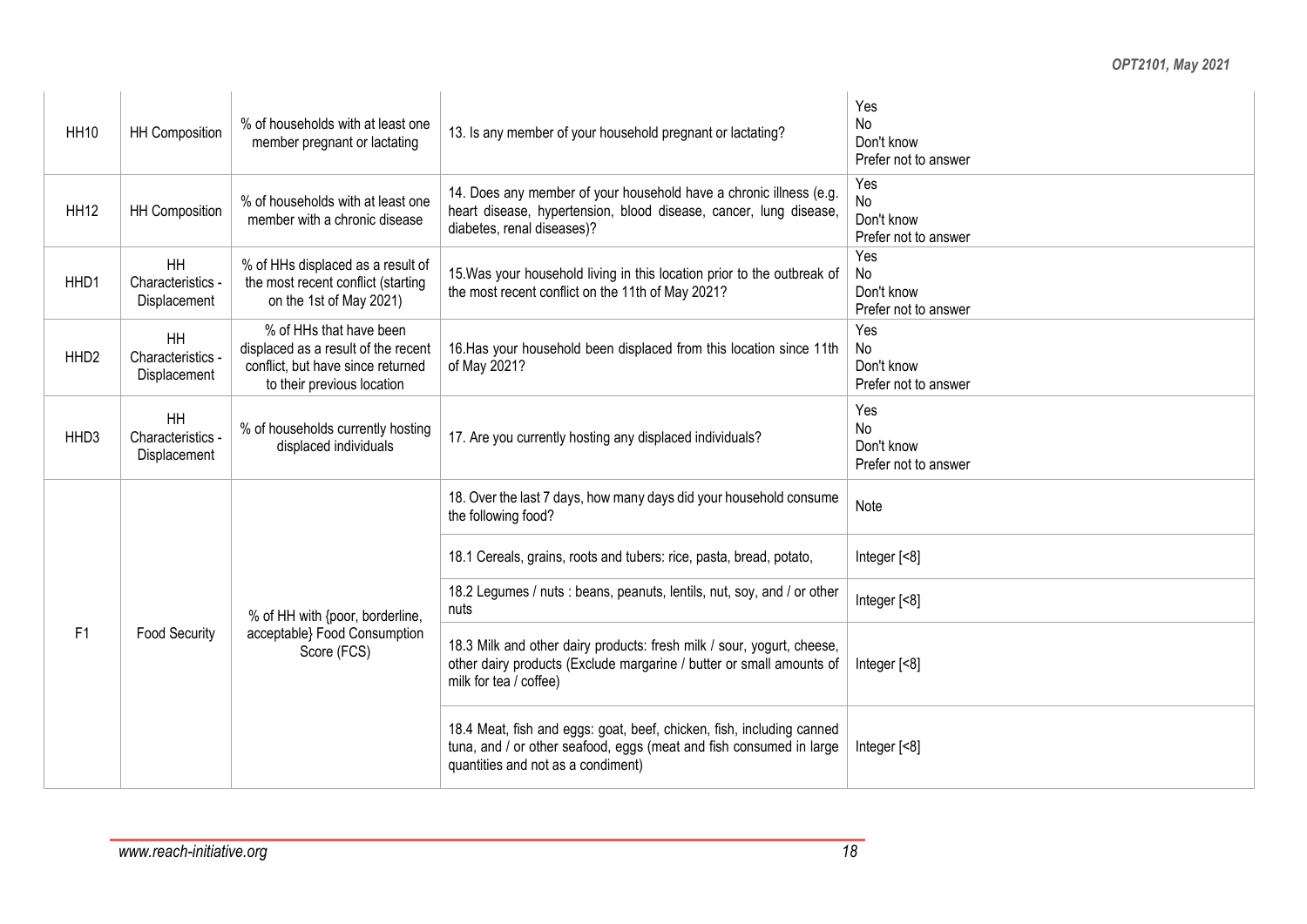| HH10 | HH Composition | % of households with at least one member pregnant or lactating | 13. Is any member of your household pregnant or lactating? | Yes<br>No<br>Don't know<br>Prefer not to answer |
|---|---|---|---|---|
| HH12 | HH Composition | % of households with at least one member with a chronic disease | 14. Does any member of your household have a chronic illness (e.g. heart disease, hypertension, blood disease, cancer, lung disease, diabetes, renal diseases)? | Yes<br>No<br>Don't know<br>Prefer not to answer |
| HHD1 | HH Characteristics - Displacement | % of HHs displaced as a result of the most recent conflict (starting on the 1st of May 2021) | 15.Was your household living in this location prior to the outbreak of the most recent conflict on the 11th of May 2021? | Yes<br>No<br>Don't know<br>Prefer not to answer |
| HHD2 | HH Characteristics - Displacement | % of HHs that have been displaced as a result of the recent conflict, but have since returned to their previous location | 16.Has your household been displaced from this location since 11th of May 2021? | Yes<br>No<br>Don't know<br>Prefer not to answer |
| HHD3 | HH Characteristics - Displacement | % of households currently hosting displaced individuals | 17. Are you currently hosting any displaced individuals? | Yes<br>No<br>Don't know<br>Prefer not to answer |
| F1 | Food Security | % of HH with {poor, borderline, acceptable} Food Consumption Score (FCS) | 18. Over the last 7 days, how many days did your household consume the following food? | Note |
| | | | 18.1 Cereals, grains, roots and tubers: rice, pasta, bread, potato, | Integer [<8] |
| | | | 18.2 Legumes / nuts : beans, peanuts, lentils, nut, soy, and / or other nuts | Integer [<8] |
| | | | 18.3 Milk and other dairy products: fresh milk / sour, yogurt, cheese, other dairy products (Exclude margarine / butter or small amounts of milk for tea / coffee) | Integer [<8] |
| | | | 18.4 Meat, fish and eggs: goat, beef, chicken, fish, including canned tuna, and / or other seafood, eggs (meat and fish consumed in large quantities and not as a condiment) | Integer [<8] |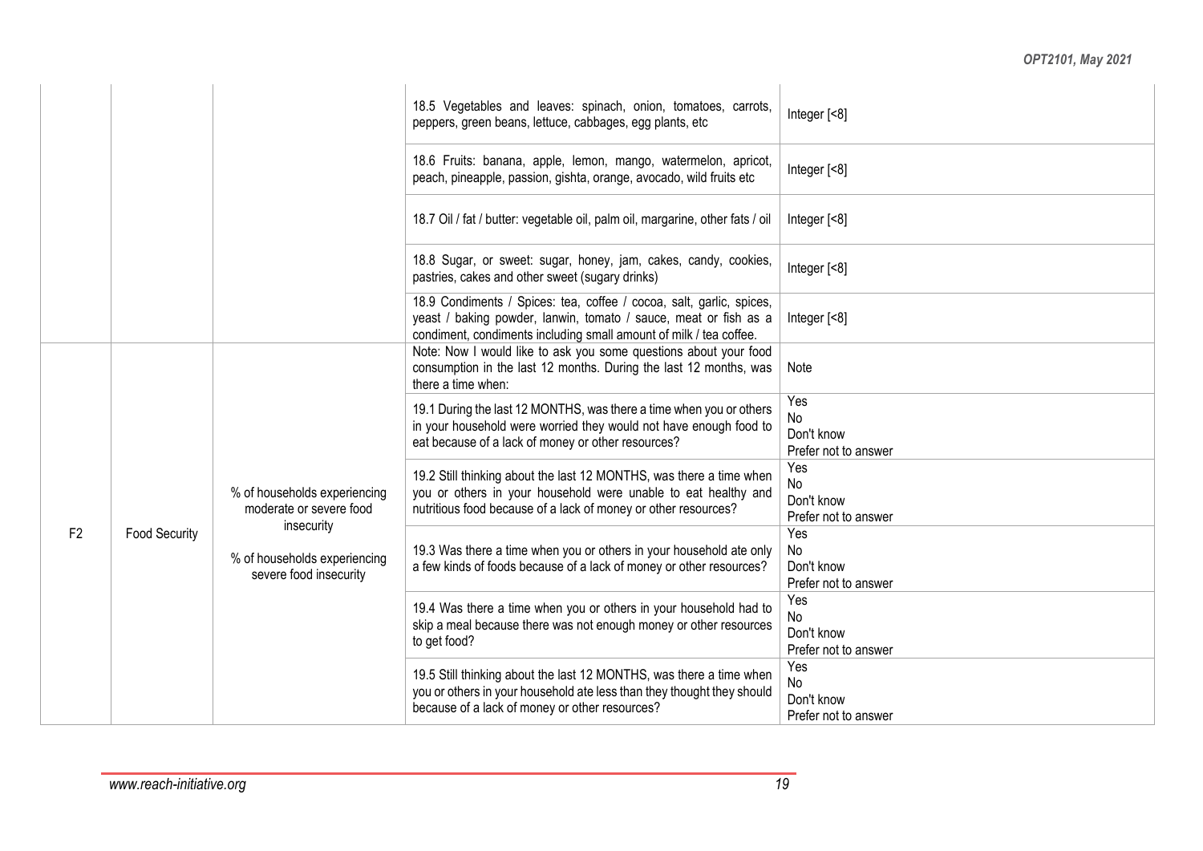| | | | | |
|---|---|---|---|---|
| | | | 18.5 Vegetables and leaves: spinach, onion, tomatoes, carrots, peppers, green beans, lettuce, cabbages, egg plants, etc | Integer [<8] |
| | | | 18.6 Fruits: banana, apple, lemon, mango, watermelon, apricot, peach, pineapple, passion, gishta, orange, avocado, wild fruits etc | Integer [<8] |
| | | | 18.7 Oil / fat / butter: vegetable oil, palm oil, margarine, other fats / oil | Integer [<8] |
| | | | 18.8 Sugar, or sweet: sugar, honey, jam, cakes, candy, cookies, pastries, cakes and other sweet (sugary drinks) | Integer [<8] |
| | | | 18.9 Condiments / Spices: tea, coffee / cocoa, salt, garlic, spices, yeast / baking powder, lanwin, tomato / sauce, meat or fish as a condiment, condiments including small amount of milk / tea coffee. | Integer [<8] |
| F2 | Food Security | % of households experiencing moderate or severe food insecurity<br><br>% of households experiencing severe food insecurity | Note: Now I would like to ask you some questions about your food consumption in the last 12 months. During the last 12 months, was there a time when: | Note |
| | | | 19.1 During the last 12 MONTHS, was there a time when you or others in your household were worried they would not have enough food to eat because of a lack of money or other resources? | Yes<br>No<br>Don't know<br>Prefer not to answer |
| | | | 19.2 Still thinking about the last 12 MONTHS, was there a time when you or others in your household were unable to eat healthy and nutritious food because of a lack of money or other resources? | Yes<br>No<br>Don't know<br>Prefer not to answer |
| | | | 19.3 Was there a time when you or others in your household ate only a few kinds of foods because of a lack of money or other resources? | Yes<br>No<br>Don't know<br>Prefer not to answer |
| | | | 19.4 Was there a time when you or others in your household had to skip a meal because there was not enough money or other resources to get food? | Yes<br>No<br>Don't know<br>Prefer not to answer |
| | | | 19.5 Still thinking about the last 12 MONTHS, was there a time when you or others in your household ate less than they thought they should because of a lack of money or other resources? | Yes<br>No<br>Don't know<br>Prefer not to answer |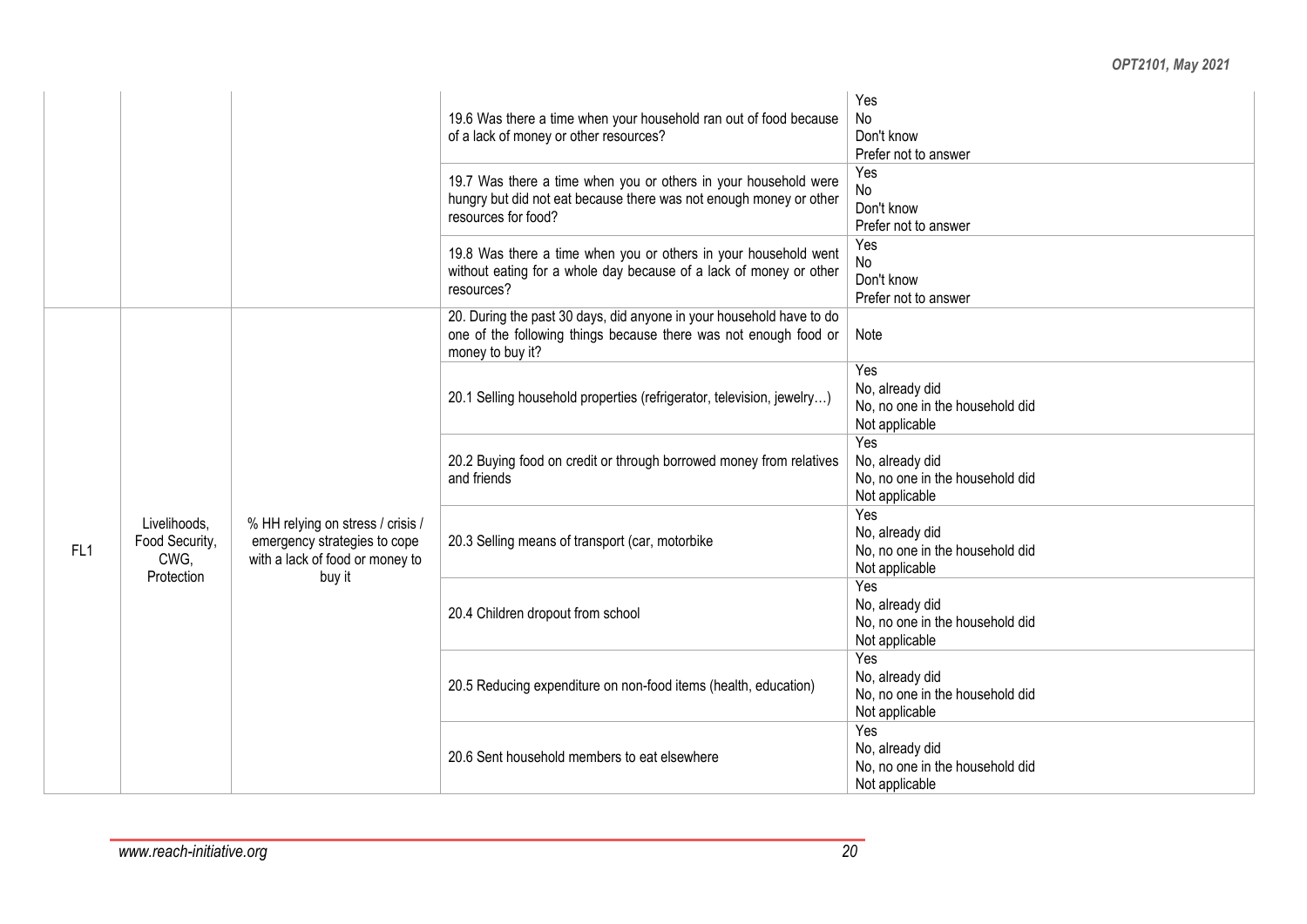| | | | | |
|---|---|---|---|---|
| | | | 19.6 Was there a time when your household ran out of food because of a lack of money or other resources? | Yes<br>No<br>Don't know<br>Prefer not to answer |
| | | | 19.7 Was there a time when you or others in your household were hungry but did not eat because there was not enough money or other resources for food? | Yes<br>No<br>Don't know<br>Prefer not to answer |
| | | | 19.8 Was there a time when you or others in your household went without eating for a whole day because of a lack of money or other resources? | Yes<br>No<br>Don't know<br>Prefer not to answer |
| FL1 | Livelihoods, Food Security, CWG, Protection | % HH relying on stress / crisis / emergency strategies to cope with a lack of food or money to buy it | 20. During the past 30 days, did anyone in your household have to do one of the following things because there was not enough food or money to buy it? | Note |
| | | | 20.1 Selling household properties (refrigerator, television, jewelry…) | Yes<br>No, already did<br>No, no one in the household did<br>Not applicable |
| | | | 20.2 Buying food on credit or through borrowed money from relatives and friends | Yes<br>No, already did<br>No, no one in the household did<br>Not applicable |
| | | | 20.3 Selling means of transport (car, motorbike | Yes<br>No, already did<br>No, no one in the household did<br>Not applicable |
| | | | 20.4 Children dropout from school | Yes<br>No, already did<br>No, no one in the household did<br>Not applicable |
| | | | 20.5 Reducing expenditure on non-food items (health, education) | Yes<br>No, already did<br>No, no one in the household did<br>Not applicable |
| | | | 20.6 Sent household members to eat elsewhere | Yes<br>No, already did<br>No, no one in the household did<br>Not applicable |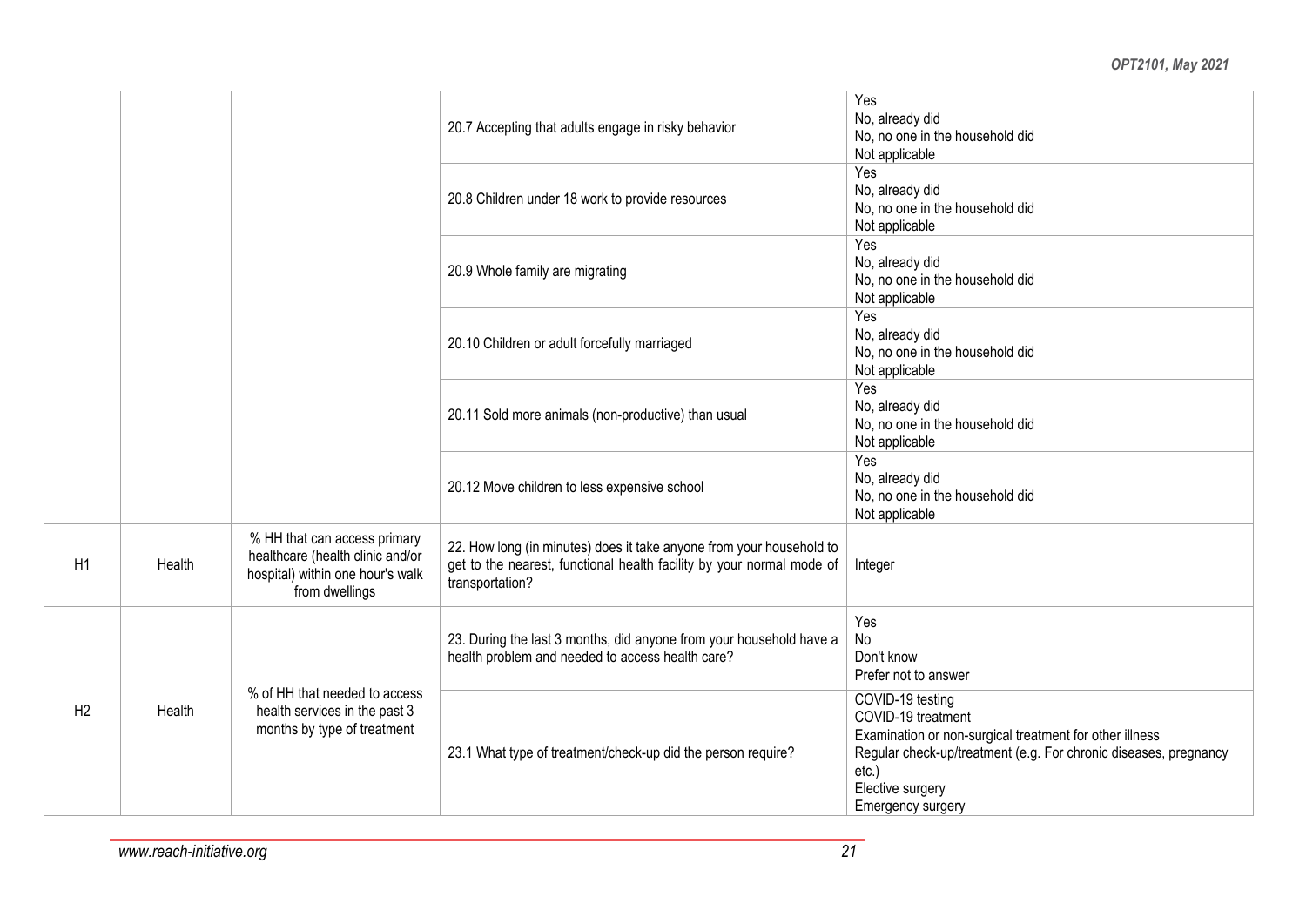| | | | | |
|---|---|---|---|---|
| | | | 20.7 Accepting that adults engage in risky behavior | Yes<br>No, already did<br>No, no one in the household did<br>Not applicable |
| | | | 20.8 Children under 18 work to provide resources | Yes<br>No, already did<br>No, no one in the household did<br>Not applicable |
| | | | 20.9 Whole family are migrating | Yes<br>No, already did<br>No, no one in the household did<br>Not applicable |
| | | | 20.10 Children or adult forcefully marriaged | Yes<br>No, already did<br>No, no one in the household did<br>Not applicable |
| | | | 20.11 Sold more animals (non-productive) than usual | Yes<br>No, already did<br>No, no one in the household did<br>Not applicable |
| | | | 20.12 Move children to less expensive school | Yes<br>No, already did<br>No, no one in the household did<br>Not applicable |
| H1 | Health | % HH that can access primary healthcare (health clinic and/or hospital) within one hour's walk from dwellings | 22. How long (in minutes) does it take anyone from your household to get to the nearest, functional health facility by your normal mode of transportation? | Integer |
| H2 | Health | % of HH that needed to access health services in the past 3 months by type of treatment | 23. During the last 3 months, did anyone from your household have a health problem and needed to access health care? | Yes<br>No<br>Don't know<br>Prefer not to answer |
| | | | 23.1 What type of treatment/check-up did the person require? | COVID-19 testing<br>COVID-19 treatment<br>Examination or non-surgical treatment for other illness<br>Regular check-up/treatment (e.g. For chronic diseases, pregnancy etc.)<br>Elective surgery<br>Emergency surgery |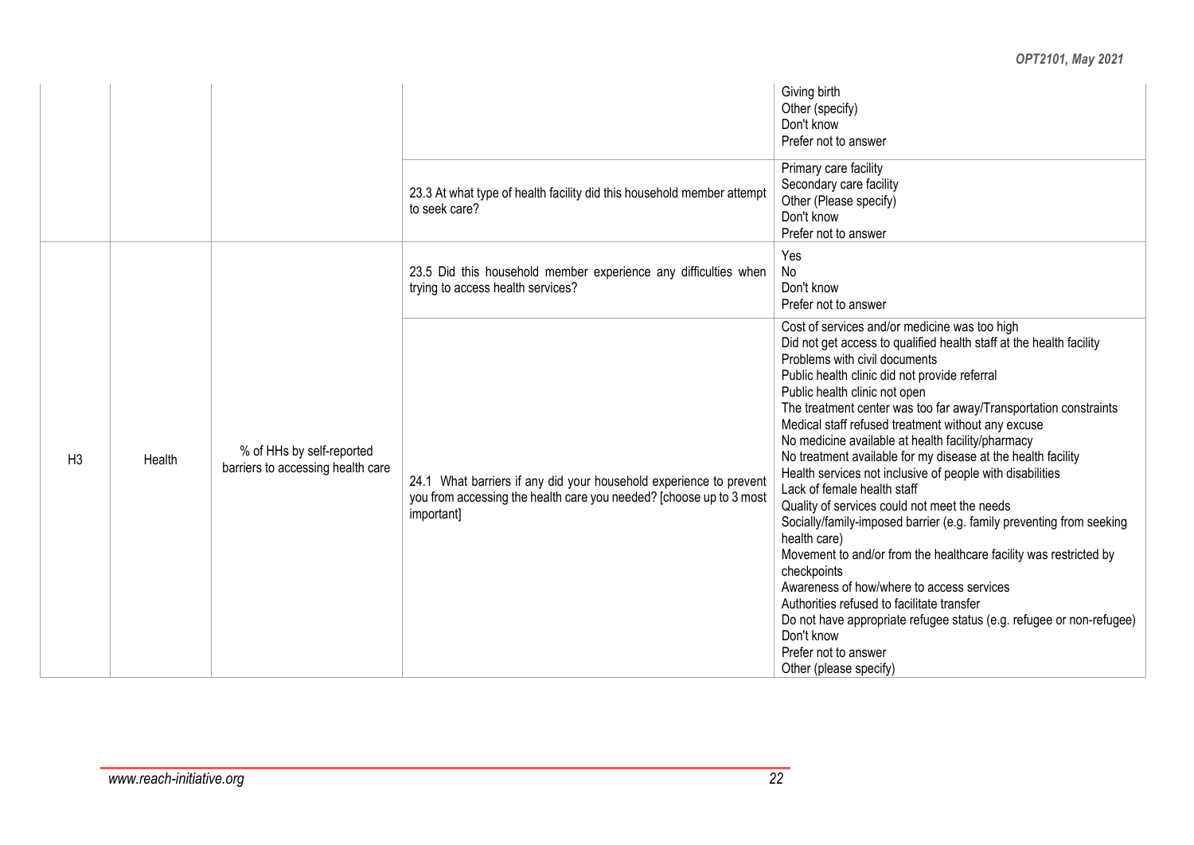| | | | | |
|---|---|---|---|---|
| | | | | Giving birth<br>Other (specify)<br>Don't know<br>Prefer not to answer |
| | | | 23.3 At what type of health facility did this household member attempt to seek care? | Primary care facility<br>Secondary care facility<br>Other (Please specify)<br>Don't know<br>Prefer not to answer |
| H3 | Health | % of HHs by self-reported barriers to accessing health care | 23.5 Did this household member experience any difficulties when trying to access health services? | Yes<br>No<br>Don't know<br>Prefer not to answer |
| | | | 24.1 What barriers if any did your household experience to prevent you from accessing the health care you needed? [choose up to 3 most important] | Cost of services and/or medicine was too high<br>Did not get access to qualified health staff at the health facility<br>Problems with civil documents<br>Public health clinic did not provide referral<br>Public health clinic not open<br>The treatment center was too far away/Transportation constraints<br>Medical staff refused treatment without any excuse<br>No medicine available at health facility/pharmacy<br>No treatment available for my disease at the health facility<br>Health services not inclusive of people with disabilities<br>Lack of female health staff<br>Quality of services could not meet the needs<br>Socially/family-imposed barrier (e.g. family preventing from seeking health care)<br>Movement to and/or from the healthcare facility was restricted by checkpoints<br>Awareness of how/where to access services<br>Authorities refused to facilitate transfer<br>Do not have appropriate refugee status (e.g. refugee or non-refugee)<br>Don't know<br>Prefer not to answer<br>Other (please specify) |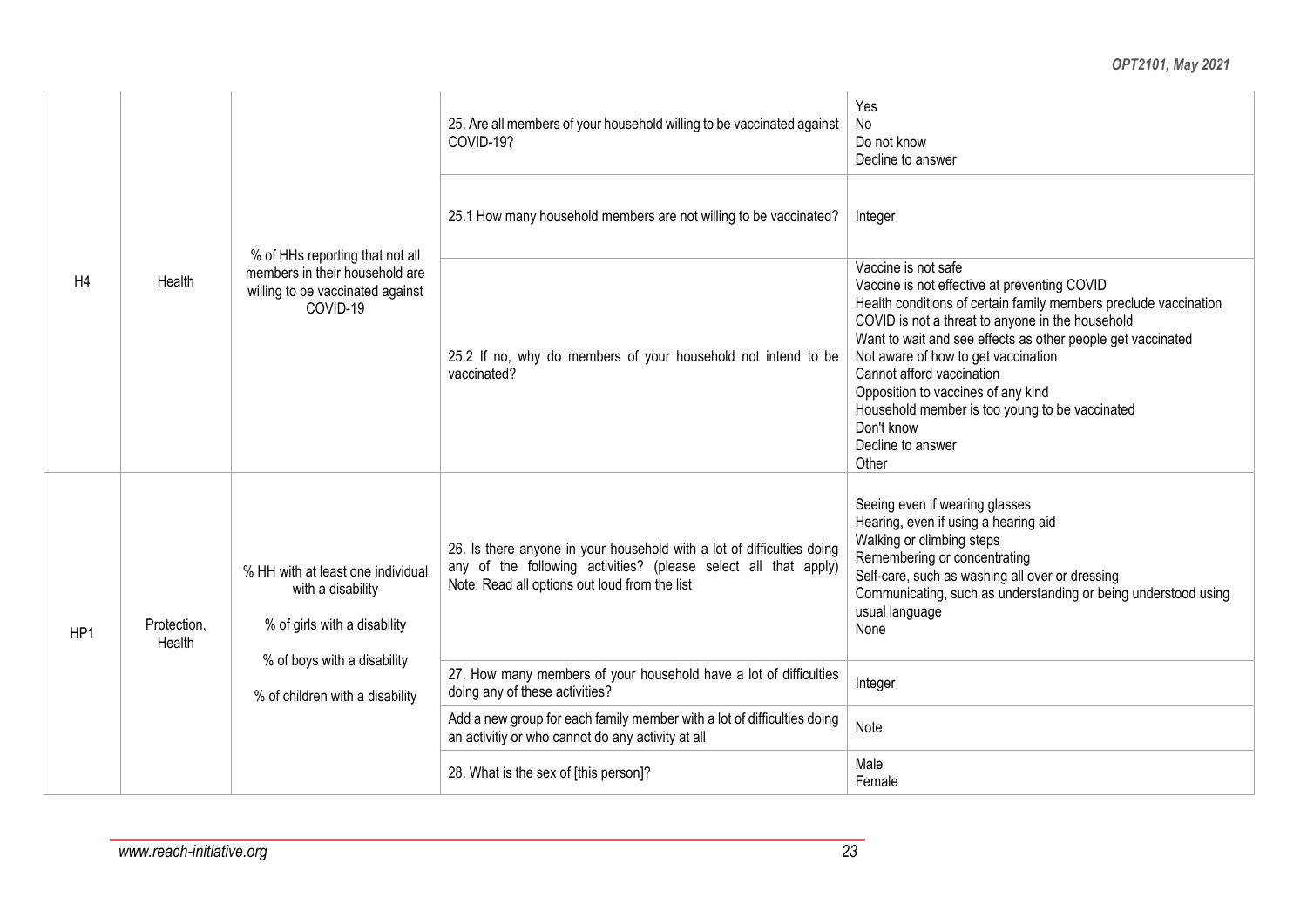| | | | | |
|---|---|---|---|---|
| H4 | Health | % of HHs reporting that not all members in their household are willing to be vaccinated against COVID-19 | 25. Are all members of your household willing to be vaccinated against COVID-19? | Yes<br>No<br>Do not know<br>Decline to answer |
| | | | 25.1 How many household members are not willing to be vaccinated? | Integer |
| | | | 25.2 If no, why do members of your household not intend to be vaccinated? | Vaccine is not safe<br>Vaccine is not effective at preventing COVID<br>Health conditions of certain family members preclude vaccination<br>COVID is not a threat to anyone in the household<br>Want to wait and see effects as other people get vaccinated<br>Not aware of how to get vaccination<br>Cannot afford vaccination<br>Opposition to vaccines of any kind<br>Household member is too young to be vaccinated<br>Don't know<br>Decline to answer<br>Other |
| HP1 | Protection, Health | % HH with at least one individual with a disability<br><br>% of girls with a disability<br><br>% of boys with a disability<br><br>% of children with a disability | 26. Is there anyone in your household with a lot of difficulties doing any of the following activities? (please select all that apply) Note: Read all options out loud from the list | Seeing even if wearing glasses<br>Hearing, even if using a hearing aid<br>Walking or climbing steps<br>Remembering or concentrating<br>Self-care, such as washing all over or dressing<br>Communicating, such as understanding or being understood using usual language<br>None |
| | | | 27. How many members of your household have a lot of difficulties doing any of these activities? | Integer |
| | | | Add a new group for each family member with a lot of difficulties doing an activitiy or who cannot do any activity at all | Note |
| | | | 28. What is the sex of [this person]? | Male<br>Female |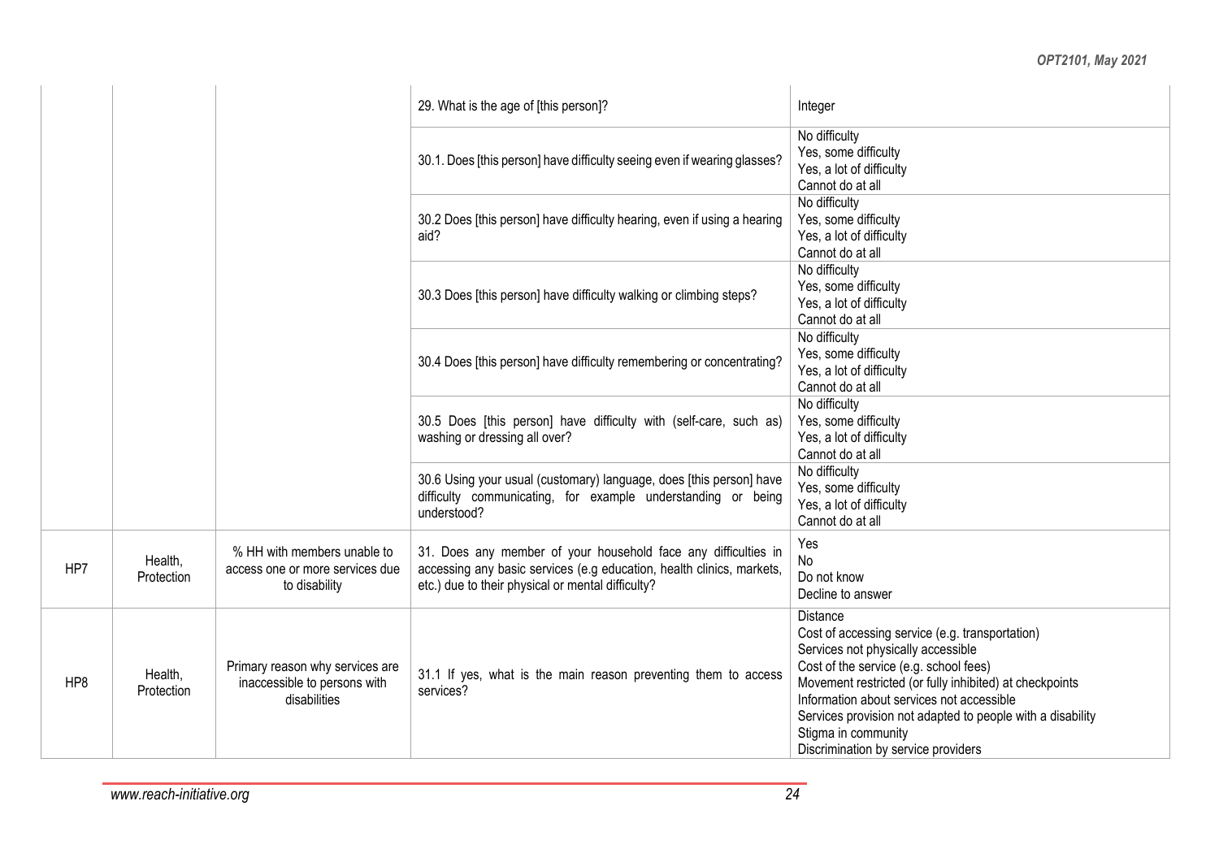| | | | | |
|---|---|---|---|---|
| | | | 29. What is the age of [this person]? | Integer |
| | | | 30.1. Does [this person] have difficulty seeing even if wearing glasses? | No difficulty<br>Yes, some difficulty<br>Yes, a lot of difficulty<br>Cannot do at all |
| | | | 30.2 Does [this person] have difficulty hearing, even if using a hearing aid? | No difficulty<br>Yes, some difficulty<br>Yes, a lot of difficulty<br>Cannot do at all |
| | | | 30.3 Does [this person] have difficulty walking or climbing steps? | No difficulty<br>Yes, some difficulty<br>Yes, a lot of difficulty<br>Cannot do at all |
| | | | 30.4 Does [this person] have difficulty remembering or concentrating? | No difficulty<br>Yes, some difficulty<br>Yes, a lot of difficulty<br>Cannot do at all |
| | | | 30.5 Does [this person] have difficulty with (self-care, such as) washing or dressing all over? | No difficulty<br>Yes, some difficulty<br>Yes, a lot of difficulty<br>Cannot do at all |
| | | | 30.6 Using your usual (customary) language, does [this person] have difficulty communicating, for example understanding or being understood? | No difficulty<br>Yes, some difficulty<br>Yes, a lot of difficulty<br>Cannot do at all |
| HP7 | Health, Protection | % HH with members unable to access one or more services due to disability | 31. Does any member of your household face any difficulties in accessing any basic services (e.g education, health clinics, markets, etc.) due to their physical or mental difficulty? | Yes<br>No<br>Do not know<br>Decline to answer |
| HP8 | Health, Protection | Primary reason why services are inaccessible to persons with disabilities | 31.1 If yes, what is the main reason preventing them to access services? | Distance<br>Cost of accessing service (e.g. transportation)<br>Services not physically accessible<br>Cost of the service (e.g. school fees)<br>Movement restricted (or fully inhibited) at checkpoints<br>Information about services not accessible<br>Services provision not adapted to people with a disability<br>Stigma in community<br>Discrimination by service providers |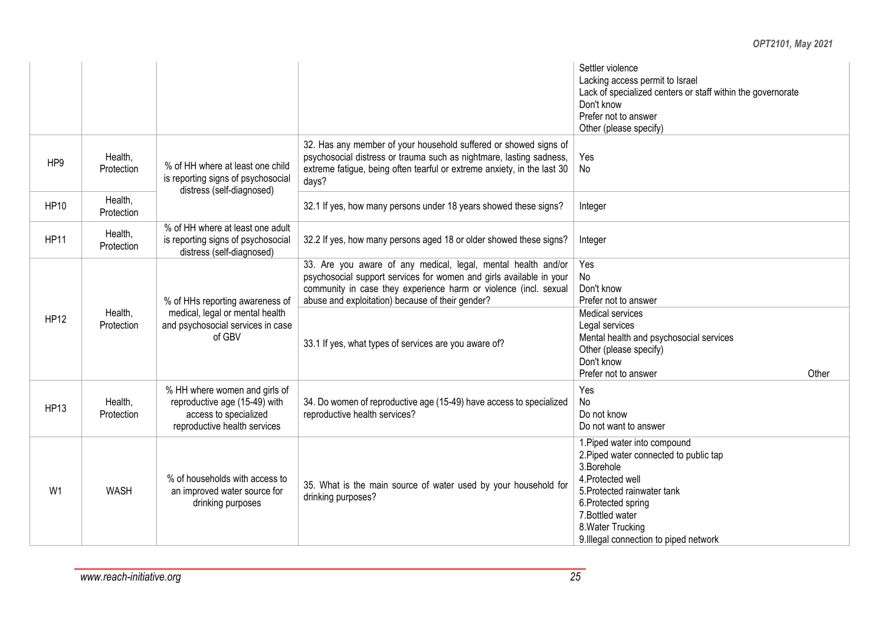| | | | | |
|---|---|---|---|---|
| | | | | Settler violence<br>Lacking access permit to Israel<br>Lack of specialized centers or staff within the governorate<br>Don't know<br>Prefer not to answer<br>Other (please specify) |
| HP9 | Health, Protection | % of HH where at least one child is reporting signs of psychosocial distress (self-diagnosed) | 32. Has any member of your household suffered or showed signs of psychosocial distress or trauma such as nightmare, lasting sadness, extreme fatigue, being often tearful or extreme anxiety, in the last 30 days? | Yes<br>No |
| HP10 | Health, Protection | | 32.1 If yes, how many persons under 18 years showed these signs? | Integer |
| HP11 | Health, Protection | % of HH where at least one adult is reporting signs of psychosocial distress (self-diagnosed) | 32.2 If yes, how many persons aged 18 or older showed these signs? | Integer |
| HP12 | Health, Protection | % of HHs reporting awareness of medical, legal or mental health and psychosocial services in case of GBV | 33. Are you aware of any medical, legal, mental health and/or psychosocial support services for women and girls available in your community in case they experience harm or violence (incl. sexual abuse and exploitation) because of their gender? | Yes<br>No<br>Don't know<br>Prefer not to answer |
| | | | 33.1 If yes, what types of services are you aware of? | Medical services<br>Legal services<br>Mental health and psychosocial services<br>Other (please specify)<br>Don't know<br>Prefer not to answer Other |
| HP13 | Health, Protection | % HH where women and girls of reproductive age (15-49) with access to specialized reproductive health services | 34. Do women of reproductive age (15-49) have access to specialized reproductive health services? | Yes<br>No<br>Do not know<br>Do not want to answer |
| W1 | WASH | % of households with access to an improved water source for drinking purposes | 35. What is the main source of water used by your household for drinking purposes? | 1.Piped water into compound<br>2.Piped water connected to public tap<br>3.Borehole<br>4.Protected well<br>5.Protected rainwater tank<br>6.Protected spring<br>7.Bottled water<br>8.Water Trucking<br>9.Illegal connection to piped network |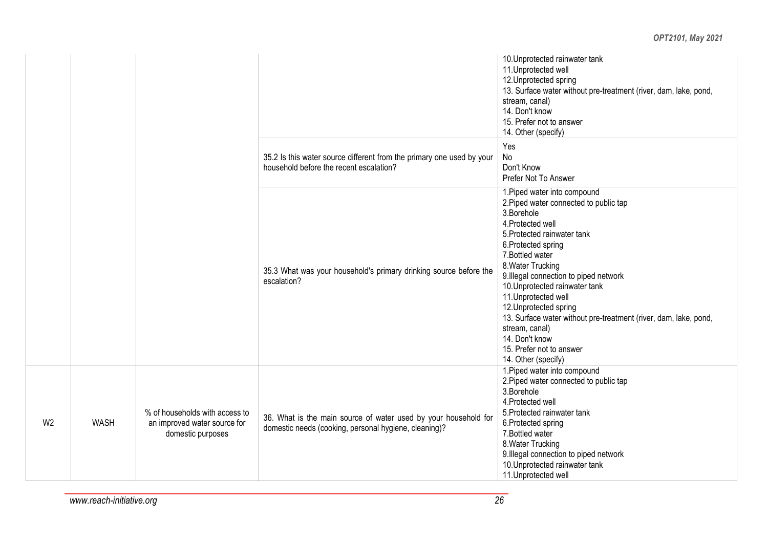| | | | | |
|---|---|---|---|---|
| | | | | 10.Unprotected rainwater tank<br>11.Unprotected well<br>12.Unprotected spring<br>13. Surface water without pre-treatment (river, dam, lake, pond, stream, canal)<br>14. Don't know<br>15. Prefer not to answer<br>14. Other (specify) |
| | | | 35.2 Is this water source different from the primary one used by your household before the recent escalation? | Yes<br>No<br>Don't Know<br>Prefer Not To Answer |
| | | | 35.3 What was your household's primary drinking source before the escalation? | 1.Piped water into compound<br>2.Piped water connected to public tap<br>3.Borehole<br>4.Protected well<br>5.Protected rainwater tank<br>6.Protected spring<br>7.Bottled water<br>8.Water Trucking<br>9.Illegal connection to piped network<br>10.Unprotected rainwater tank<br>11.Unprotected well<br>12.Unprotected spring<br>13. Surface water without pre-treatment (river, dam, lake, pond, stream, canal)<br>14. Don't know<br>15. Prefer not to answer<br>14. Other (specify) |
| W2 | WASH | % of households with access to an improved water source for domestic purposes | 36. What is the main source of water used by your household for domestic needs (cooking, personal hygiene, cleaning)? | 1.Piped water into compound<br>2.Piped water connected to public tap<br>3.Borehole<br>4.Protected well<br>5.Protected rainwater tank<br>6.Protected spring<br>7.Bottled water<br>8.Water Trucking<br>9.Illegal connection to piped network<br>10.Unprotected rainwater tank<br>11.Unprotected well |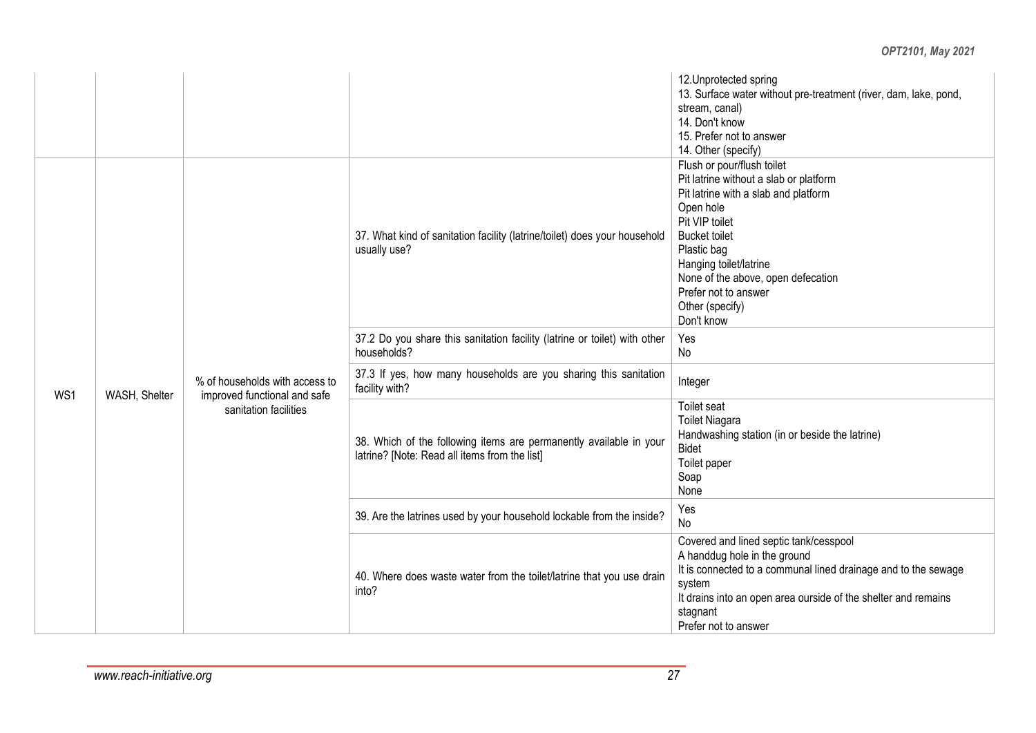| | | | | |
|---|---|---|---|---|
| | | | | 12.Unprotected spring<br>13. Surface water without pre-treatment (river, dam, lake, pond, stream, canal)<br>14. Don't know<br>15. Prefer not to answer<br>14. Other (specify) |
| WS1 | WASH, Shelter | % of households with access to improved functional and safe sanitation facilities | 37. What kind of sanitation facility (latrine/toilet) does your household usually use? | Flush or pour/flush toilet<br>Pit latrine without a slab or platform<br>Pit latrine with a slab and platform<br>Open hole<br>Pit VIP toilet<br>Bucket toilet<br>Plastic bag<br>Hanging toilet/latrine<br>None of the above, open defecation<br>Prefer not to answer<br>Other (specify)<br>Don't know |
| | | | 37.2 Do you share this sanitation facility (latrine or toilet) with other households? | Yes<br>No |
| | | | 37.3 If yes, how many households are you sharing this sanitation facility with? | Integer |
| | | | 38. Which of the following items are permanently available in your latrine? [Note: Read all items from the list] | Toilet seat<br>Toilet Niagara<br>Handwashing station (in or beside the latrine)<br>Bidet<br>Toilet paper<br>Soap<br>None |
| | | | 39. Are the latrines used by your household lockable from the inside? | Yes<br>No |
| | | | 40. Where does waste water from the toilet/latrine that you use drain into? | Covered and lined septic tank/cesspool<br>A handdug hole in the ground<br>It is connected to a communal lined drainage and to the sewage system<br>It drains into an open area ourside of the shelter and remains stagnant<br>Prefer not to answer |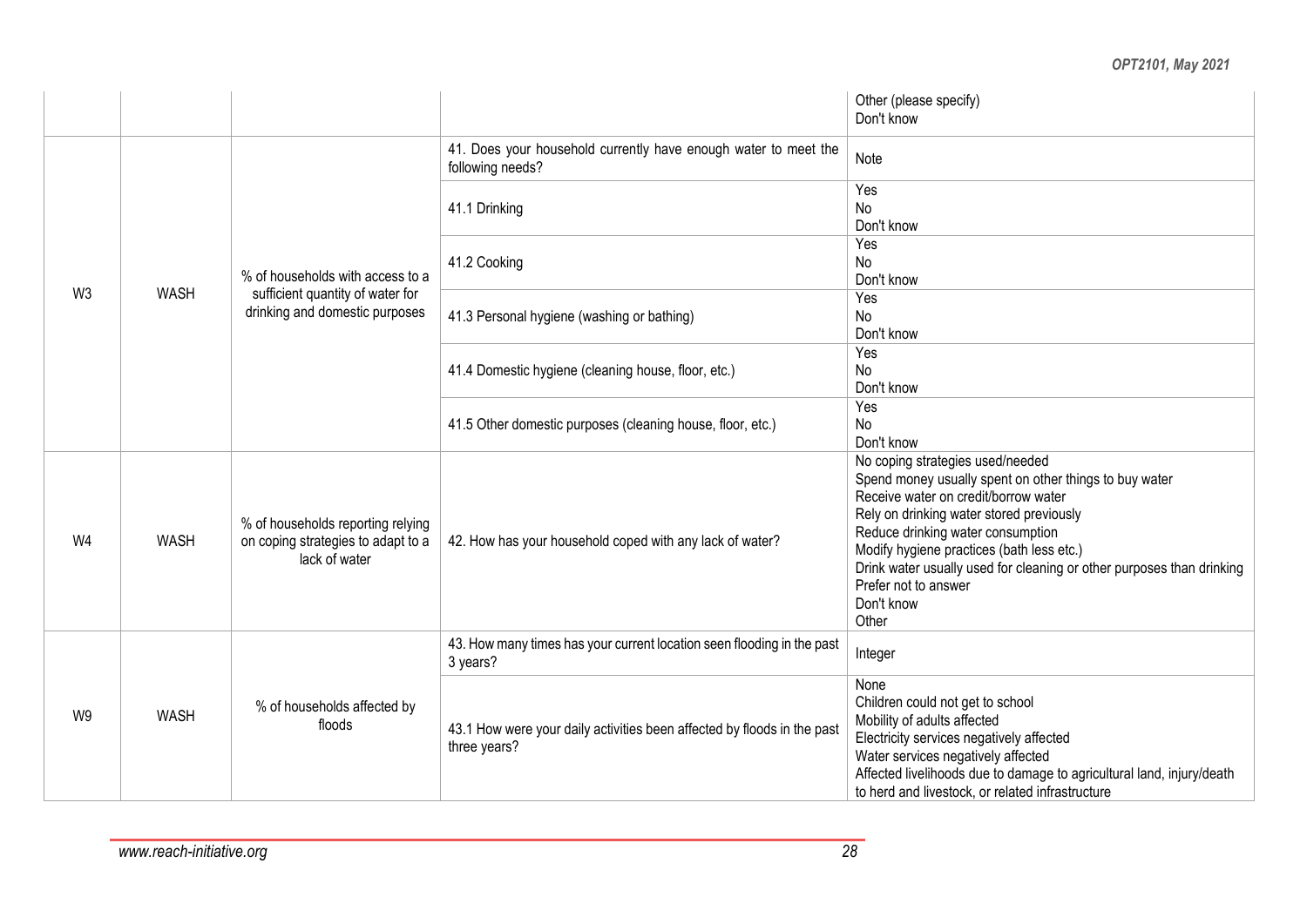| | | | | |
|---|---|---|---|---|
| | | | | Other (please specify)<br>Don't know |
| W3 | WASH | % of households with access to a sufficient quantity of water for drinking and domestic purposes | 41. Does your household currently have enough water to meet the following needs? | Note |
| | | | 41.1 Drinking | Yes<br>No<br>Don't know |
| | | | 41.2 Cooking | Yes<br>No<br>Don't know |
| | | | 41.3 Personal hygiene (washing or bathing) | Yes<br>No<br>Don't know |
| | | | 41.4 Domestic hygiene (cleaning house, floor, etc.) | Yes<br>No<br>Don't know |
| | | | 41.5 Other domestic purposes (cleaning house, floor, etc.) | Yes<br>No<br>Don't know |
| W4 | WASH | % of households reporting relying on coping strategies to adapt to a lack of water | 42. How has your household coped with any lack of water? | No coping strategies used/needed<br>Spend money usually spent on other things to buy water<br>Receive water on credit/borrow water<br>Rely on drinking water stored previously<br>Reduce drinking water consumption<br>Modify hygiene practices (bath less etc.)<br>Drink water usually used for cleaning or other purposes than drinking<br>Prefer not to answer<br>Don't know<br>Other |
| W9 | WASH | % of households affected by floods | 43. How many times has your current location seen flooding in the past 3 years? | Integer |
| | | | 43.1 How were your daily activities been affected by floods in the past three years? | None<br>Children could not get to school<br>Mobility of adults affected<br>Electricity services negatively affected<br>Water services negatively affected<br>Affected livelihoods due to damage to agricultural land, injury/death to herd and livestock, or related infrastructure |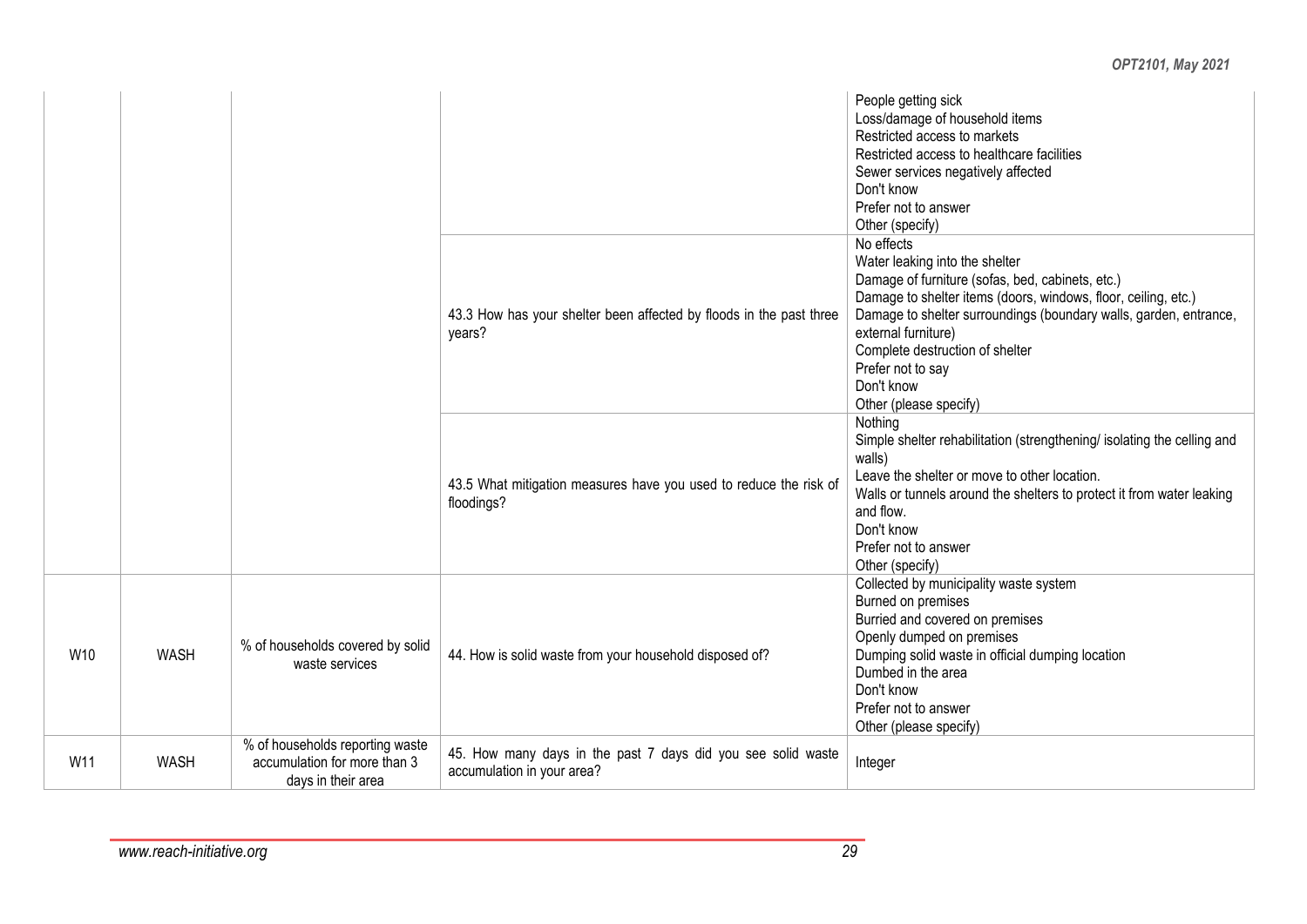| | | | | |
|---|---|---|---|---|
| | | | | People getting sick<br>Loss/damage of household items<br>Restricted access to markets<br>Restricted access to healthcare facilities<br>Sewer services negatively affected<br>Don't know<br>Prefer not to answer<br>Other (specify) |
| | | | 43.3 How has your shelter been affected by floods in the past three years? | No effects<br>Water leaking into the shelter<br>Damage of furniture (sofas, bed, cabinets, etc.)<br>Damage to shelter items (doors, windows, floor, ceiling, etc.)<br>Damage to shelter surroundings (boundary walls, garden, entrance, external furniture)<br>Complete destruction of shelter<br>Prefer not to say<br>Don't know<br>Other (please specify) |
| | | | 43.5 What mitigation measures have you used to reduce the risk of floodings? | Nothing<br>Simple shelter rehabilitation (strengthening/ isolating the celling and walls)<br>Leave the shelter or move to other location.<br>Walls or tunnels around the shelters to protect it from water leaking and flow.<br>Don't know<br>Prefer not to answer<br>Other (specify) |
| W10 | WASH | % of households covered by solid waste services | 44. How is solid waste from your household disposed of? | Collected by municipality waste system<br>Burned on premises<br>Burried and covered on premises<br>Openly dumped on premises<br>Dumping solid waste in official dumping location<br>Dumbed in the area<br>Don't know<br>Prefer not to answer<br>Other (please specify) |
| W11 | WASH | % of households reporting waste accumulation for more than 3 days in their area | 45. How many days in the past 7 days did you see solid waste accumulation in your area? | Integer |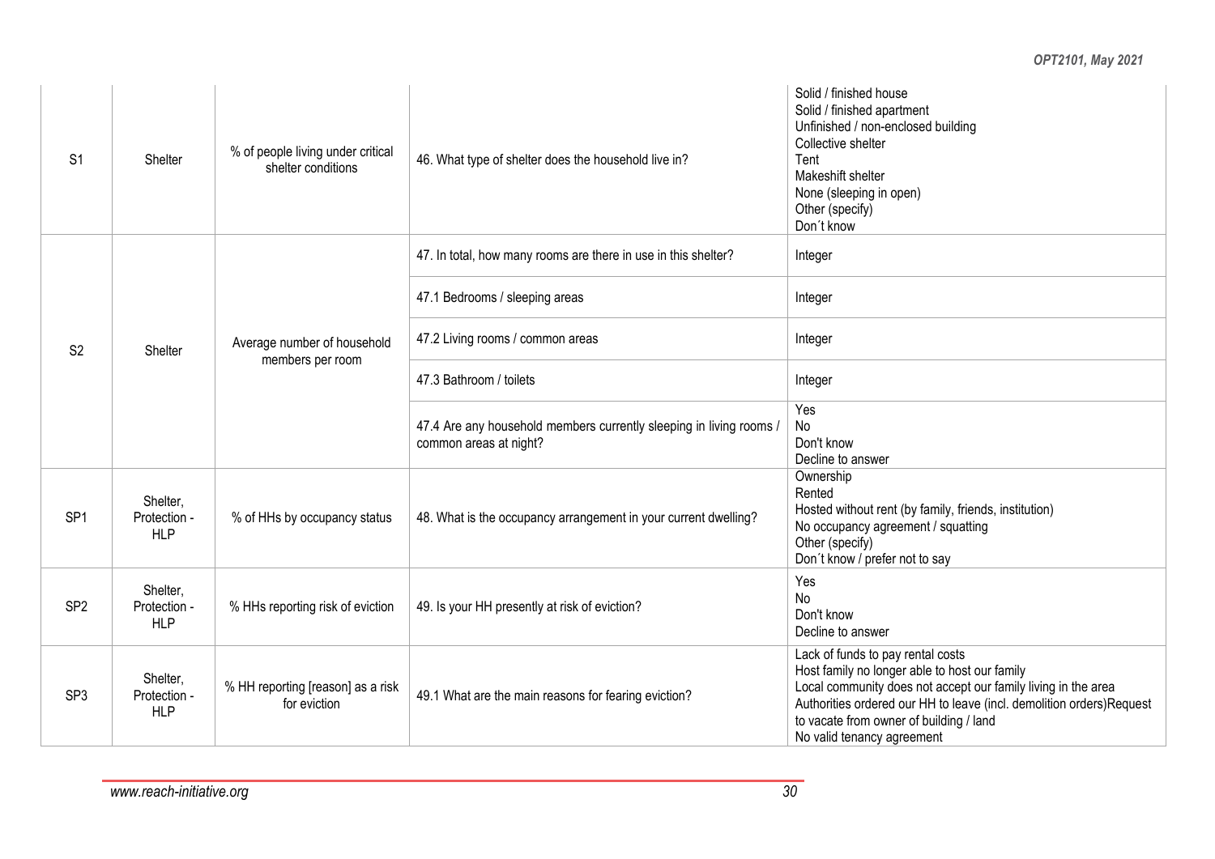| | | | | |
|---|---|---|---|---|
| S1 | Shelter | % of people living under critical shelter conditions | 46. What type of shelter does the household live in? | Solid / finished house<br>Solid / finished apartment<br>Unfinished / non-enclosed building<br>Collective shelter<br>Tent<br>Makeshift shelter<br>None (sleeping in open)<br>Other (specify)<br>Don´t know |
| S2 | Shelter | Average number of household members per room | 47. In total, how many rooms are there in use in this shelter? | Integer |
| | | | 47.1 Bedrooms / sleeping areas | Integer |
| | | | 47.2 Living rooms / common areas | Integer |
| | | | 47.3 Bathroom / toilets | Integer |
| | | | 47.4 Are any household members currently sleeping in living rooms / common areas at night? | Yes<br>No<br>Don't know<br>Decline to answer |
| SP1 | Shelter, Protection - HLP | % of HHs by occupancy status | 48. What is the occupancy arrangement in your current dwelling? | Ownership<br>Rented<br>Hosted without rent (by family, friends, institution)<br>No occupancy agreement / squatting<br>Other (specify)<br>Don´t know / prefer not to say |
| SP2 | Shelter, Protection - HLP | % HHs reporting risk of eviction | 49. Is your HH presently at risk of eviction? | Yes<br>No<br>Don't know<br>Decline to answer |
| SP3 | Shelter, Protection - HLP | % HH reporting [reason] as a risk for eviction | 49.1 What are the main reasons for fearing eviction? | Lack of funds to pay rental costs<br>Host family no longer able to host our family<br>Local community does not accept our family living in the area<br>Authorities ordered our HH to leave (incl. demolition orders)Request to vacate from owner of building / land<br>No valid tenancy agreement |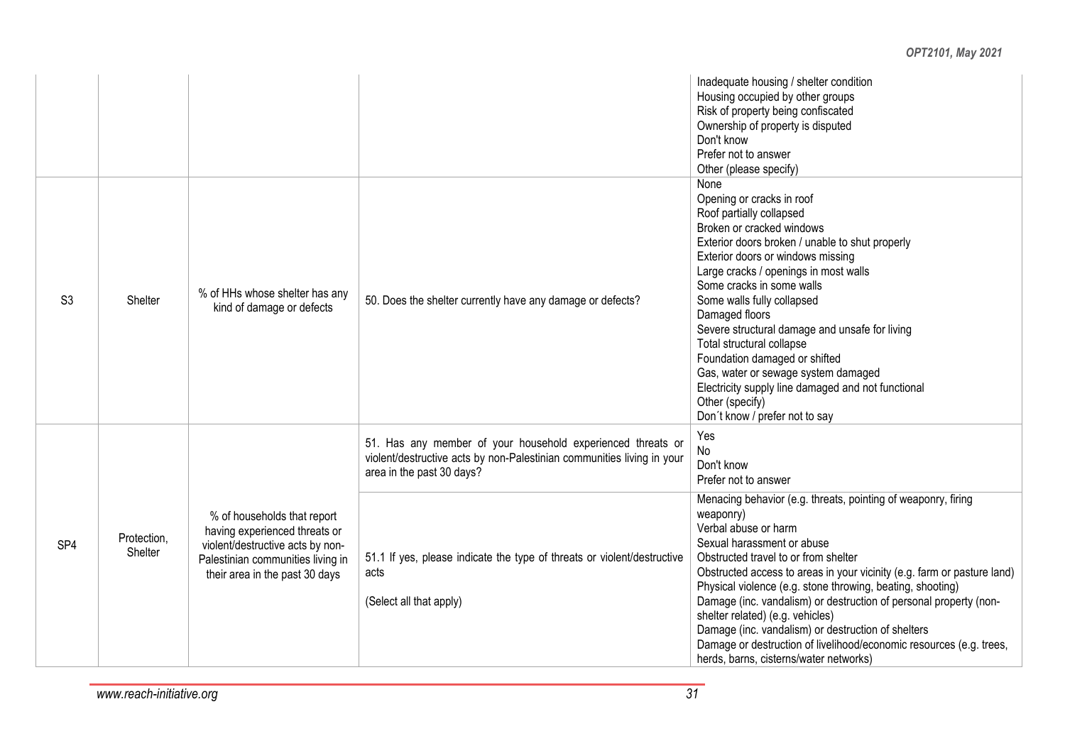| | | | | |
|---|---|---|---|---|
| | | | | Inadequate housing / shelter condition<br>Housing occupied by other groups<br>Risk of property being confiscated<br>Ownership of property is disputed<br>Don't know<br>Prefer not to answer<br>Other (please specify) |
| S3 | Shelter | % of HHs whose shelter has any kind of damage or defects | 50. Does the shelter currently have any damage or defects? | None<br>Opening or cracks in roof<br>Roof partially collapsed<br>Broken or cracked windows<br>Exterior doors broken / unable to shut properly<br>Exterior doors or windows missing<br>Large cracks / openings in most walls<br>Some cracks in some walls<br>Some walls fully collapsed<br>Damaged floors<br>Severe structural damage and unsafe for living<br>Total structural collapse<br>Foundation damaged or shifted<br>Gas, water or sewage system damaged<br>Electricity supply line damaged and not functional<br>Other (specify)<br>Don´t know / prefer not to say |
| SP4 | Protection, Shelter | % of households that report having experienced threats or violent/destructive acts by non-Palestinian communities living in their area in the past 30 days | 51. Has any member of your household experienced threats or violent/destructive acts by non-Palestinian communities living in your area in the past 30 days? | Yes<br>No<br>Don't know<br>Prefer not to answer |
| | | | 51.1 If yes, please indicate the type of threats or violent/destructive acts<br><br>(Select all that apply) | Menacing behavior (e.g. threats, pointing of weaponry, firing weaponry)<br>Verbal abuse or harm<br>Sexual harassment or abuse<br>Obstructed travel to or from shelter<br>Obstructed access to areas in your vicinity (e.g. farm or pasture land)<br>Physical violence (e.g. stone throwing, beating, shooting)<br>Damage (inc. vandalism) or destruction of personal property (non-shelter related) (e.g. vehicles)<br>Damage (inc. vandalism) or destruction of shelters<br>Damage or destruction of livelihood/economic resources (e.g. trees, herds, barns, cisterns/water networks) |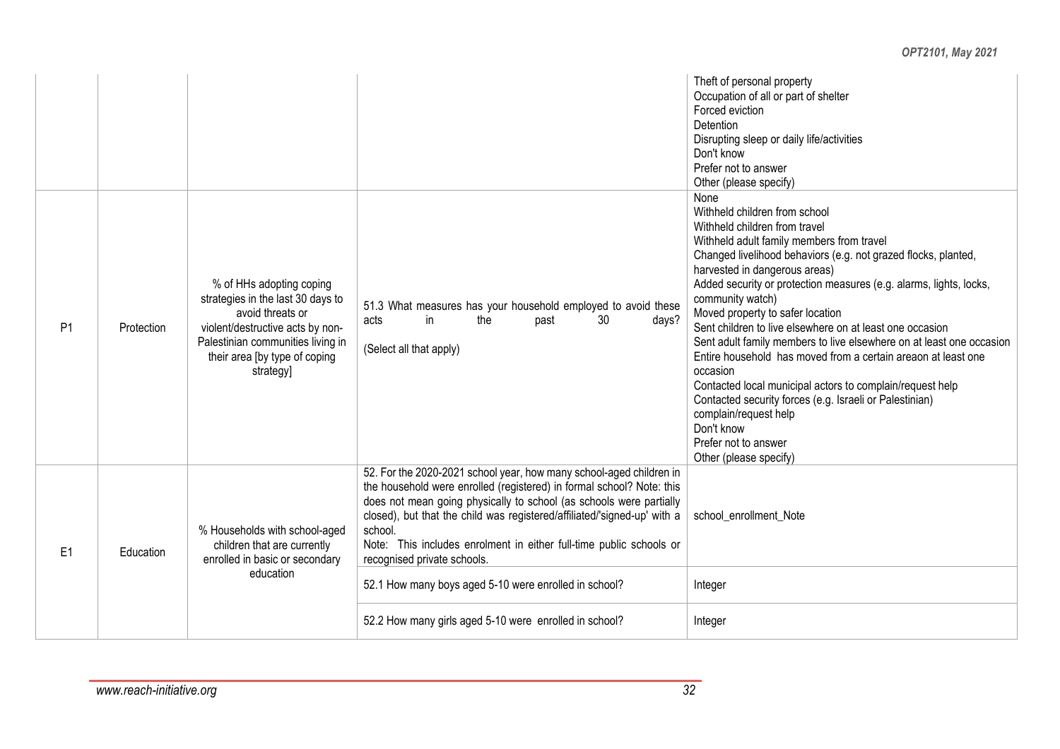| | | | | |
|---|---|---|---|---|
| | | | | Theft of personal property<br>Occupation of all or part of shelter<br>Forced eviction<br>Detention<br>Disrupting sleep or daily life/activities<br>Don't know<br>Prefer not to answer<br>Other (please specify) |
| P1 | Protection | % of HHs adopting coping strategies in the last 30 days to avoid threats or violent/destructive acts by non-Palestinian communities living in their area [by type of coping strategy] | 51.3 What measures has your household employed to avoid these acts in the past 30 days?<br><br>(Select all that apply) | None<br>Withheld children from school<br>Withheld children from travel<br>Withheld adult family members from travel<br>Changed livelihood behaviors (e.g. not grazed flocks, planted, harvested in dangerous areas)<br>Added security or protection measures (e.g. alarms, lights, locks, community watch)<br>Moved property to safer location<br>Sent children to live elsewhere on at least one occasion<br>Sent adult family members to live elsewhere on at least one occasion<br>Entire household has moved from a certain areaon at least one occasion<br>Contacted local municipal actors to complain/request help<br>Contacted security forces (e.g. Israeli or Palestinian) complain/request help<br>Don't know<br>Prefer not to answer<br>Other (please specify) |
| E1 | Education | % Households with school-aged children that are currently enrolled in basic or secondary education | 52. For the 2020-2021 school year, how many school-aged children in the household were enrolled (registered) in formal school? Note: this does not mean going physically to school (as schools were partially closed), but that the child was registered/affiliated/'signed-up' with a school.<br>Note: This includes enrolment in either full-time public schools or recognised private schools. | school_enrollment_Note |
| | | | 52.1 How many boys aged 5-10 were enrolled in school? | Integer |
| | | | 52.2 How many girls aged 5-10 were enrolled in school? | Integer |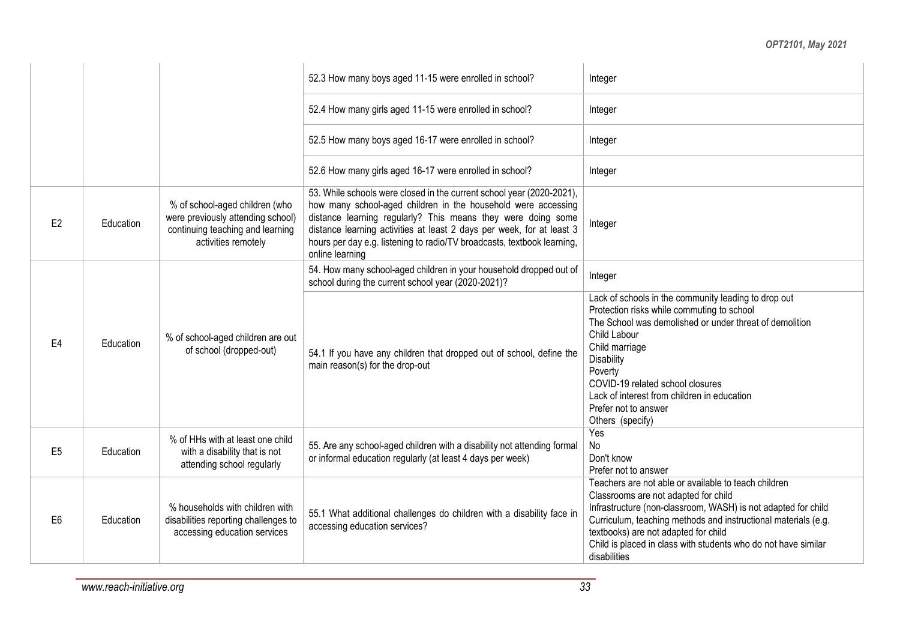| | | | | |
|---|---|---|---|---|
| | | | 52.3 How many boys aged 11-15 were enrolled in school? | Integer |
| | | | 52.4 How many girls aged 11-15 were enrolled in school? | Integer |
| | | | 52.5 How many boys aged 16-17 were enrolled in school? | Integer |
| | | | 52.6 How many girls aged 16-17 were enrolled in school? | Integer |
| E2 | Education | % of school-aged children (who were previously attending school) continuing teaching and learning activities remotely | 53. While schools were closed in the current school year (2020-2021), how many school-aged children in the household were accessing distance learning regularly? This means they were doing some distance learning activities at least 2 days per week, for at least 3 hours per day e.g. listening to radio/TV broadcasts, textbook learning, online learning | Integer |
| E4 | Education | % of school-aged children are out of school (dropped-out) | 54. How many school-aged children in your household dropped out of school during the current school year (2020-2021)? | Integer |
| | | | 54.1 If you have any children that dropped out of school, define the main reason(s) for the drop-out | Lack of schools in the community leading to drop out<br>Protection risks while commuting to school<br>The School was demolished or under threat of demolition<br>Child Labour<br>Child marriage<br>Disability<br>Poverty<br>COVID-19 related school closures<br>Lack of interest from children in education<br>Prefer not to answer<br>Others (specify) |
| E5 | Education | % of HHs with at least one child with a disability that is not attending school regularly | 55. Are any school-aged children with a disability not attending formal or informal education regularly (at least 4 days per week) | Yes<br>No<br>Don't know<br>Prefer not to answer |
| E6 | Education | % households with children with disabilities reporting challenges to accessing education services | 55.1 What additional challenges do children with a disability face in accessing education services? | Teachers are not able or available to teach children<br>Classrooms are not adapted for child<br>Infrastructure (non-classroom, WASH) is not adapted for child<br>Curriculum, teaching methods and instructional materials (e.g. textbooks) are not adapted for child<br>Child is placed in class with students who do not have similar disabilities |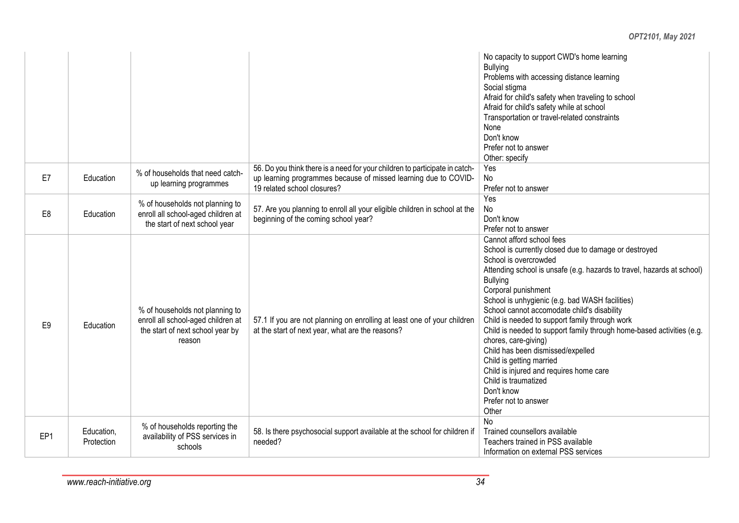| | | | | |
|---|---|---|---|---|
| | | | | No capacity to support CWD's home learning<br>Bullying<br>Problems with accessing distance learning<br>Social stigma<br>Afraid for child's safety when traveling to school<br>Afraid for child's safety while at school<br>Transportation or travel-related constraints<br>None<br>Don't know<br>Prefer not to answer<br>Other: specify |
| E7 | Education | % of households that need catch-up learning programmes | 56. Do you think there is a need for your children to participate in catch-up learning programmes because of missed learning due to COVID-19 related school closures? | Yes<br>No<br>Prefer not to answer |
| E8 | Education | % of households not planning to enroll all school-aged children at the start of next school year | 57. Are you planning to enroll all your eligible children in school at the beginning of the coming school year? | Yes<br>No<br>Don't know<br>Prefer not to answer |
| E9 | Education | % of households not planning to enroll all school-aged children at the start of next school year by reason | 57.1 If you are not planning on enrolling at least one of your children at the start of next year, what are the reasons? | Cannot afford school fees<br>School is currently closed due to damage or destroyed<br>School is overcrowded<br>Attending school is unsafe (e.g. hazards to travel, hazards at school)<br>Bullying<br>Corporal punishment<br>School is unhygienic (e.g. bad WASH facilities)<br>School cannot accomodate child's disability<br>Child is needed to support family through work<br>Child is needed to support family through home-based activities (e.g. chores, care-giving)<br>Child has been dismissed/expelled<br>Child is getting married<br>Child is injured and requires home care<br>Child is traumatized<br>Don't know<br>Prefer not to answer<br>Other |
| EP1 | Education, Protection | % of households reporting the availability of PSS services in schools | 58. Is there psychosocial support available at the school for children if needed? | No<br>Trained counsellors available<br>Teachers trained in PSS available<br>Information on external PSS services |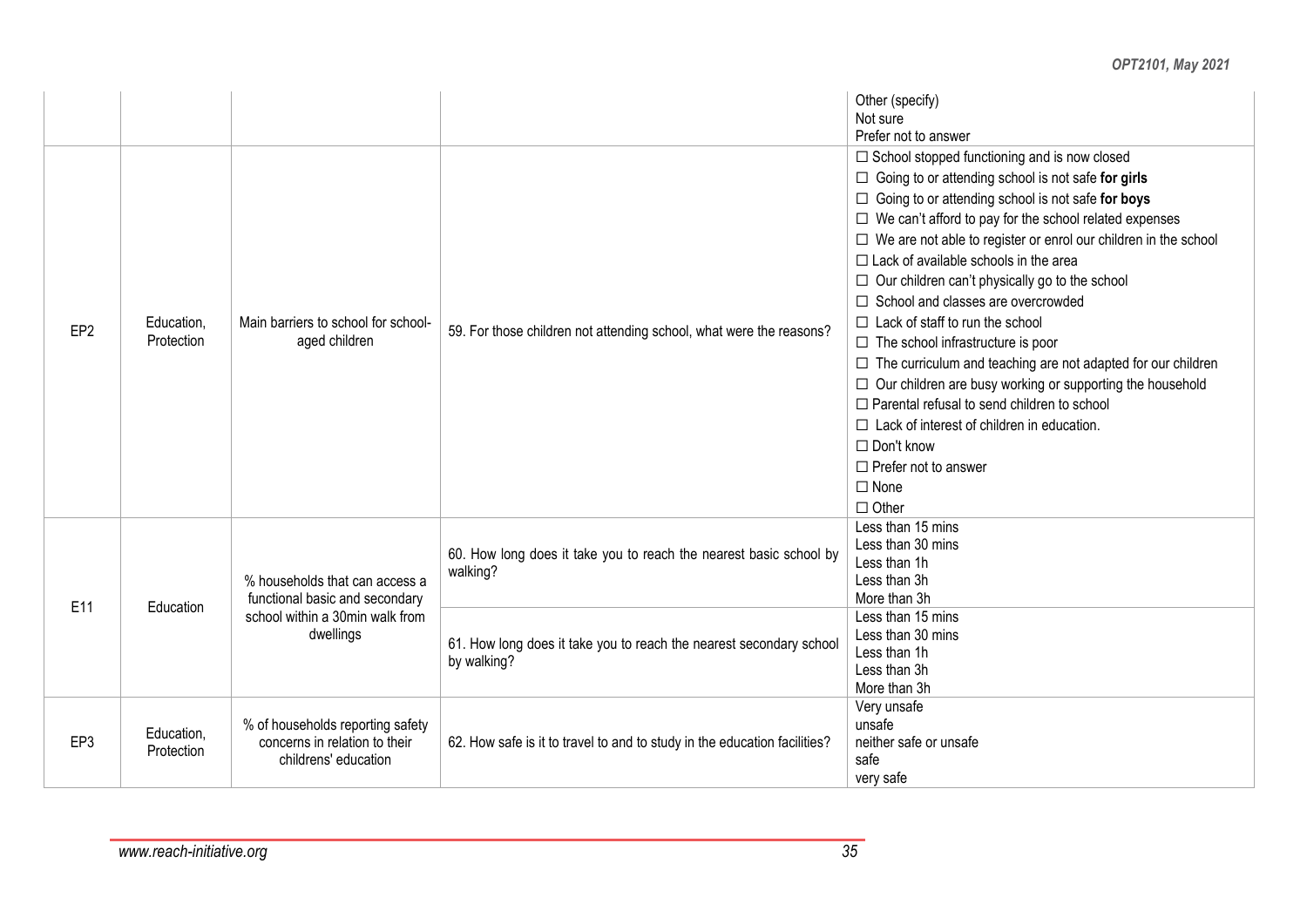| | | | | |
|---|---|---|---|---|
| | | | | Other (specify)<br>Not sure<br>Prefer not to answer |
| EP2 | Education, Protection | Main barriers to school for school-aged children | 59. For those children not attending school, what were the reasons? | ☐ School stopped functioning and is now closed<br>☐ Going to or attending school is not safe **for girls**<br>☐ Going to or attending school is not safe **for boys**<br>☐ We can't afford to pay for the school related expenses<br>☐ We are not able to register or enrol our children in the school<br>☐ Lack of available schools in the area<br>☐ Our children can't physically go to the school<br>☐ School and classes are overcrowded<br>☐ Lack of staff to run the school<br>☐ The school infrastructure is poor<br>☐ The curriculum and teaching are not adapted for our children<br>☐ Our children are busy working or supporting the household<br>☐ Parental refusal to send children to school<br>☐ Lack of interest of children in education.<br>☐ Don't know<br>☐ Prefer not to answer<br>☐ None<br>☐ Other |
| E11 | Education | % households that can access a functional basic and secondary school within a 30min walk from dwellings | 60. How long does it take you to reach the nearest basic school by walking? | Less than 15 mins<br>Less than 30 mins<br>Less than 1h<br>Less than 3h<br>More than 3h |
| | | | 61. How long does it take you to reach the nearest secondary school by walking? | Less than 15 mins<br>Less than 30 mins<br>Less than 1h<br>Less than 3h<br>More than 3h |
| EP3 | Education, Protection | % of households reporting safety concerns in relation to their childrens' education | 62. How safe is it to travel to and to study in the education facilities? | Very unsafe<br>unsafe<br>neither safe or unsafe<br>safe<br>very safe |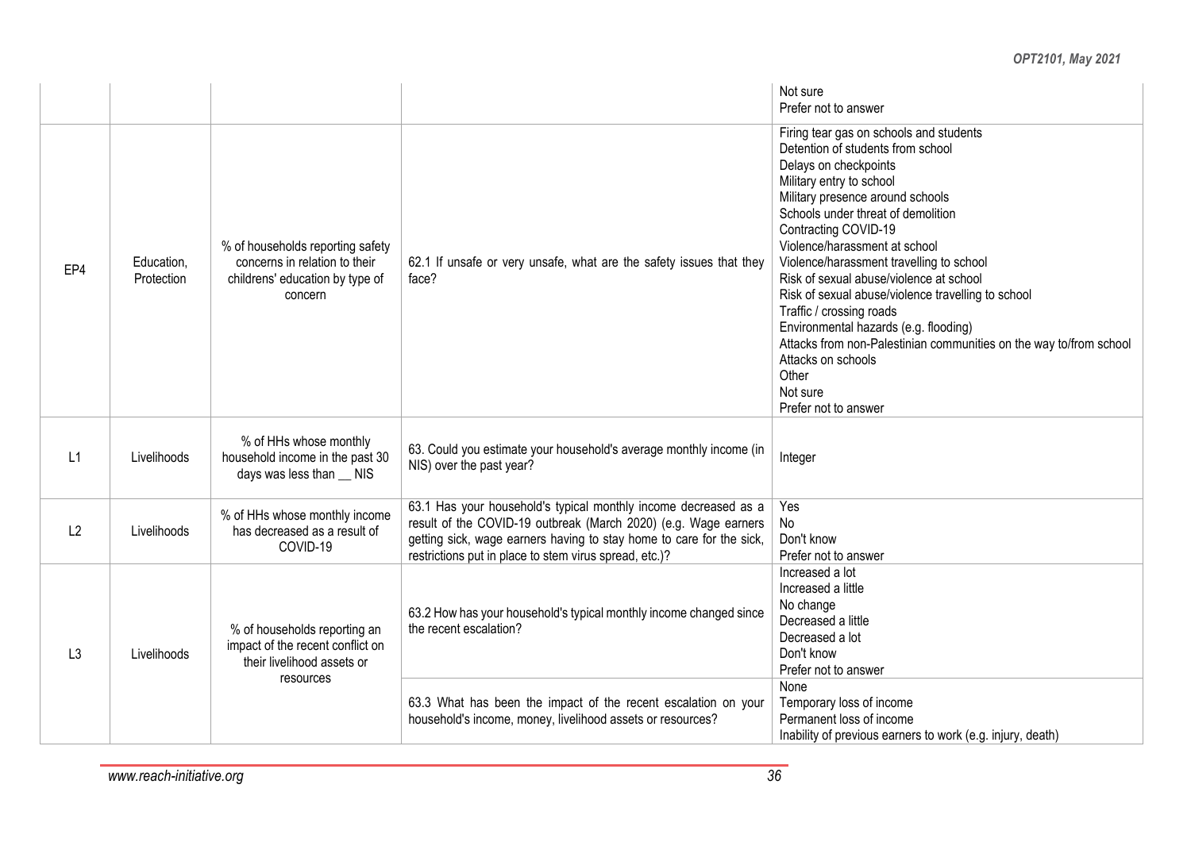| | | | | |
|---|---|---|---|---|
| | | | | Not sure<br>Prefer not to answer |
| EP4 | Education, Protection | % of households reporting safety concerns in relation to their childrens' education by type of concern | 62.1 If unsafe or very unsafe, what are the safety issues that they face? | Firing tear gas on schools and students<br>Detention of students from school<br>Delays on checkpoints<br>Military entry to school<br>Military presence around schools<br>Schools under threat of demolition<br>Contracting COVID-19<br>Violence/harassment at school<br>Violence/harassment travelling to school<br>Risk of sexual abuse/violence at school<br>Risk of sexual abuse/violence travelling to school<br>Traffic / crossing roads<br>Environmental hazards (e.g. flooding)<br>Attacks from non-Palestinian communities on the way to/from school<br>Attacks on schools<br>Other<br>Not sure<br>Prefer not to answer |
| L1 | Livelihoods | % of HHs whose monthly household income in the past 30 days was less than __ NIS | 63. Could you estimate your household's average monthly income (in NIS) over the past year? | Integer |
| L2 | Livelihoods | % of HHs whose monthly income has decreased as a result of COVID-19 | 63.1 Has your household's typical monthly income decreased as a result of the COVID-19 outbreak (March 2020) (e.g. Wage earners getting sick, wage earners having to stay home to care for the sick, restrictions put in place to stem virus spread, etc.)? | Yes<br>No<br>Don't know<br>Prefer not to answer |
| L3 | Livelihoods | % of households reporting an impact of the recent conflict on their livelihood assets or resources | 63.2 How has your household's typical monthly income changed since the recent escalation? | Increased a lot<br>Increased a little<br>No change<br>Decreased a little<br>Decreased a lot<br>Don't know<br>Prefer not to answer |
| | | | 63.3 What has been the impact of the recent escalation on your household's income, money, livelihood assets or resources? | None<br>Temporary loss of income<br>Permanent loss of income<br>Inability of previous earners to work (e.g. injury, death) |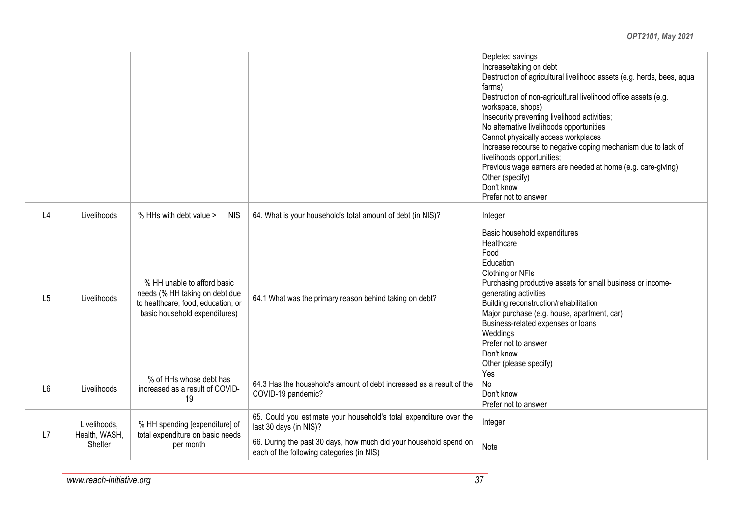| | | | | |
|---|---|---|---|---|
| | | | | Depleted savings<br>Increase/taking on debt<br>Destruction of agricultural livelihood assets (e.g. herds, bees, aqua farms)<br>Destruction of non-agricultural livelihood office assets (e.g. workspace, shops)<br>Insecurity preventing livelihood activities;<br>No alternative livelihoods opportunities<br>Cannot physically access workplaces<br>Increase recourse to negative coping mechanism due to lack of livelihoods opportunities;<br>Previous wage earners are needed at home (e.g. care-giving)<br>Other (specify)<br>Don't know<br>Prefer not to answer |
| L4 | Livelihoods | % HHs with debt value > __ NIS | 64. What is your household's total amount of debt (in NIS)? | Integer |
| L5 | Livelihoods | % HH unable to afford basic needs (% HH taking on debt due to healthcare, food, education, or basic household expenditures) | 64.1 What was the primary reason behind taking on debt? | Basic household expenditures<br>Healthcare<br>Food<br>Education<br>Clothing or NFIs<br>Purchasing productive assets for small business or income-generating activities<br>Building reconstruction/rehabilitation<br>Major purchase (e.g. house, apartment, car)<br>Business-related expenses or loans<br>Weddings<br>Prefer not to answer<br>Don't know<br>Other (please specify) |
| L6 | Livelihoods | % of HHs whose debt has increased as a result of COVID-19 | 64.3 Has the household's amount of debt increased as a result of the COVID-19 pandemic? | Yes<br>No<br>Don't know<br>Prefer not to answer |
| L7 | Livelihoods, Health, WASH, Shelter | % HH spending [expenditure] of total expenditure on basic needs per month | 65. Could you estimate your household's total expenditure over the last 30 days (in NIS)? | Integer |
| | | | 66. During the past 30 days, how much did your household spend on each of the following categories (in NIS) | Note |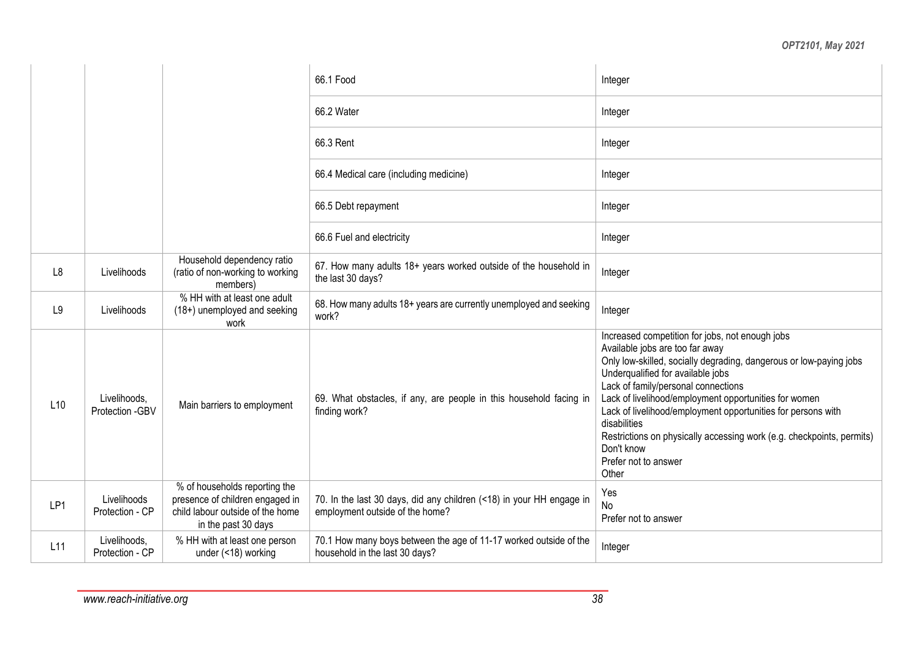| | | | | |
|---|---|---|---|---|
| | | | 66.1 Food | Integer |
| | | | 66.2 Water | Integer |
| | | | 66.3 Rent | Integer |
| | | | 66.4 Medical care (including medicine) | Integer |
| | | | 66.5 Debt repayment | Integer |
| | | | 66.6 Fuel and electricity | Integer |
| L8 | Livelihoods | Household dependency ratio (ratio of non-working to working members) | 67. How many adults 18+ years worked outside of the household in the last 30 days? | Integer |
| L9 | Livelihoods | % HH with at least one adult (18+) unemployed and seeking work | 68. How many adults 18+ years are currently unemployed and seeking work? | Integer |
| L10 | Livelihoods, Protection -GBV | Main barriers to employment | 69. What obstacles, if any, are people in this household facing in finding work? | Increased competition for jobs, not enough jobs<br>Available jobs are too far away<br>Only low-skilled, socially degrading, dangerous or low-paying jobs<br>Underqualified for available jobs<br>Lack of family/personal connections<br>Lack of livelihood/employment opportunities for women<br>Lack of livelihood/employment opportunities for persons with disabilities<br>Restrictions on physically accessing work (e.g. checkpoints, permits)<br>Don't know<br>Prefer not to answer<br>Other |
| LP1 | Livelihoods Protection - CP | % of households reporting the presence of children engaged in child labour outside of the home in the past 30 days | 70. In the last 30 days, did any children (<18) in your HH engage in employment outside of the home? | Yes<br>No<br>Prefer not to answer |
| L11 | Livelihoods, Protection - CP | % HH with at least one person under (<18) working | 70.1 How many boys between the age of 11-17 worked outside of the household in the last 30 days? | Integer |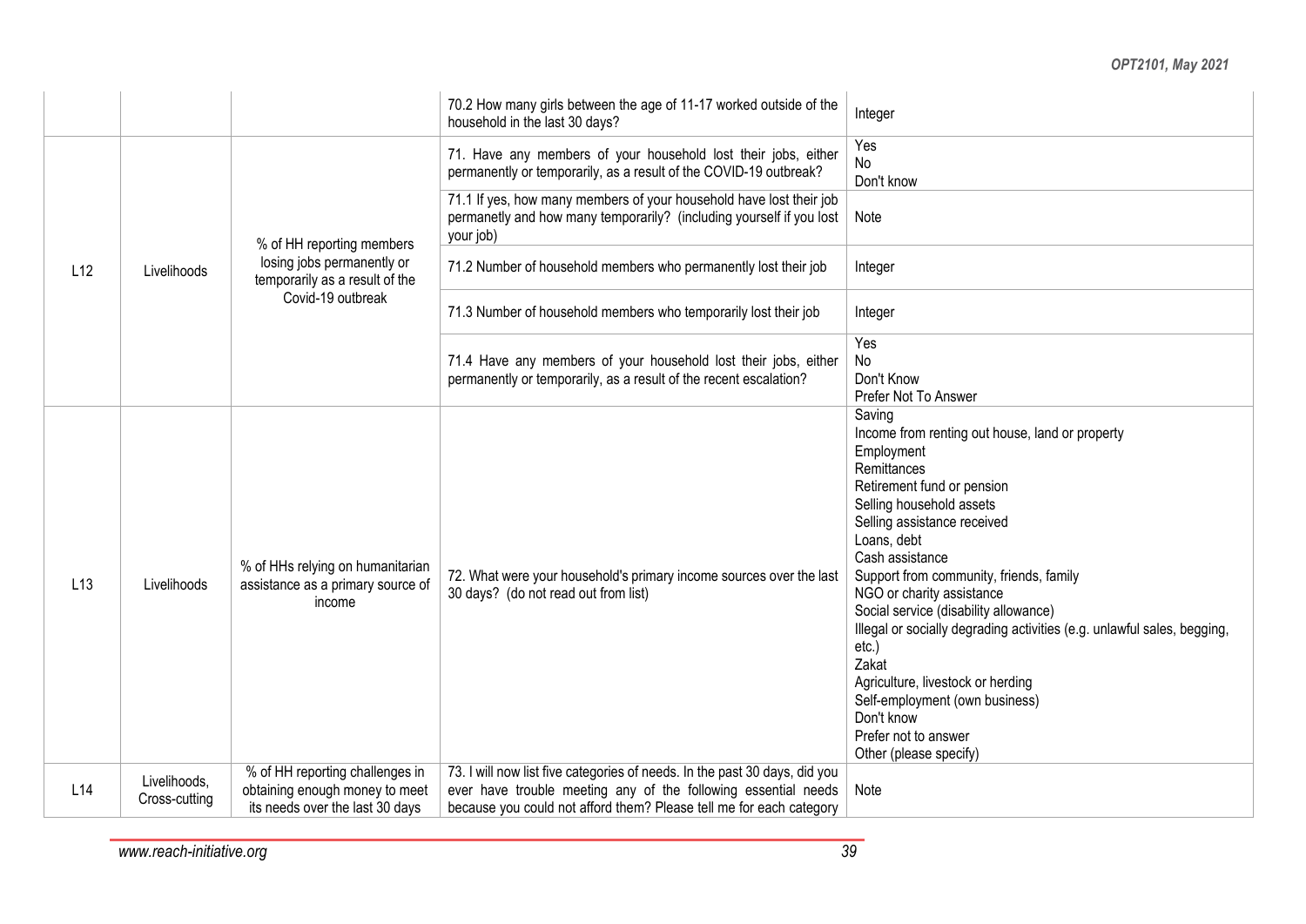| | | | | |
|---|---|---|---|---|
| | | | 70.2 How many girls between the age of 11-17 worked outside of the household in the last 30 days? | Integer |
| L12 | Livelihoods | % of HH reporting members losing jobs permanently or temporarily as a result of the Covid-19 outbreak | 71. Have any members of your household lost their jobs, either permanently or temporarily, as a result of the COVID-19 outbreak? | Yes<br>No<br>Don't know |
| | | | 71.1 If yes, how many members of your household have lost their job permanetly and how many temporarily? (including yourself if you lost your job) | Note |
| | | | 71.2 Number of household members who permanently lost their job | Integer |
| | | | 71.3 Number of household members who temporarily lost their job | Integer |
| | | | 71.4 Have any members of your household lost their jobs, either permanently or temporarily, as a result of the recent escalation? | Yes<br>No<br>Don't Know<br>Prefer Not To Answer |
| L13 | Livelihoods | % of HHs relying on humanitarian assistance as a primary source of income | 72. What were your household's primary income sources over the last 30 days? (do not read out from list) | Saving<br>Income from renting out house, land or property<br>Employment<br>Remittances<br>Retirement fund or pension<br>Selling household assets<br>Selling assistance received<br>Loans, debt<br>Cash assistance<br>Support from community, friends, family<br>NGO or charity assistance<br>Social service (disability allowance)<br>Illegal or socially degrading activities (e.g. unlawful sales, begging, etc.)<br>Zakat<br>Agriculture, livestock or herding<br>Self-employment (own business)<br>Don't know<br>Prefer not to answer<br>Other (please specify) |
| L14 | Livelihoods, Cross-cutting | % of HH reporting challenges in obtaining enough money to meet its needs over the last 30 days | 73. I will now list five categories of needs. In the past 30 days, did you ever have trouble meeting any of the following essential needs because you could not afford them? Please tell me for each category | Note |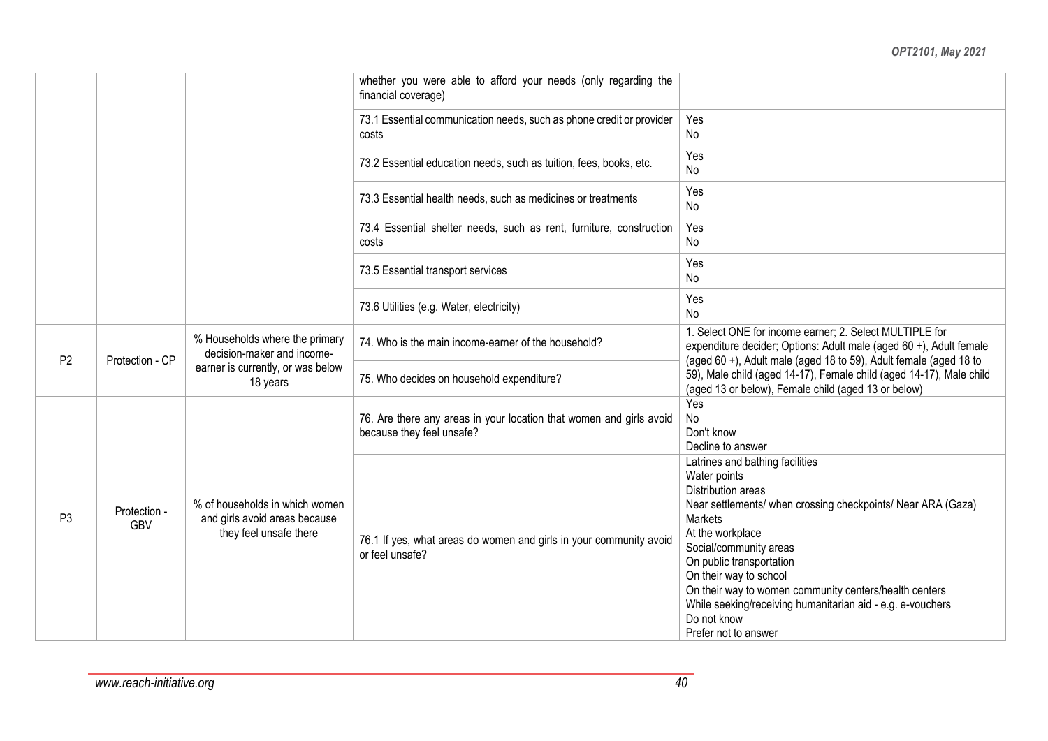| | | | whether you were able to afford your needs (only regarding the financial coverage) | |
|---|---|---|---|---|
| | | | 73.1 Essential communication needs, such as phone credit or provider costs | Yes<br>No |
| | | | 73.2 Essential education needs, such as tuition, fees, books, etc. | Yes<br>No |
| | | | 73.3 Essential health needs, such as medicines or treatments | Yes<br>No |
| | | | 73.4 Essential shelter needs, such as rent, furniture, construction costs | Yes<br>No |
| | | | 73.5 Essential transport services | Yes<br>No |
| | | | 73.6 Utilities (e.g. Water, electricity) | Yes<br>No |
| P2 | Protection - CP | % Households where the primary decision-maker and income-earner is currently, or was below 18 years | 74. Who is the main income-earner of the household? | 1. Select ONE for income earner; 2. Select MULTIPLE for expenditure decider; Options: Adult male (aged 60 +), Adult female (aged 60 +), Adult male (aged 18 to 59), Adult female (aged 18 to 59), Male child (aged 14-17), Female child (aged 14-17), Male child (aged 13 or below), Female child (aged 13 or below) |
| | | | 75. Who decides on household expenditure? | |
| P3 | Protection - GBV | % of households in which women and girls avoid areas because they feel unsafe there | 76. Are there any areas in your location that women and girls avoid because they feel unsafe? | Yes<br>No<br>Don't know<br>Decline to answer |
| | | | 76.1 If yes, what areas do women and girls in your community avoid or feel unsafe? | Latrines and bathing facilities<br>Water points<br>Distribution areas<br>Near settlements/ when crossing checkpoints/ Near ARA (Gaza)<br>Markets<br>At the workplace<br>Social/community areas<br>On public transportation<br>On their way to school<br>On their way to women community centers/health centers<br>While seeking/receiving humanitarian aid - e.g. e-vouchers<br>Do not know<br>Prefer not to answer |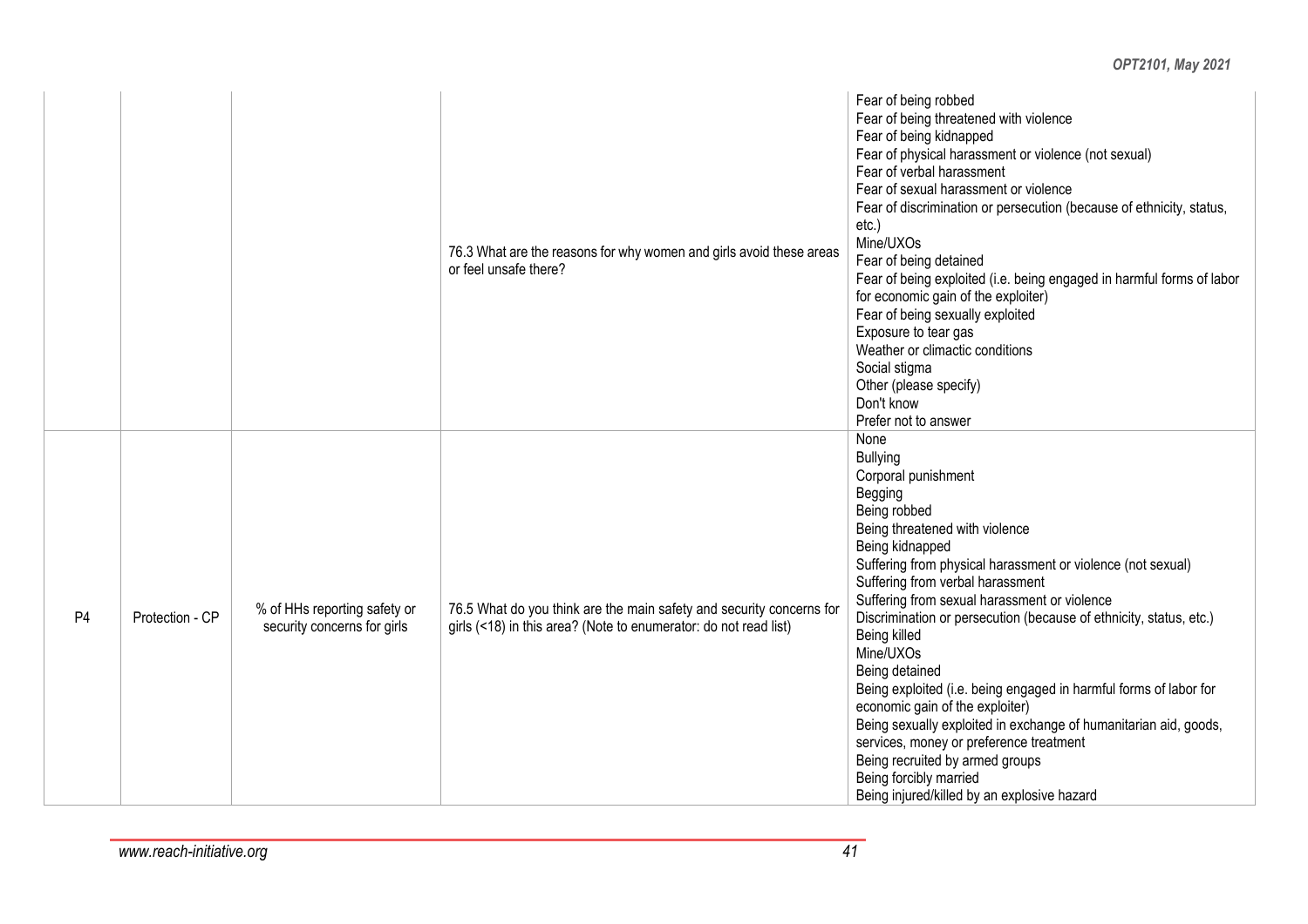| | | | | |
|---|---|---|---|---|
| | | | 76.3 What are the reasons for why women and girls avoid these areas or feel unsafe there? | Fear of being robbed<br>Fear of being threatened with violence<br>Fear of being kidnapped<br>Fear of physical harassment or violence (not sexual)<br>Fear of verbal harassment<br>Fear of sexual harassment or violence<br>Fear of discrimination or persecution (because of ethnicity, status, etc.)<br>Mine/UXOs<br>Fear of being detained<br>Fear of being exploited (i.e. being engaged in harmful forms of labor for economic gain of the exploiter)<br>Fear of being sexually exploited<br>Exposure to tear gas<br>Weather or climactic conditions<br>Social stigma<br>Other (please specify)<br>Don't know<br>Prefer not to answer |
| P4 | Protection - CP | % of HHs reporting safety or security concerns for girls | 76.5 What do you think are the main safety and security concerns for girls (<18) in this area? (Note to enumerator: do not read list) | None<br>Bullying<br>Corporal punishment<br>Begging<br>Being robbed<br>Being threatened with violence<br>Being kidnapped<br>Suffering from physical harassment or violence (not sexual)<br>Suffering from verbal harassment<br>Suffering from sexual harassment or violence<br>Discrimination or persecution (because of ethnicity, status, etc.)<br>Being killed<br>Mine/UXOs<br>Being detained<br>Being exploited (i.e. being engaged in harmful forms of labor for economic gain of the exploiter)<br>Being sexually exploited in exchange of humanitarian aid, goods, services, money or preference treatment<br>Being recruited by armed groups<br>Being forcibly married<br>Being injured/killed by an explosive hazard |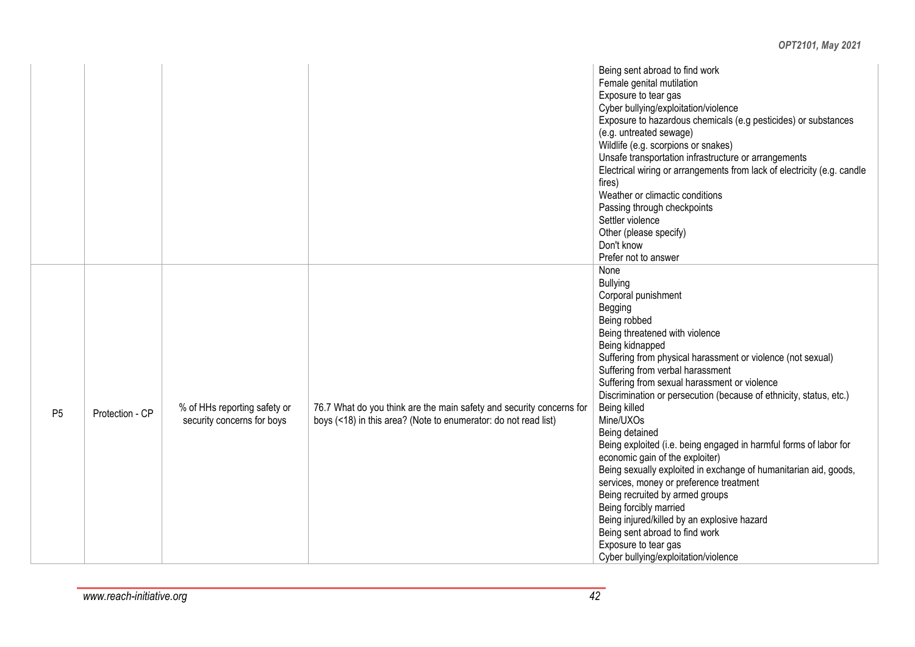| | | | | |
|---|---|---|---|---|
| | | | | Being sent abroad to find work<br>Female genital mutilation<br>Exposure to tear gas<br>Cyber bullying/exploitation/violence<br>Exposure to hazardous chemicals (e.g pesticides) or substances (e.g. untreated sewage)<br>Wildlife (e.g. scorpions or snakes)<br>Unsafe transportation infrastructure or arrangements<br>Electrical wiring or arrangements from lack of electricity (e.g. candle fires)<br>Weather or climactic conditions<br>Passing through checkpoints<br>Settler violence<br>Other (please specify)<br>Don't know<br>Prefer not to answer |
| P5 | Protection - CP | % of HHs reporting safety or security concerns for boys | 76.7 What do you think are the main safety and security concerns for boys (<18) in this area? (Note to enumerator: do not read list) | None<br>Bullying<br>Corporal punishment<br>Begging<br>Being robbed<br>Being threatened with violence<br>Being kidnapped<br>Suffering from physical harassment or violence (not sexual)<br>Suffering from verbal harassment<br>Suffering from sexual harassment or violence<br>Discrimination or persecution (because of ethnicity, status, etc.)<br>Being killed<br>Mine/UXOs<br>Being detained<br>Being exploited (i.e. being engaged in harmful forms of labor for economic gain of the exploiter)<br>Being sexually exploited in exchange of humanitarian aid, goods, services, money or preference treatment<br>Being recruited by armed groups<br>Being forcibly married<br>Being injured/killed by an explosive hazard<br>Being sent abroad to find work<br>Exposure to tear gas<br>Cyber bullying/exploitation/violence |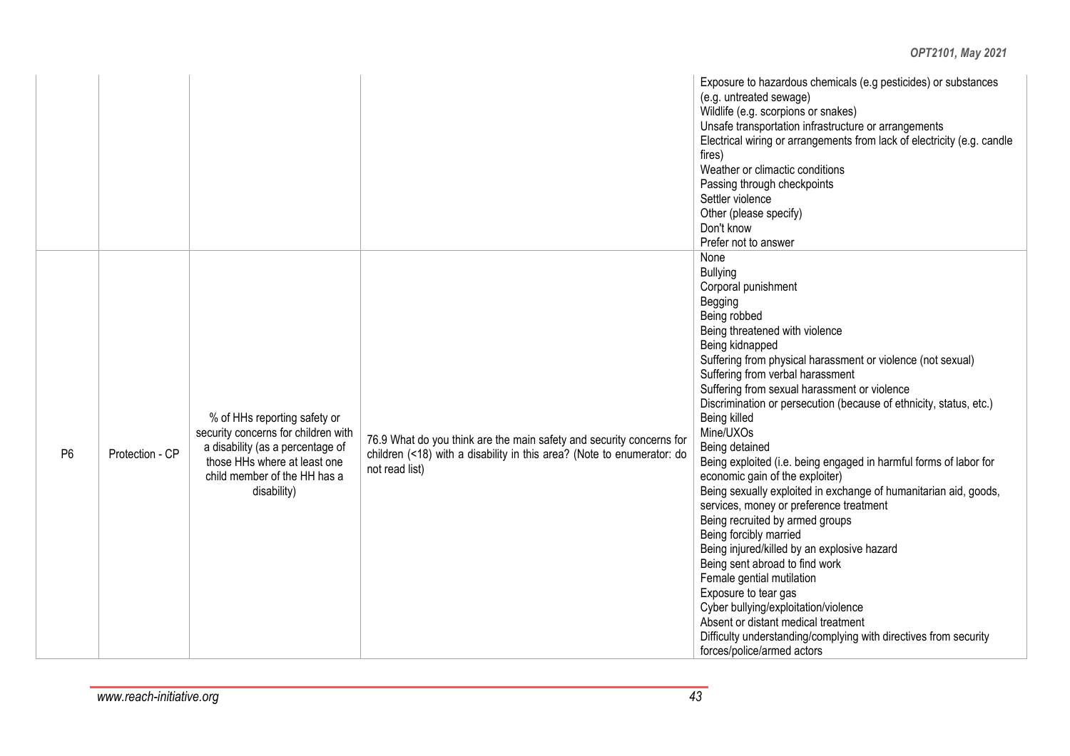| | | | | |
|---|---|---|---|---|
| | | | | Exposure to hazardous chemicals (e.g pesticides) or substances (e.g. untreated sewage)<br>Wildlife (e.g. scorpions or snakes)<br>Unsafe transportation infrastructure or arrangements<br>Electrical wiring or arrangements from lack of electricity (e.g. candle fires)<br>Weather or climactic conditions<br>Passing through checkpoints<br>Settler violence<br>Other (please specify)<br>Don't know<br>Prefer not to answer |
| P6 | Protection - CP | % of HHs reporting safety or security concerns for children with a disability (as a percentage of those HHs where at least one child member of the HH has a disability) | 76.9 What do you think are the main safety and security concerns for children (<18) with a disability in this area? (Note to enumerator: do not read list) | None<br>Bullying<br>Corporal punishment<br>Begging<br>Being robbed<br>Being threatened with violence<br>Being kidnapped<br>Suffering from physical harassment or violence (not sexual)<br>Suffering from verbal harassment<br>Suffering from sexual harassment or violence<br>Discrimination or persecution (because of ethnicity, status, etc.)<br>Being killed<br>Mine/UXOs<br>Being detained<br>Being exploited (i.e. being engaged in harmful forms of labor for economic gain of the exploiter)<br>Being sexually exploited in exchange of humanitarian aid, goods, services, money or preference treatment<br>Being recruited by armed groups<br>Being forcibly married<br>Being injured/killed by an explosive hazard<br>Being sent abroad to find work<br>Female gential mutilation<br>Exposure to tear gas<br>Cyber bullying/exploitation/violence<br>Absent or distant medical treatment<br>Difficulty understanding/complying with directives from security forces/police/armed actors |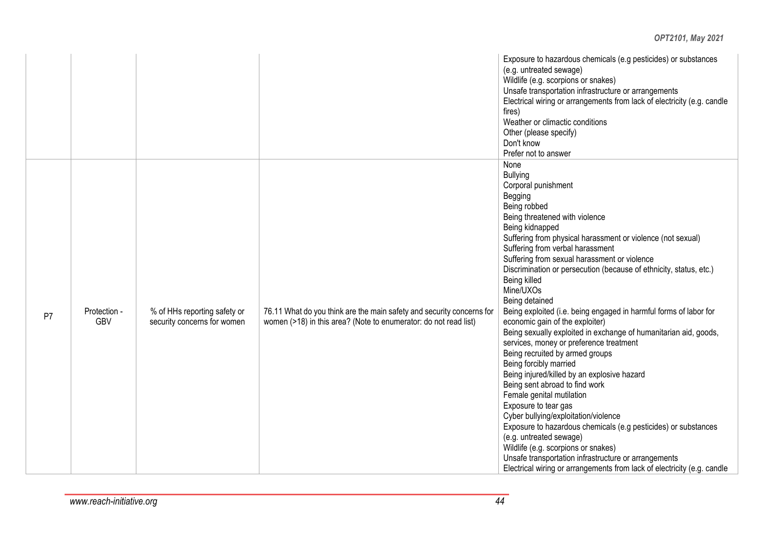| | | | | |
|---|---|---|---|---|
| | | | | Exposure to hazardous chemicals (e.g pesticides) or substances (e.g. untreated sewage)<br>Wildlife (e.g. scorpions or snakes)<br>Unsafe transportation infrastructure or arrangements<br>Electrical wiring or arrangements from lack of electricity (e.g. candle fires)<br>Weather or climactic conditions<br>Other (please specify)<br>Don't know<br>Prefer not to answer |
| P7 | Protection - GBV | % of HHs reporting safety or security concerns for women | 76.11 What do you think are the main safety and security concerns for women (>18) in this area? (Note to enumerator: do not read list) | None<br>Bullying<br>Corporal punishment<br>Begging<br>Being robbed<br>Being threatened with violence<br>Being kidnapped<br>Suffering from physical harassment or violence (not sexual)<br>Suffering from verbal harassment<br>Suffering from sexual harassment or violence<br>Discrimination or persecution (because of ethnicity, status, etc.)<br>Being killed<br>Mine/UXOs<br>Being detained<br>Being exploited (i.e. being engaged in harmful forms of labor for economic gain of the exploiter)<br>Being sexually exploited in exchange of humanitarian aid, goods, services, money or preference treatment<br>Being recruited by armed groups<br>Being forcibly married<br>Being injured/killed by an explosive hazard<br>Being sent abroad to find work<br>Female genital mutilation<br>Exposure to tear gas<br>Cyber bullying/exploitation/violence<br>Exposure to hazardous chemicals (e.g pesticides) or substances (e.g. untreated sewage)<br>Wildlife (e.g. scorpions or snakes)<br>Unsafe transportation infrastructure or arrangements<br>Electrical wiring or arrangements from lack of electricity (e.g. candle |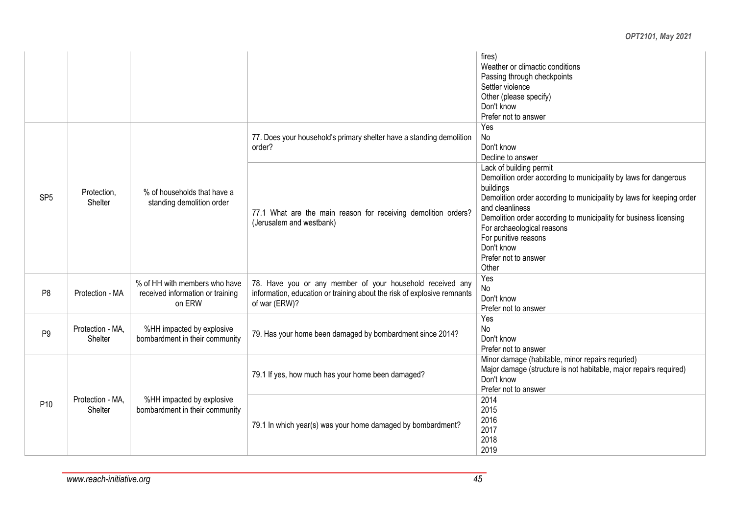| | | | | |
|---|---|---|---|---|
| | | | | fires)<br>Weather or climactic conditions<br>Passing through checkpoints<br>Settler violence<br>Other (please specify)<br>Don't know<br>Prefer not to answer |
| SP5 | Protection, Shelter | % of households that have a standing demolition order | 77. Does your household's primary shelter have a standing demolition order? | Yes<br>No<br>Don't know<br>Decline to answer |
| | | | 77.1 What are the main reason for receiving demolition orders? (Jerusalem and westbank) | Lack of building permit<br>Demolition order according to municipality by laws for dangerous buildings<br>Demolition order according to municipality by laws for keeping order and cleanliness<br>Demolition order according to municipality for business licensing<br>For archaeological reasons<br>For punitive reasons<br>Don't know<br>Prefer not to answer<br>Other |
| P8 | Protection - MA | % of HH with members who have received information or training on ERW | 78. Have you or any member of your household received any information, education or training about the risk of explosive remnants of war (ERW)? | Yes<br>No<br>Don't know<br>Prefer not to answer |
| P9 | Protection - MA, Shelter | %HH impacted by explosive bombardment in their community | 79. Has your home been damaged by bombardment since 2014? | Yes<br>No<br>Don't know<br>Prefer not to answer |
| P10 | Protection - MA, Shelter | %HH impacted by explosive bombardment in their community | 79.1 If yes, how much has your home been damaged? | Minor damage (habitable, minor repairs requried)<br>Major damage (structure is not habitable, major repairs required)<br>Don't know<br>Prefer not to answer |
| | | | 79.1 In which year(s) was your home damaged by bombardment? | 2014<br>2015<br>2016<br>2017<br>2018<br>2019 |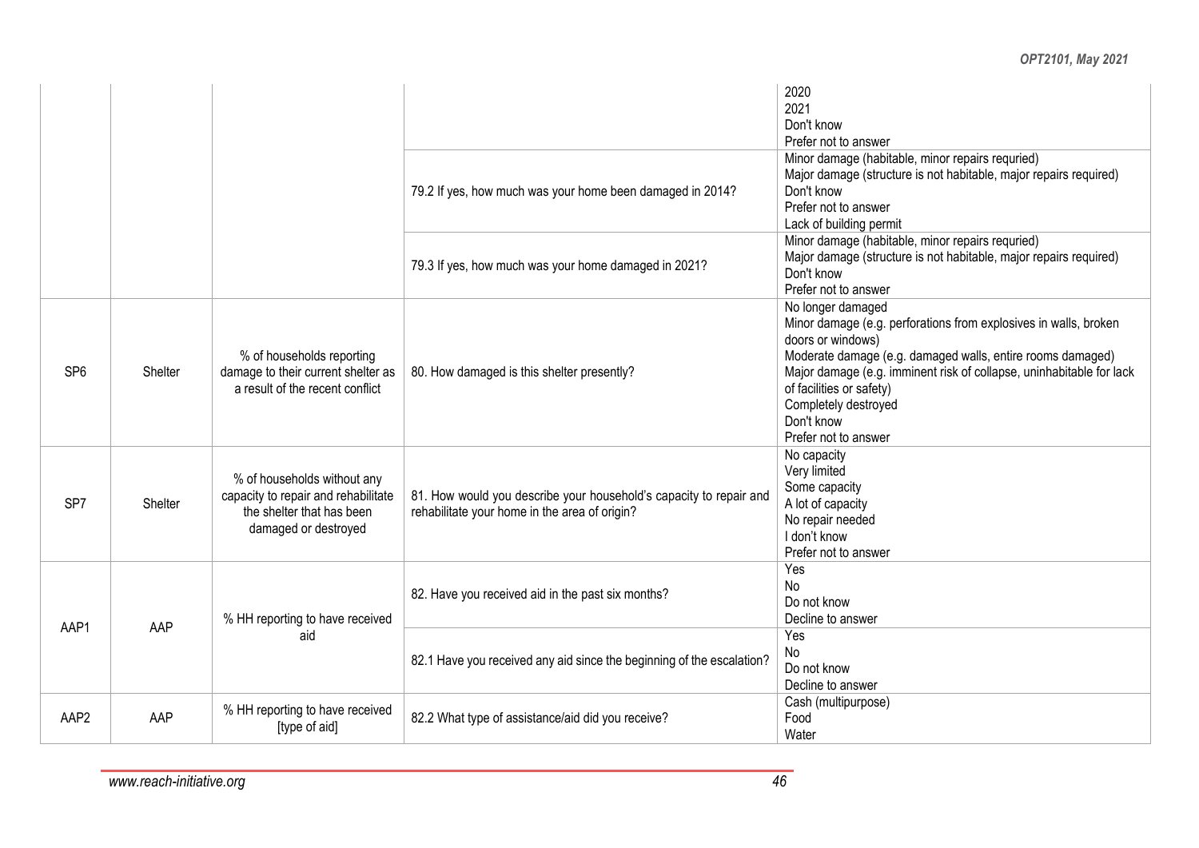| | | | | 2020<br>2021<br>Don't know<br>Prefer not to answer |
|---|---|---|---|---|
| | | | 79.2 If yes, how much was your home been damaged in 2014? | Minor damage (habitable, minor repairs requried)<br>Major damage (structure is not habitable, major repairs required)<br>Don't know<br>Prefer not to answer<br>Lack of building permit |
| | | | 79.3 If yes, how much was your home damaged in 2021? | Minor damage (habitable, minor repairs requried)<br>Major damage (structure is not habitable, major repairs required)<br>Don't know<br>Prefer not to answer |
| SP6 | Shelter | % of households reporting damage to their current shelter as a result of the recent conflict | 80. How damaged is this shelter presently? | No longer damaged<br>Minor damage (e.g. perforations from explosives in walls, broken doors or windows)<br>Moderate damage (e.g. damaged walls, entire rooms damaged)<br>Major damage (e.g. imminent risk of collapse, uninhabitable for lack of facilities or safety)<br>Completely destroyed<br>Don't know<br>Prefer not to answer |
| SP7 | Shelter | % of households without any capacity to repair and rehabilitate the shelter that has been damaged or destroyed | 81. How would you describe your household's capacity to repair and rehabilitate your home in the area of origin? | No capacity<br>Very limited<br>Some capacity<br>A lot of capacity<br>No repair needed<br>I don't know<br>Prefer not to answer |
| AAP1 | AAP | % HH reporting to have received aid | 82. Have you received aid in the past six months? | Yes<br>No<br>Do not know<br>Decline to answer |
| | | | 82.1 Have you received any aid since the beginning of the escalation? | Yes<br>No<br>Do not know<br>Decline to answer |
| AAP2 | AAP | % HH reporting to have received [type of aid] | 82.2 What type of assistance/aid did you receive? | Cash (multipurpose)<br>Food<br>Water |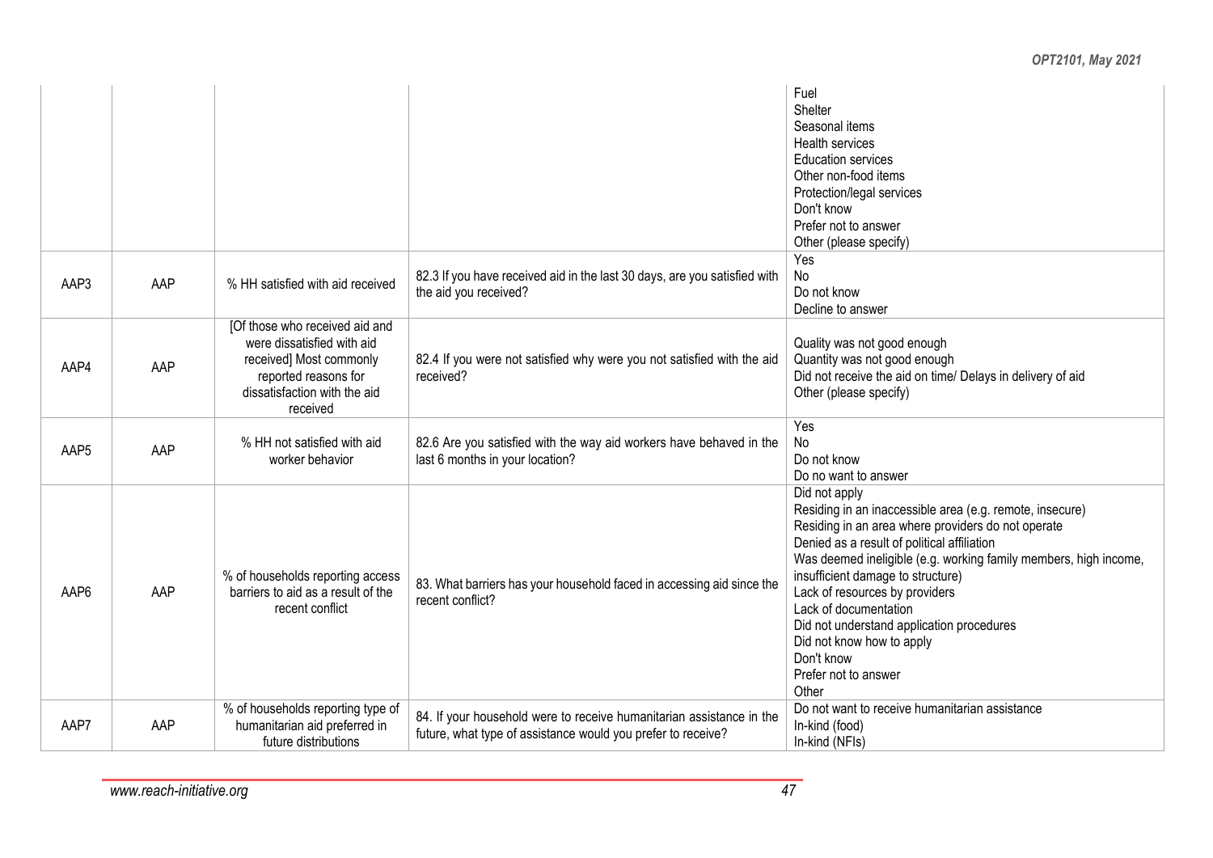| | | | | |
|---|---|---|---|---|
| | | | | Fuel<br>Shelter<br>Seasonal items<br>Health services<br>Education services<br>Other non-food items<br>Protection/legal services<br>Don't know<br>Prefer not to answer<br>Other (please specify) |
| AAP3 | AAP | % HH satisfied with aid received | 82.3 If you have received aid in the last 30 days, are you satisfied with the aid you received? | Yes<br>No<br>Do not know<br>Decline to answer |
| AAP4 | AAP | [Of those who received aid and were dissatisfied with aid received] Most commonly reported reasons for dissatisfaction with the aid received | 82.4 If you were not satisfied why were you not satisfied with the aid received? | Quality was not good enough<br>Quantity was not good enough<br>Did not receive the aid on time/ Delays in delivery of aid<br>Other (please specify) |
| AAP5 | AAP | % HH not satisfied with aid worker behavior | 82.6 Are you satisfied with the way aid workers have behaved in the last 6 months in your location? | Yes<br>No<br>Do not know<br>Do no want to answer |
| AAP6 | AAP | % of households reporting access barriers to aid as a result of the recent conflict | 83. What barriers has your household faced in accessing aid since the recent conflict? | Did not apply<br>Residing in an inaccessible area (e.g. remote, insecure)<br>Residing in an area where providers do not operate<br>Denied as a result of political affiliation<br>Was deemed ineligible (e.g. working family members, high income, insufficient damage to structure)<br>Lack of resources by providers<br>Lack of documentation<br>Did not understand application procedures<br>Did not know how to apply<br>Don't know<br>Prefer not to answer<br>Other |
| AAP7 | AAP | % of households reporting type of humanitarian aid preferred in future distributions | 84. If your household were to receive humanitarian assistance in the future, what type of assistance would you prefer to receive? | Do not want to receive humanitarian assistance<br>In-kind (food)<br>In-kind (NFIs) |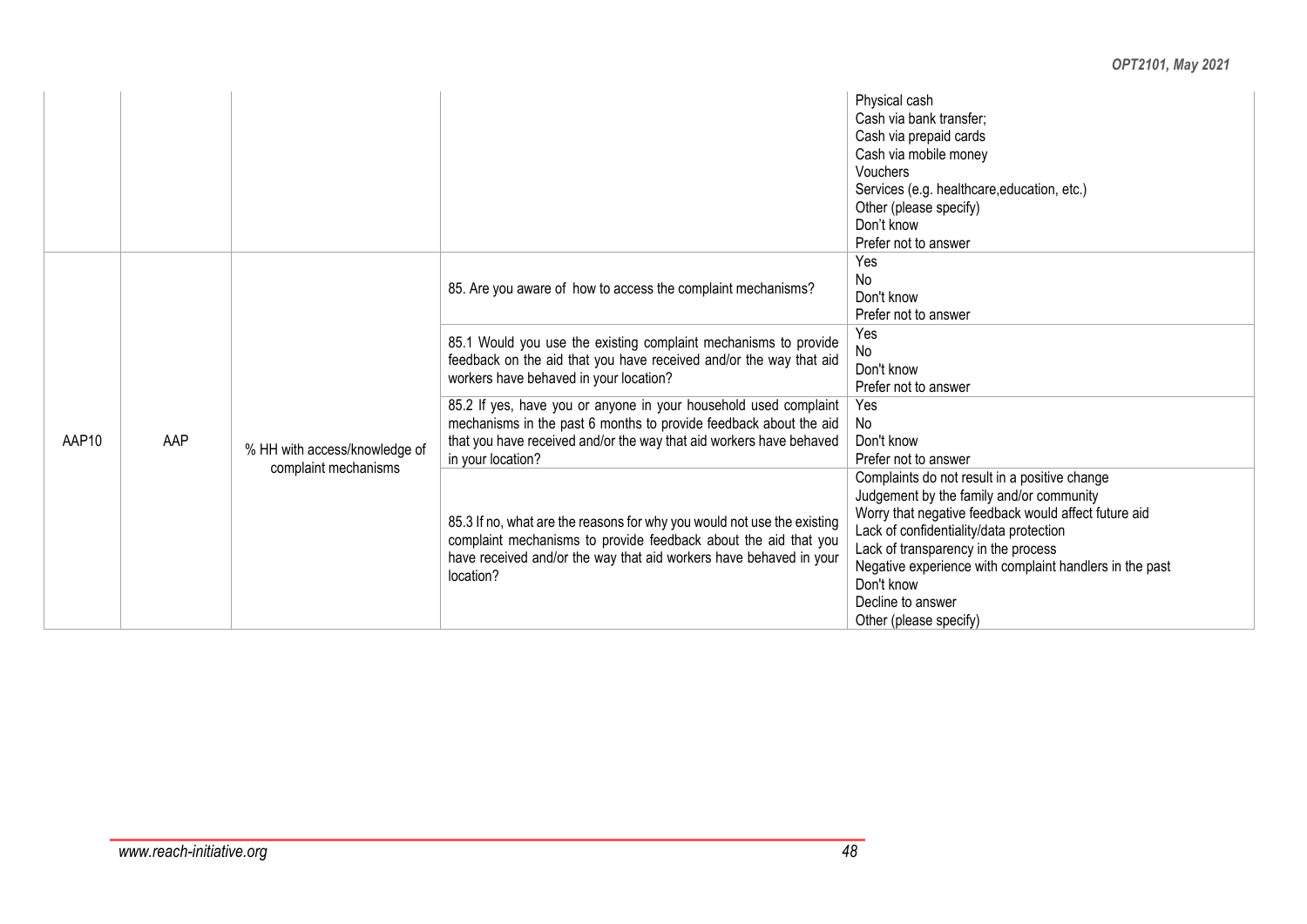| | | | | |
|---|---|---|---|---|
| | | | | Physical cash<br>Cash via bank transfer;<br>Cash via prepaid cards<br>Cash via mobile money<br>Vouchers<br>Services (e.g. healthcare,education, etc.)<br>Other (please specify)<br>Don't know<br>Prefer not to answer |
| AAP10 | AAP | % HH with access/knowledge of complaint mechanisms | 85. Are you aware of how to access the complaint mechanisms? | Yes<br>No<br>Don't know<br>Prefer not to answer |
| | | | 85.1 Would you use the existing complaint mechanisms to provide feedback on the aid that you have received and/or the way that aid workers have behaved in your location? | Yes<br>No<br>Don't know<br>Prefer not to answer |
| | | | 85.2 If yes, have you or anyone in your household used complaint mechanisms in the past 6 months to provide feedback about the aid that you have received and/or the way that aid workers have behaved in your location? | Yes<br>No<br>Don't know<br>Prefer not to answer |
| | | | 85.3 If no, what are the reasons for why you would not use the existing complaint mechanisms to provide feedback about the aid that you have received and/or the way that aid workers have behaved in your location? | Complaints do not result in a positive change<br>Judgement by the family and/or community<br>Worry that negative feedback would affect future aid<br>Lack of confidentiality/data protection<br>Lack of transparency in the process<br>Negative experience with complaint handlers in the past<br>Don't know<br>Decline to answer<br>Other (please specify) |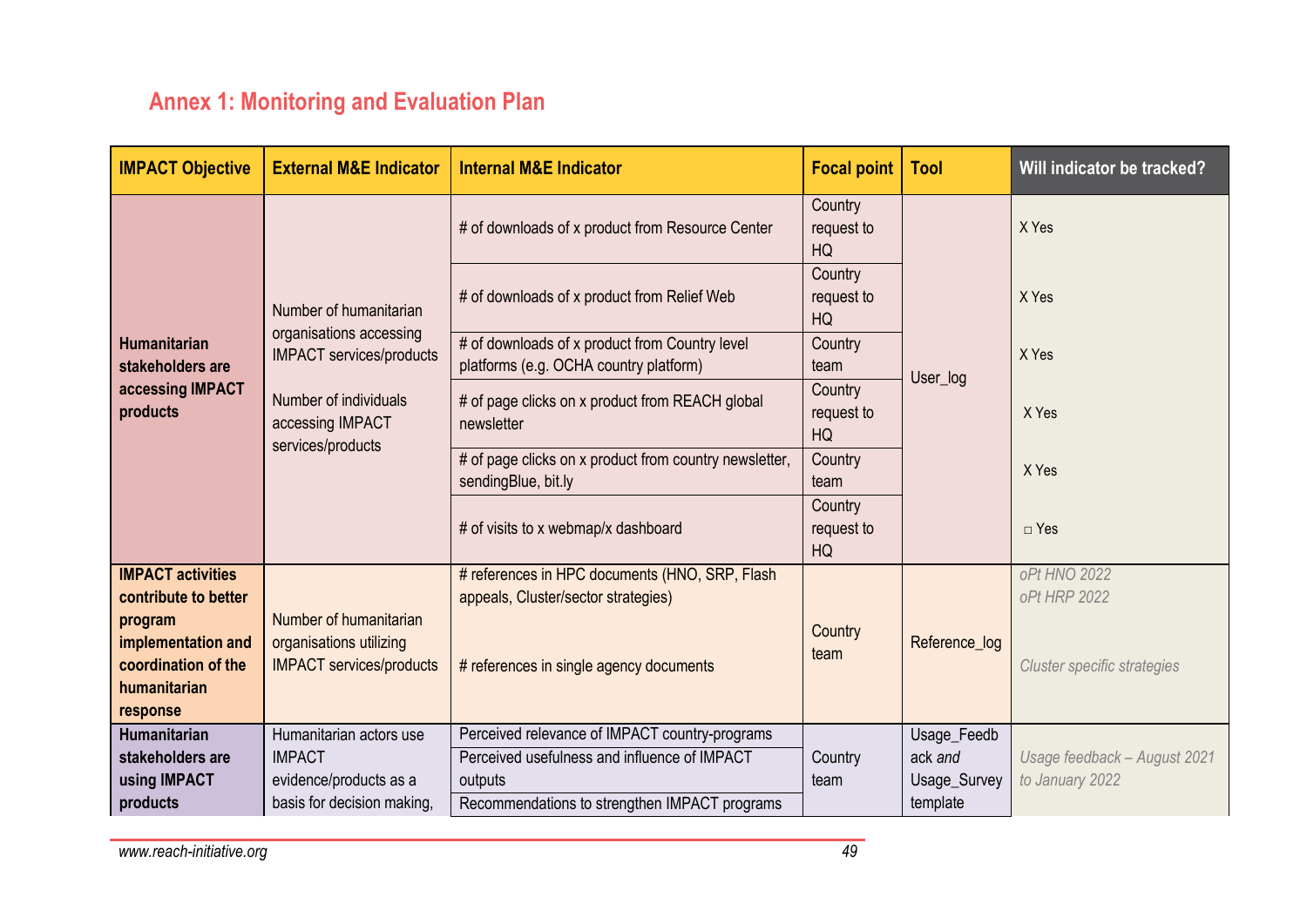## Annex 1: Monitoring and Evaluation Plan

| IMPACT Objective | External M&E Indicator | Internal M&E Indicator | Focal point | Tool | Will indicator be tracked? |
|---|---|---|---|---|---|
| **Humanitarian stakeholders are accessing IMPACT products** | Number of humanitarian organisations accessing IMPACT services/products<br><br>Number of individuals accessing IMPACT services/products | # of downloads of x product from Resource Center | Country request to HQ | User_log | X Yes |
| | | # of downloads of x product from Relief Web | Country request to HQ | | X Yes |
| | | # of downloads of x product from Country level platforms (e.g. OCHA country platform) | Country team | | X Yes |
| | | # of page clicks on x product from REACH global newsletter | Country request to HQ | | X Yes |
| | | # of page clicks on x product from country newsletter, sendingBlue, bit.ly | Country team | | X Yes |
| | | # of visits to x webmap/x dashboard | Country request to HQ | | □ Yes |
| **IMPACT activities contribute to better program implementation and coordination of the humanitarian response** | Number of humanitarian organisations utilizing IMPACT services/products | # references in HPC documents (HNO, SRP, Flash appeals, Cluster/sector strategies)<br><br># references in single agency documents | Country team | Reference_log | *oPt HNO 2022*<br>*oPt HRP 2022*<br><br>*Cluster specific strategies* |
| **Humanitarian stakeholders are using IMPACT products** | Humanitarian actors use IMPACT evidence/products as a basis for decision making, | Perceived relevance of IMPACT country-programs | Country team | Usage_Feedback *and* Usage_Survey template | *Usage feedback – August 2021 to January 2022* |
| | | Perceived usefulness and influence of IMPACT outputs | | | |
| | | Recommendations to strengthen IMPACT programs | | | |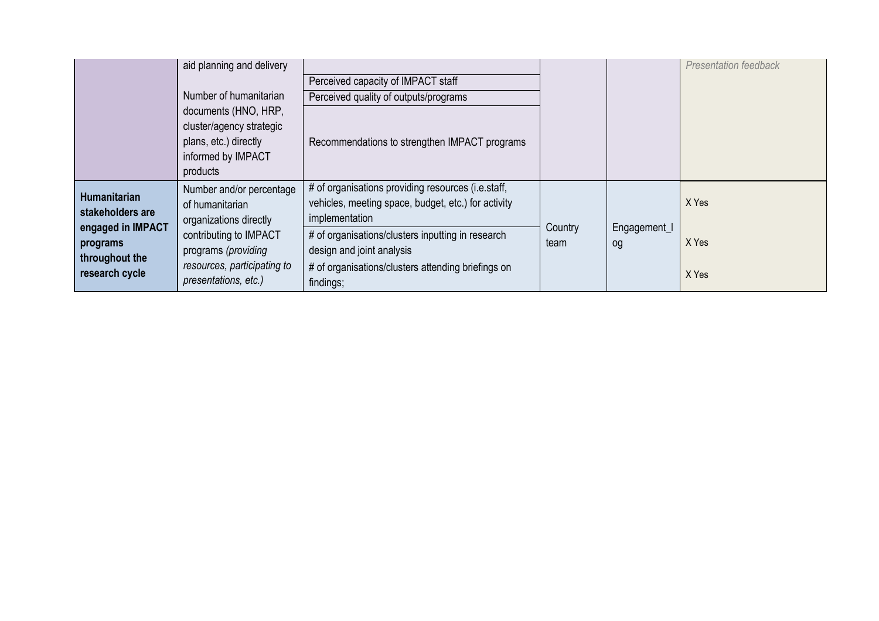|  |  |  |  |  |  |
|---|---|---|---|---|---|
|  | aid planning and delivery<br><br>Number of humanitarian documents (HNO, HRP, cluster/agency strategic plans, etc.) directly informed by IMPACT products |  |  |  | *Presentation feedback* |
|  |  | Perceived capacity of IMPACT staff |  |  |  |
|  |  | Perceived quality of outputs/programs |  |  |  |
|  |  | Recommendations to strengthen IMPACT programs |  |  |  |
| **Humanitarian stakeholders are engaged in IMPACT programs throughout the research cycle** | Number and/or percentage of humanitarian organizations directly contributing to IMPACT programs *(providing resources, participating to presentations, etc.)* | # of organisations providing resources (i.e.staff, vehicles, meeting space, budget, etc.) for activity implementation | Country team | Engagement_log | X Yes |
|  |  | # of organisations/clusters inputting in research design and joint analysis |  |  | X Yes |
|  |  | # of organisations/clusters attending briefings on findings; |  |  | X Yes |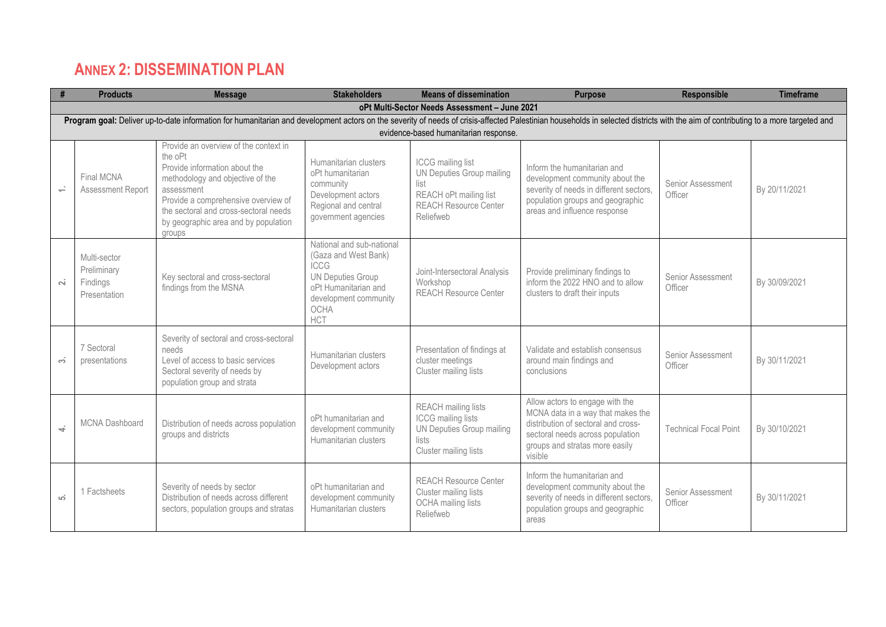# ANNEX 2: DISSEMINATION PLAN

| # | Products | Message | Stakeholders | Means of dissemination | Purpose | Responsible | Timeframe |
|---|---|---|---|---|---|---|---|
| **oPt Multi-Sector Needs Assessment – June 2021** | | | | | | | |
| **Program goal:** Deliver up-to-date information for humanitarian and development actors on the severity of needs of crisis-affected Palestinian households in selected districts with the aim of contributing to a more targeted and evidence-based humanitarian response. | | | | | | | |
| 1. | Final MCNA Assessment Report | Provide an overview of the context in the oPt<br>Provide information about the methodology and objective of the assessment<br>Provide a comprehensive overview of the sectoral and cross-sectoral needs by geographic area and by population groups | Humanitarian clusters<br>oPt humanitarian community<br>Development actors<br>Regional and central government agencies | ICCG mailing list<br>UN Deputies Group mailing list<br>REACH oPt mailing list<br>REACH Resource Center<br>Reliefweb | Inform the humanitarian and development community about the severity of needs in different sectors, population groups and geographic areas and influence response | Senior Assessment Officer | By 20/11/2021 |
| 2. | Multi-sector Preliminary Findings Presentation | Key sectoral and cross-sectoral findings from the MSNA | National and sub-national (Gaza and West Bank) ICCG<br>UN Deputies Group<br>oPt Humanitarian and development community<br>OCHA<br>HCT | Joint-Intersectoral Analysis Workshop<br>REACH Resource Center | Provide preliminary findings to inform the 2022 HNO and to allow clusters to draft their inputs | Senior Assessment Officer | By 30/09/2021 |
| 3. | 7 Sectoral presentations | Severity of sectoral and cross-sectoral needs<br>Level of access to basic services<br>Sectoral severity of needs by population group and strata | Humanitarian clusters<br>Development actors | Presentation of findings at cluster meetings<br>Cluster mailing lists | Validate and establish consensus around main findings and conclusions | Senior Assessment Officer | By 30/11/2021 |
| 4. | MCNA Dashboard | Distribution of needs across population groups and districts | oPt humanitarian and development community<br>Humanitarian clusters | REACH mailing lists<br>ICCG mailing lists<br>UN Deputies Group mailing lists<br>Cluster mailing lists | Allow actors to engage with the MCNA data in a way that makes the distribution of sectoral and cross-sectoral needs across population groups and stratas more easily visible | Technical Focal Point | By 30/10/2021 |
| 5. | 1 Factsheets | Severity of needs by sector<br>Distribution of needs across different sectors, population groups and stratas | oPt humanitarian and development community<br>Humanitarian clusters | REACH Resource Center<br>Cluster mailing lists<br>OCHA mailing lists<br>Reliefweb | Inform the humanitarian and development community about the severity of needs in different sectors, population groups and geographic areas | Senior Assessment Officer | By 30/11/2021 |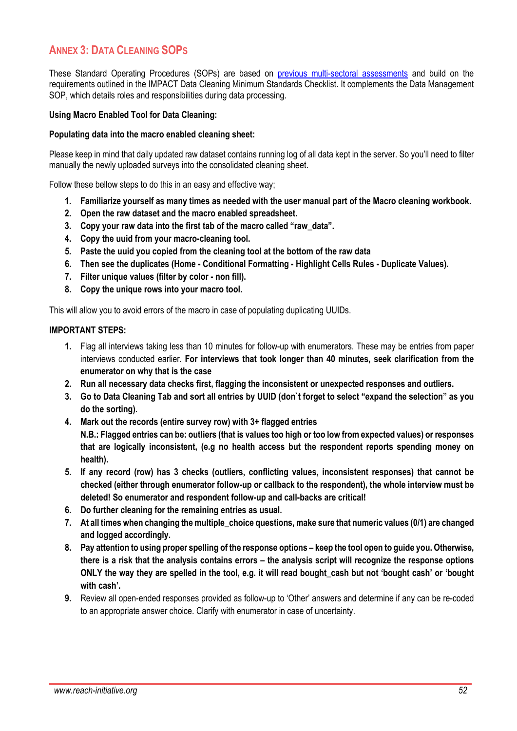## ANNEX 3: DATA CLEANING SOPS

These Standard Operating Procedures (SOPs) are based on previous multi-sectoral assessments and build on the requirements outlined in the IMPACT Data Cleaning Minimum Standards Checklist. It complements the Data Management SOP, which details roles and responsibilities during data processing.

**Using Macro Enabled Tool for Data Cleaning:**

**Populating data into the macro enabled cleaning sheet:**

Please keep in mind that daily updated raw dataset contains running log of all data kept in the server. So you'll need to filter manually the newly uploaded surveys into the consolidated cleaning sheet.

Follow these bellow steps to do this in an easy and effective way;

1. **Familiarize yourself as many times as needed with the user manual part of the Macro cleaning workbook.**
2. **Open the raw dataset and the macro enabled spreadsheet.**
3. **Copy your raw data into the first tab of the macro called "raw_data".**
4. **Copy the uuid from your macro-cleaning tool.**
5. **Paste the uuid you copied from the cleaning tool at the bottom of the raw data**
6. **Then see the duplicates (Home - Conditional Formatting - Highlight Cells Rules - Duplicate Values).**
7. **Filter unique values (filter by color - non fill).**
8. **Copy the unique rows into your macro tool.**

This will allow you to avoid errors of the macro in case of populating duplicating UUIDs.

**IMPORTANT STEPS:**

1. Flag all interviews taking less than 10 minutes for follow-up with enumerators. These may be entries from paper interviews conducted earlier. **For interviews that took longer than 40 minutes, seek clarification from the enumerator on why that is the case**
2. **Run all necessary data checks first, flagging the inconsistent or unexpected responses and outliers.**
3. **Go to Data Cleaning Tab and sort all entries by UUID (don`t forget to select "expand the selection" as you do the sorting).**
4. **Mark out the records (entire survey row) with 3+ flagged entries**
   **N.B.: Flagged entries can be: outliers (that is values too high or too low from expected values) or responses that are logically inconsistent, (e.g no health access but the respondent reports spending money on health).**
5. **If any record (row) has 3 checks (outliers, conflicting values, inconsistent responses) that cannot be checked (either through enumerator follow-up or callback to the respondent), the whole interview must be deleted! So enumerator and respondent follow-up and call-backs are critical!**
6. **Do further cleaning for the remaining entries as usual.**
7. **At all times when changing the multiple_choice questions, make sure that numeric values (0/1) are changed and logged accordingly.**
8. **Pay attention to using proper spelling of the response options – keep the tool open to guide you. Otherwise, there is a risk that the analysis contains errors – the analysis script will recognize the response options ONLY the way they are spelled in the tool, e.g. it will read bought_cash but not 'bought cash' or 'bought with cash'.**
9. Review all open-ended responses provided as follow-up to 'Other' answers and determine if any can be re-coded to an appropriate answer choice. Clarify with enumerator in case of uncertainty.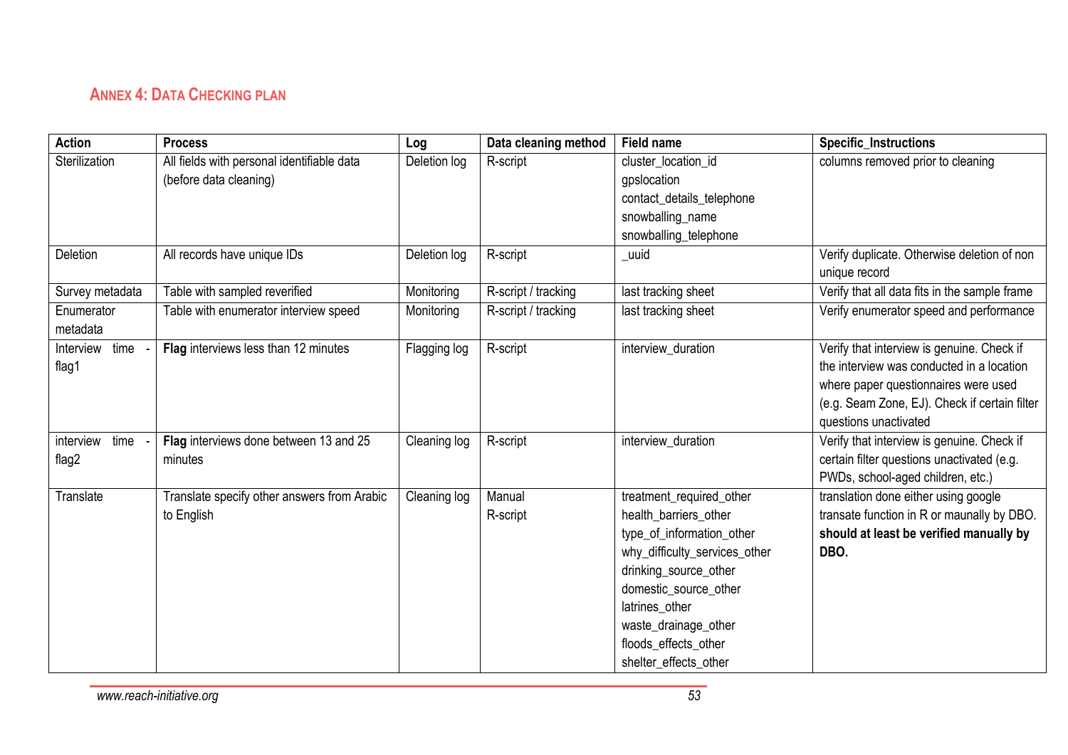## Annex 4: Data Checking plan

| Action | Process | Log | Data cleaning method | Field name | Specific_Instructions |
|---|---|---|---|---|---|
| Sterilization | All fields with personal identifiable data (before data cleaning) | Deletion log | R-script | cluster_location_id<br>gpslocation<br>contact_details_telephone<br>snowballing_name<br>snowballing_telephone | columns removed prior to cleaning |
| Deletion | All records have unique IDs | Deletion log | R-script | _uuid | Verify duplicate. Otherwise deletion of non unique record |
| Survey metadata | Table with sampled reverified | Monitoring | R-script / tracking | last tracking sheet | Verify that all data fits in the sample frame |
| Enumerator metadata | Table with enumerator interview speed | Monitoring | R-script / tracking | last tracking sheet | Verify enumerator speed and performance |
| Interview time - flag1 | **Flag** interviews less than 12 minutes | Flagging log | R-script | interview_duration | Verify that interview is genuine. Check if the interview was conducted in a location where paper questionnaires were used (e.g. Seam Zone, EJ). Check if certain filter questions unactivated |
| interview time - flag2 | **Flag** interviews done between 13 and 25 minutes | Cleaning log | R-script | interview_duration | Verify that interview is genuine. Check if certain filter questions unactivated (e.g. PWDs, school-aged children, etc.) |
| Translate | Translate specify other answers from Arabic to English | Cleaning log | Manual<br>R-script | treatment_required_other<br>health_barriers_other<br>type_of_information_other<br>why_difficulty_services_other<br>drinking_source_other<br>domestic_source_other<br>latrines_other<br>waste_drainage_other<br>floods_effects_other<br>shelter_effects_other | translation done either using google transate function in R or maunally by DBO. **should at least be verified manually by DBO.** |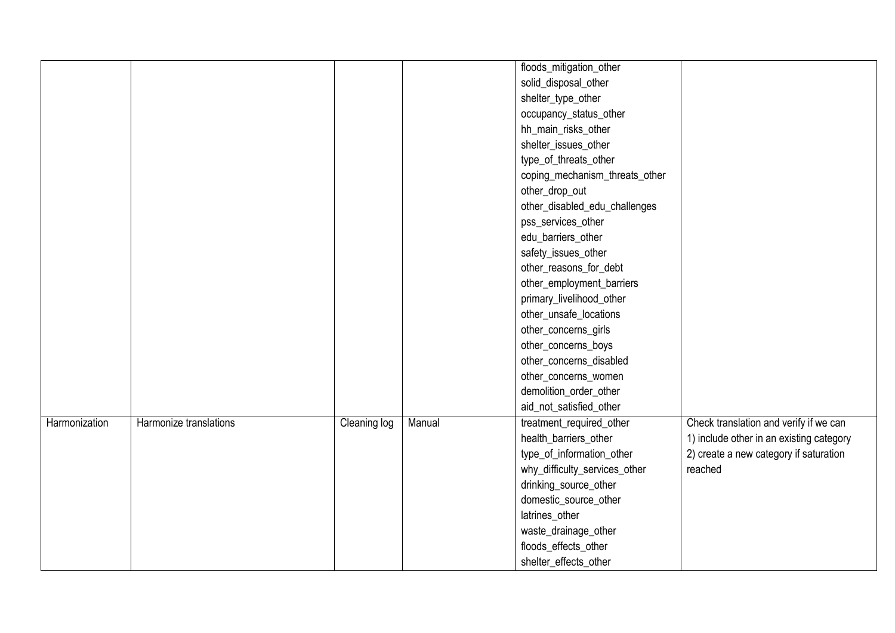| | | | | | |
|---|---|---|---|---|---|
| | | | | floods_mitigation_other<br>solid_disposal_other<br>shelter_type_other<br>occupancy_status_other<br>hh_main_risks_other<br>shelter_issues_other<br>type_of_threats_other<br>coping_mechanism_threats_other<br>other_drop_out<br>other_disabled_edu_challenges<br>pss_services_other<br>edu_barriers_other<br>safety_issues_other<br>other_reasons_for_debt<br>other_employment_barriers<br>primary_livelihood_other<br>other_unsafe_locations<br>other_concerns_girls<br>other_concerns_boys<br>other_concerns_disabled<br>other_concerns_women<br>demolition_order_other<br>aid_not_satisfied_other | |
| Harmonization | Harmonize translations | Cleaning log | Manual | treatment_required_other<br>health_barriers_other<br>type_of_information_other<br>why_difficulty_services_other<br>drinking_source_other<br>domestic_source_other<br>latrines_other<br>waste_drainage_other<br>floods_effects_other<br>shelter_effects_other | Check translation and verify if we can<br>1) include other in an existing category<br>2) create a new category if saturation reached |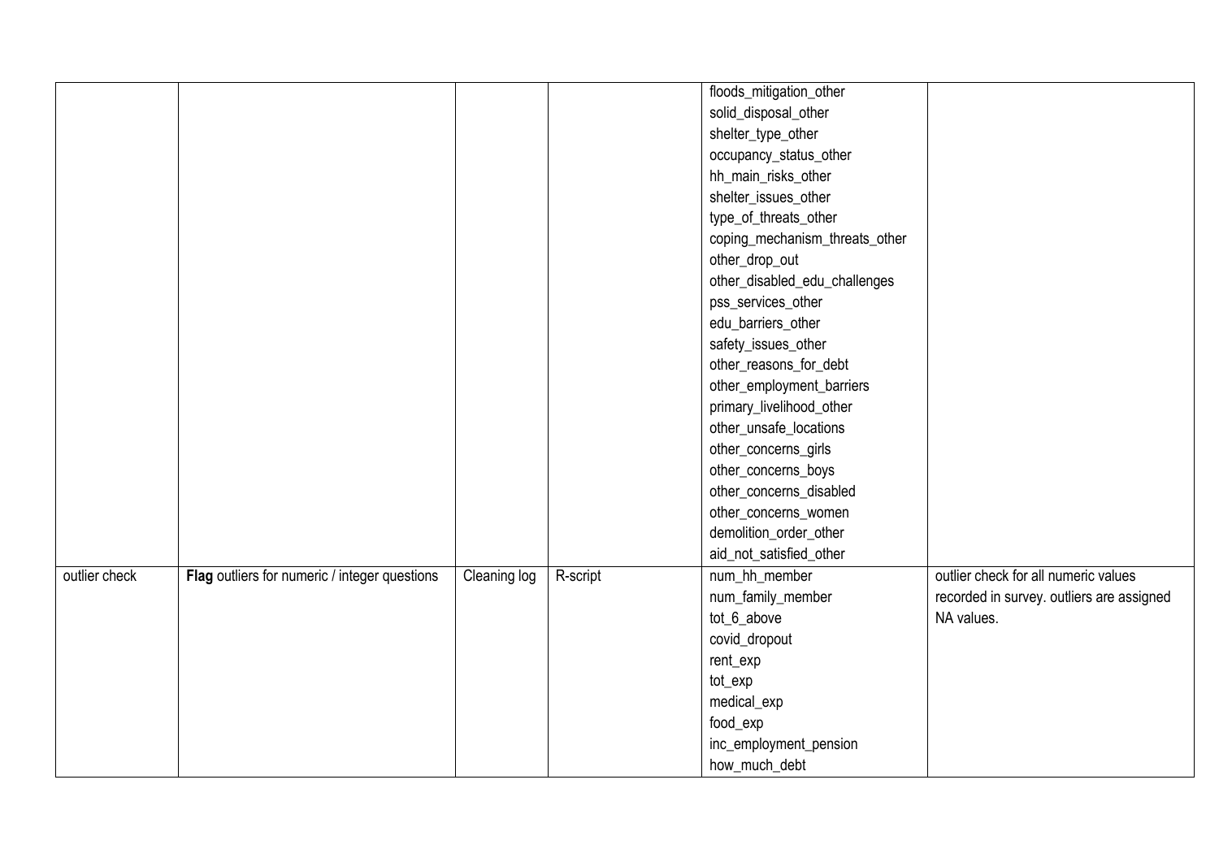| | | | | | |
|---|---|---|---|---|---|
| | | | | floods_mitigation_other<br>solid_disposal_other<br>shelter_type_other<br>occupancy_status_other<br>hh_main_risks_other<br>shelter_issues_other<br>type_of_threats_other<br>coping_mechanism_threats_other<br>other_drop_out<br>other_disabled_edu_challenges<br>pss_services_other<br>edu_barriers_other<br>safety_issues_other<br>other_reasons_for_debt<br>other_employment_barriers<br>primary_livelihood_other<br>other_unsafe_locations<br>other_concerns_girls<br>other_concerns_boys<br>other_concerns_disabled<br>other_concerns_women<br>demolition_order_other<br>aid_not_satisfied_other | |
| outlier check | **Flag** outliers for numeric / integer questions | Cleaning log | R-script | num_hh_member<br>num_family_member<br>tot_6_above<br>covid_dropout<br>rent_exp<br>tot_exp<br>medical_exp<br>food_exp<br>inc_employment_pension<br>how_much_debt | outlier check for all numeric values recorded in survey. outliers are assigned NA values. |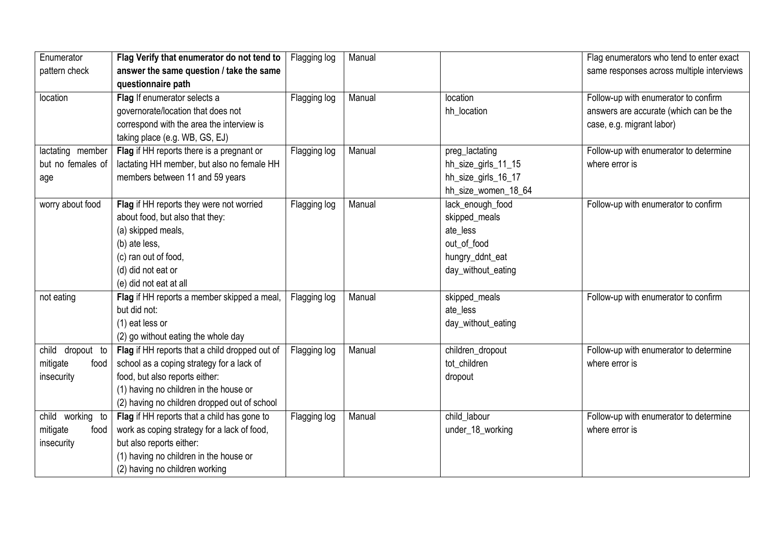| Enumerator pattern check | **Flag Verify that enumerator do not tend to answer the same question / take the same questionnaire path** | Flagging log | Manual | | Flag enumerators who tend to enter exact same responses across multiple interviews |
|---|---|---|---|---|---|
| location | **Flag** If enumerator selects a governorate/location that does not correspond with the area the interview is taking place (e.g. WB, GS, EJ) | Flagging log | Manual | location<br>hh_location | Follow-up with enumerator to confirm answers are accurate (which can be the case, e.g. migrant labor) |
| lactating member but no females of age | **Flag** if HH reports there is a pregnant or lactating HH member, but also no female HH members between 11 and 59 years | Flagging log | Manual | preg_lactating<br>hh_size_girls_11_15<br>hh_size_girls_16_17<br>hh_size_women_18_64 | Follow-up with enumerator to determine where error is |
| worry about food | **Flag** if HH reports they were not worried about food, but also that they:<br>(a) skipped meals,<br>(b) ate less,<br>(c) ran out of food,<br>(d) did not eat or<br>(e) did not eat at all | Flagging log | Manual | lack_enough_food<br>skipped_meals<br>ate_less<br>out_of_food<br>hungry_ddnt_eat<br>day_without_eating | Follow-up with enumerator to confirm |
| not eating | **Flag** if HH reports a member skipped a meal, but did not:<br>(1) eat less or<br>(2) go without eating the whole day | Flagging log | Manual | skipped_meals<br>ate_less<br>day_without_eating | Follow-up with enumerator to confirm |
| child dropout to mitigate food insecurity | **Flag** if HH reports that a child dropped out of school as a coping strategy for a lack of food, but also reports either:<br>(1) having no children in the house or<br>(2) having no children dropped out of school | Flagging log | Manual | children_dropout<br>tot_children<br>dropout | Follow-up with enumerator to determine where error is |
| child working to mitigate food insecurity | **Flag** if HH reports that a child has gone to work as coping strategy for a lack of food, but also reports either:<br>(1) having no children in the house or<br>(2) having no children working | Flagging log | Manual | child_labour<br>under_18_working | Follow-up with enumerator to determine where error is |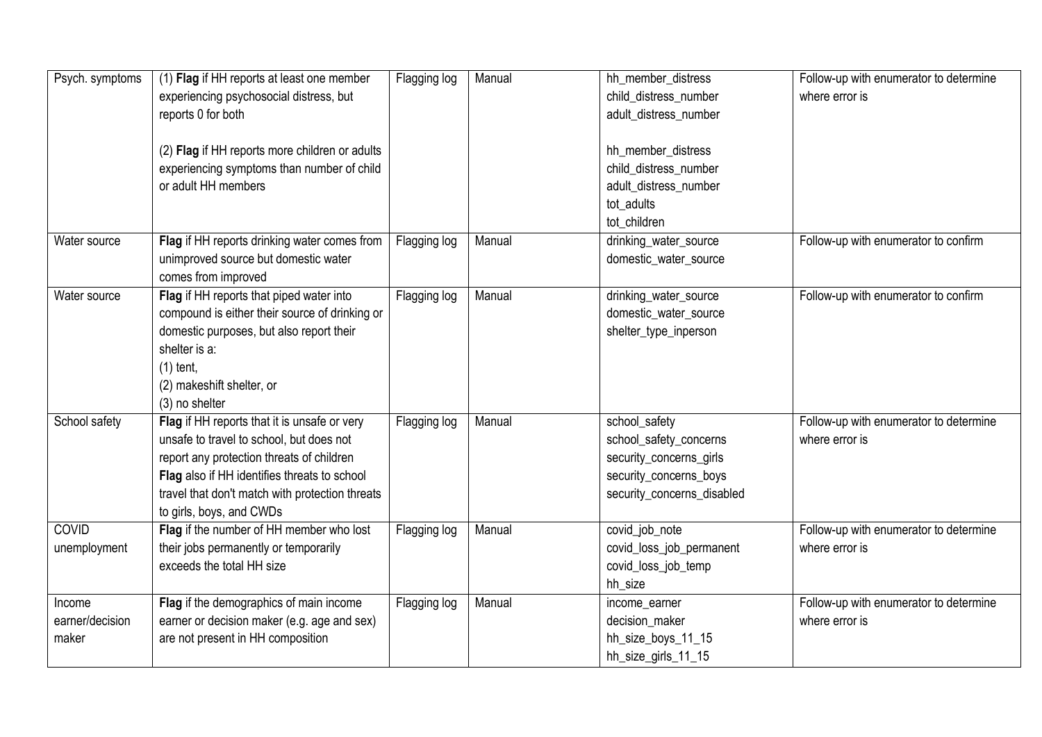| Psych. symptoms | (1) **Flag** if HH reports at least one member experiencing psychosocial distress, but reports 0 for both<br><br>(2) **Flag** if HH reports more children or adults experiencing symptoms than number of child or adult HH members | Flagging log | Manual | hh_member_distress<br>child_distress_number<br>adult_distress_number<br><br>hh_member_distress<br>child_distress_number<br>adult_distress_number<br>tot_adults<br>tot_children | Follow-up with enumerator to determine where error is |
|---|---|---|---|---|---|
| Water source | **Flag** if HH reports drinking water comes from unimproved source but domestic water comes from improved | Flagging log | Manual | drinking_water_source<br>domestic_water_source | Follow-up with enumerator to confirm |
| Water source | **Flag** if HH reports that piped water into compound is either their source of drinking or domestic purposes, but also report their shelter is a:<br>(1) tent,<br>(2) makeshift shelter, or<br>(3) no shelter | Flagging log | Manual | drinking_water_source<br>domestic_water_source<br>shelter_type_inperson | Follow-up with enumerator to confirm |
| School safety | **Flag** if HH reports that it is unsafe or very unsafe to travel to school, but does not report any protection threats of children<br>**Flag** also if HH identifies threats to school travel that don't match with protection threats to girls, boys, and CWDs | Flagging log | Manual | school_safety<br>school_safety_concerns<br>security_concerns_girls<br>security_concerns_boys<br>security_concerns_disabled | Follow-up with enumerator to determine where error is |
| COVID unemployment | **Flag** if the number of HH member who lost their jobs permanently or temporarily exceeds the total HH size | Flagging log | Manual | covid_job_note<br>covid_loss_job_permanent<br>covid_loss_job_temp<br>hh_size | Follow-up with enumerator to determine where error is |
| Income earner/decision maker | **Flag** if the demographics of main income earner or decision maker (e.g. age and sex) are not present in HH composition | Flagging log | Manual | income_earner<br>decision_maker<br>hh_size_boys_11_15<br>hh_size_girls_11_15 | Follow-up with enumerator to determine where error is |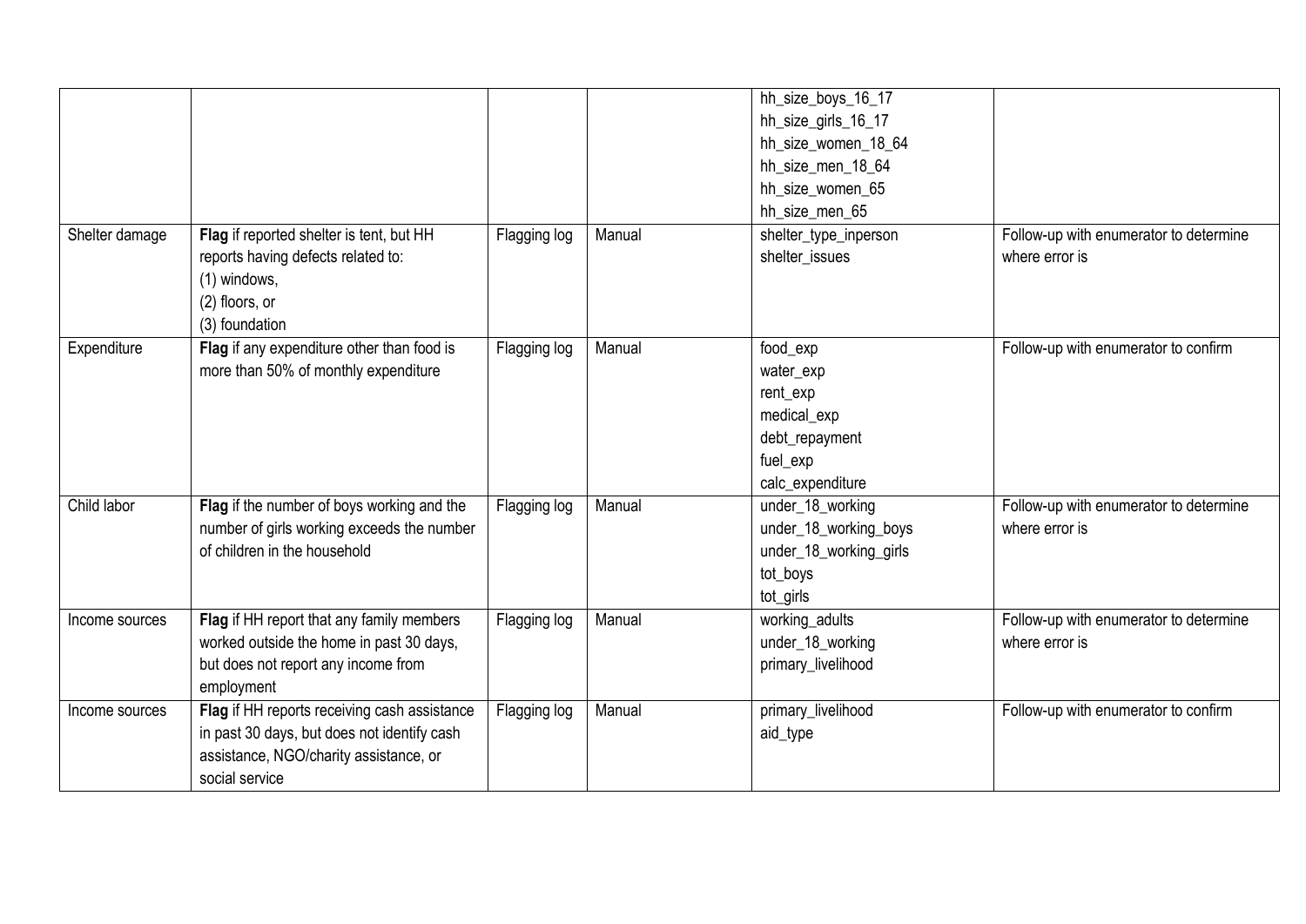|  |  |  |  |  |  |
|---|---|---|---|---|---|
|  |  |  |  | hh_size_boys_16_17<br>hh_size_girls_16_17<br>hh_size_women_18_64<br>hh_size_men_18_64<br>hh_size_women_65<br>hh_size_men_65 |  |
| Shelter damage | **Flag** if reported shelter is tent, but HH reports having defects related to:<br>(1) windows,<br>(2) floors, or<br>(3) foundation | Flagging log | Manual | shelter_type_inperson<br>shelter_issues | Follow-up with enumerator to determine where error is |
| Expenditure | **Flag** if any expenditure other than food is more than 50% of monthly expenditure | Flagging log | Manual | food_exp<br>water_exp<br>rent_exp<br>medical_exp<br>debt_repayment<br>fuel_exp<br>calc_expenditure | Follow-up with enumerator to confirm |
| Child labor | **Flag** if the number of boys working and the number of girls working exceeds the number of children in the household | Flagging log | Manual | under_18_working<br>under_18_working_boys<br>under_18_working_girls<br>tot_boys<br>tot_girls | Follow-up with enumerator to determine where error is |
| Income sources | **Flag** if HH report that any family members worked outside the home in past 30 days, but does not report any income from employment | Flagging log | Manual | working_adults<br>under_18_working<br>primary_livelihood | Follow-up with enumerator to determine where error is |
| Income sources | **Flag** if HH reports receiving cash assistance in past 30 days, but does not identify cash assistance, NGO/charity assistance, or social service | Flagging log | Manual | primary_livelihood<br>aid_type | Follow-up with enumerator to confirm |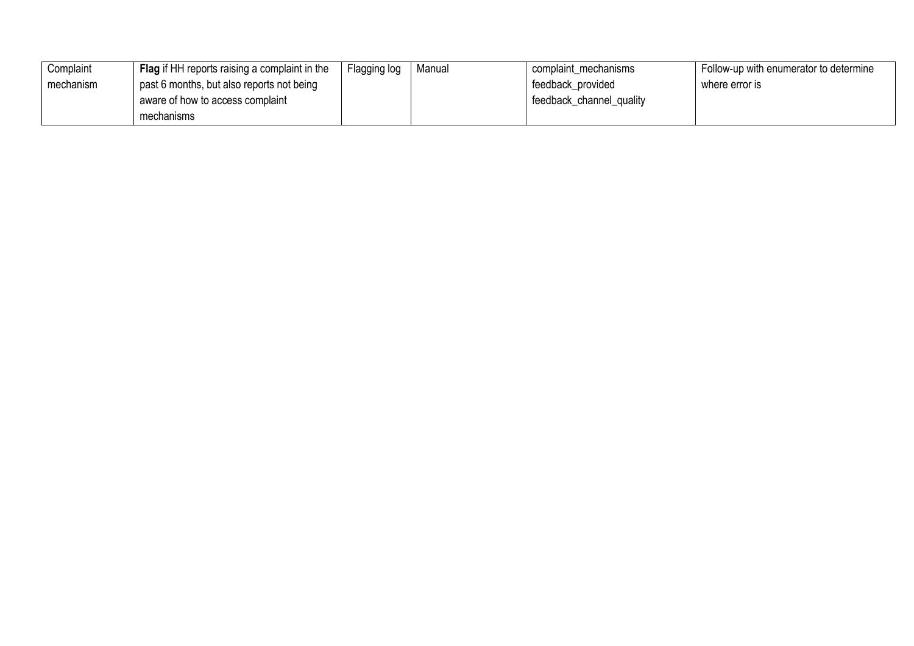| | | | | | |
|---|---|---|---|---|---|
| Complaint mechanism | **Flag** if HH reports raising a complaint in the past 6 months, but also reports not being aware of how to access complaint mechanisms | Flagging log | Manual | complaint_mechanisms<br>feedback_provided<br>feedback_channel_quality | Follow-up with enumerator to determine where error is |